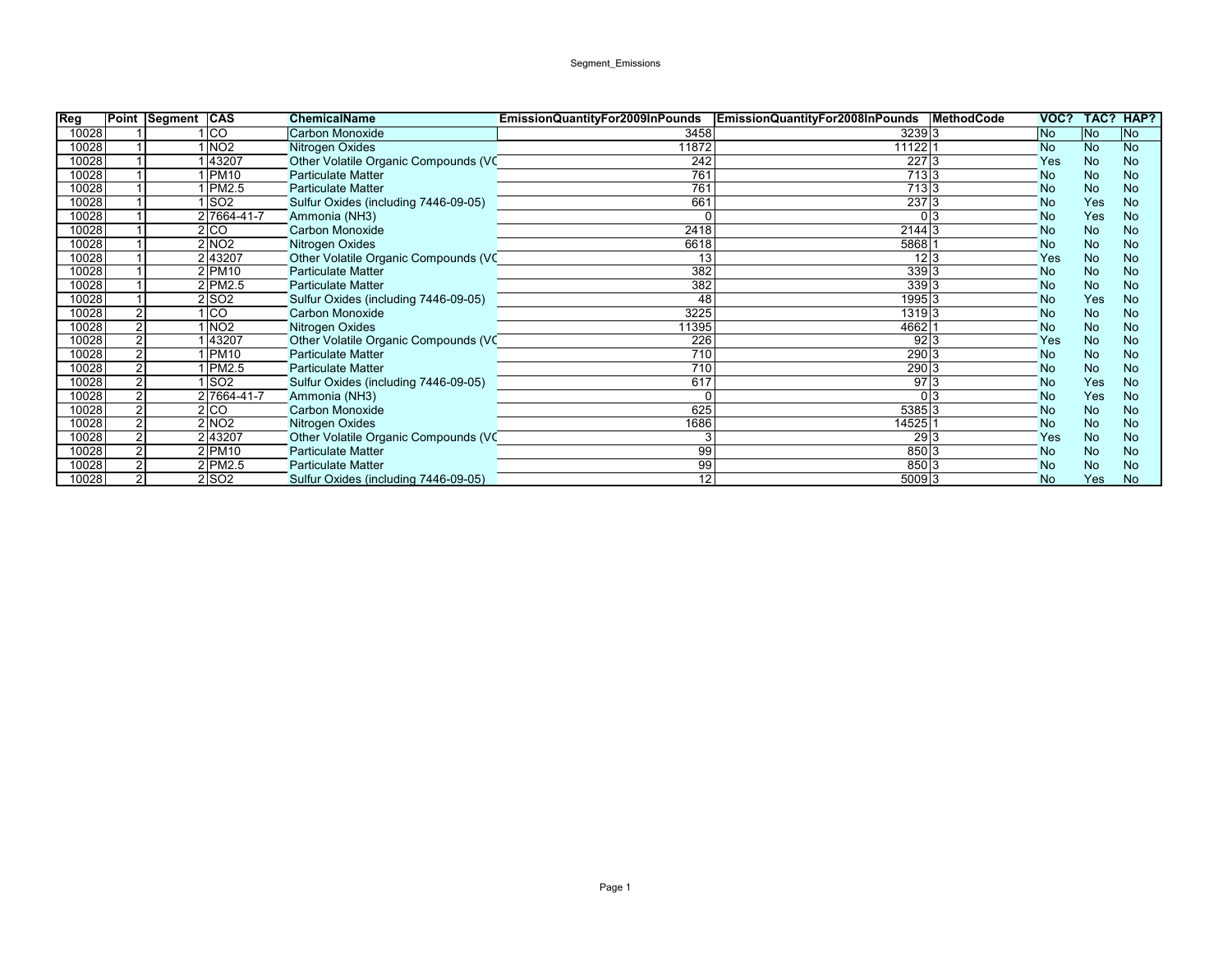Segment_Emissions

| Reg | Point | Segment | CAS | ChemicalName | EmissionQuantityFor2009InPounds | EmissionQuantityFor2008InPounds | MethodCode | VOC? | TAC? | HAP? |
|---|---|---|---|---|---|---|---|---|---|---|
| 10028 | 1 | 1 | CO | Carbon Monoxide | 3458 | 3239 | 3 | No | No | No |
| 10028 | 1 | 1 | NO2 | Nitrogen Oxides | 11872 | 11122 | 1 | No | No | No |
| 10028 | 1 | 1 | 43207 | Other Volatile Organic Compounds (VC | 242 | 227 | 3 | Yes | No | No |
| 10028 | 1 | 1 | PM10 | Particulate Matter | 761 | 713 | 3 | No | No | No |
| 10028 | 1 | 1 | PM2.5 | Particulate Matter | 761 | 713 | 3 | No | No | No |
| 10028 | 1 | 1 | SO2 | Sulfur Oxides (including 7446-09-05) | 661 | 237 | 3 | No | Yes | No |
| 10028 | 1 | 2 | 7664-41-7 | Ammonia (NH3) | 0 | 0 | 3 | No | Yes | No |
| 10028 | 1 | 2 | CO | Carbon Monoxide | 2418 | 2144 | 3 | No | No | No |
| 10028 | 1 | 2 | NO2 | Nitrogen Oxides | 6618 | 5868 | 1 | No | No | No |
| 10028 | 1 | 2 | 43207 | Other Volatile Organic Compounds (VC | 13 | 12 | 3 | Yes | No | No |
| 10028 | 1 | 2 | PM10 | Particulate Matter | 382 | 339 | 3 | No | No | No |
| 10028 | 1 | 2 | PM2.5 | Particulate Matter | 382 | 339 | 3 | No | No | No |
| 10028 | 1 | 2 | SO2 | Sulfur Oxides (including 7446-09-05) | 48 | 1995 | 3 | No | Yes | No |
| 10028 | 2 | 1 | CO | Carbon Monoxide | 3225 | 1319 | 3 | No | No | No |
| 10028 | 2 | 1 | NO2 | Nitrogen Oxides | 11395 | 4662 | 1 | No | No | No |
| 10028 | 2 | 1 | 43207 | Other Volatile Organic Compounds (VC | 226 | 92 | 3 | Yes | No | No |
| 10028 | 2 | 1 | PM10 | Particulate Matter | 710 | 290 | 3 | No | No | No |
| 10028 | 2 | 1 | PM2.5 | Particulate Matter | 710 | 290 | 3 | No | No | No |
| 10028 | 2 | 1 | SO2 | Sulfur Oxides (including 7446-09-05) | 617 | 97 | 3 | No | Yes | No |
| 10028 | 2 | 2 | 7664-41-7 | Ammonia (NH3) | 0 | 0 | 3 | No | Yes | No |
| 10028 | 2 | 2 | CO | Carbon Monoxide | 625 | 5385 | 3 | No | No | No |
| 10028 | 2 | 2 | NO2 | Nitrogen Oxides | 1686 | 14525 | 1 | No | No | No |
| 10028 | 2 | 2 | 43207 | Other Volatile Organic Compounds (VC | 3 | 29 | 3 | Yes | No | No |
| 10028 | 2 | 2 | PM10 | Particulate Matter | 99 | 850 | 3 | No | No | No |
| 10028 | 2 | 2 | PM2.5 | Particulate Matter | 99 | 850 | 3 | No | No | No |
| 10028 | 2 | 2 | SO2 | Sulfur Oxides (including 7446-09-05) | 12 | 5009 | 3 | No | Yes | No |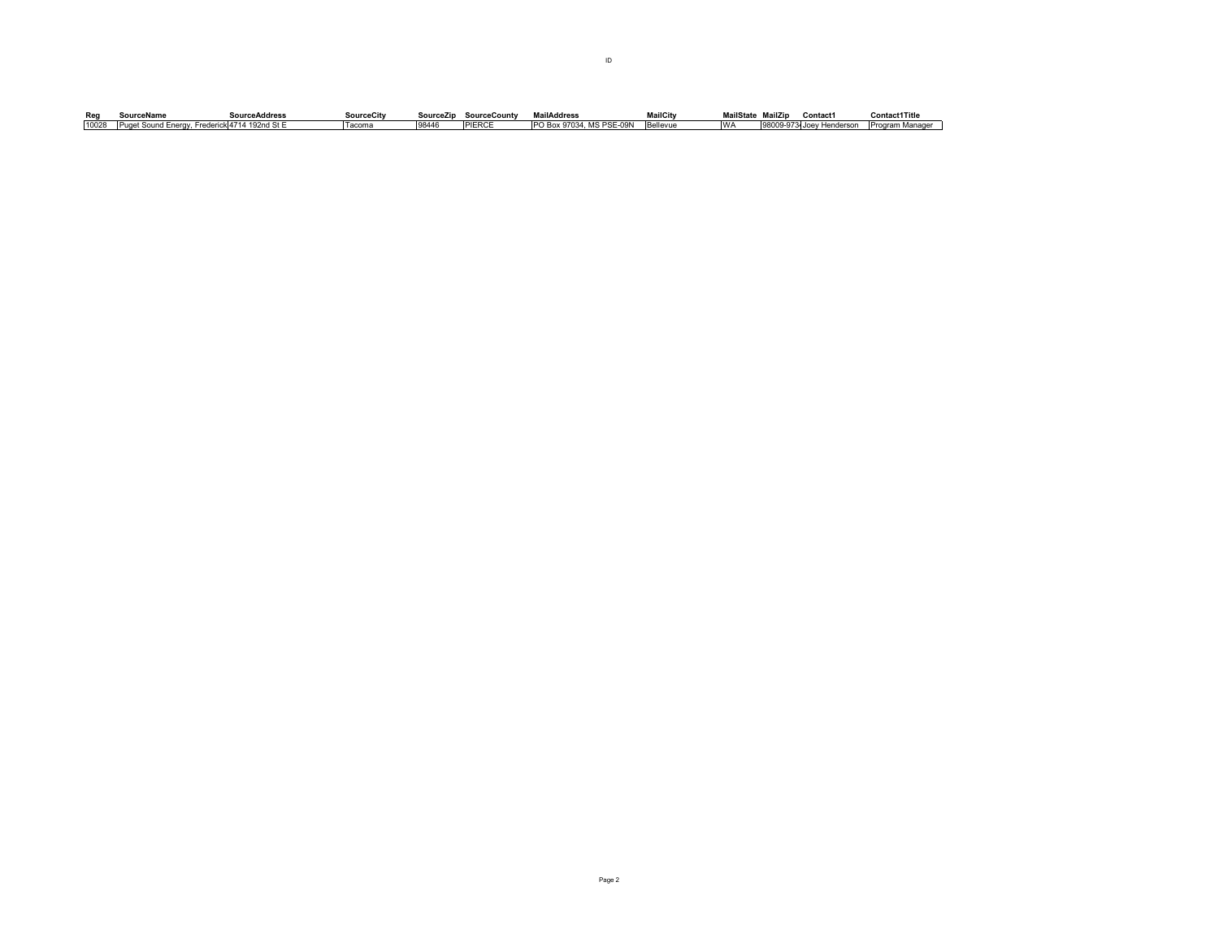| Reg | SourceName | SourceAddress | SourceCity | SourceZip | SourceCounty | MailAddress | MailCity | MailState | MailZip | Contact1 | Contact1Title |
|---|---|---|---|---|---|---|---|---|---|---|---|
| 10028 | Puget Sound Energy, Frederick | 4714 192nd St E | Tacoma | 98446 | PIERCE | PO Box 97034, MS PSE-09N | Bellevue | WA | 98009-973 | Joey Henderson | Program Manager |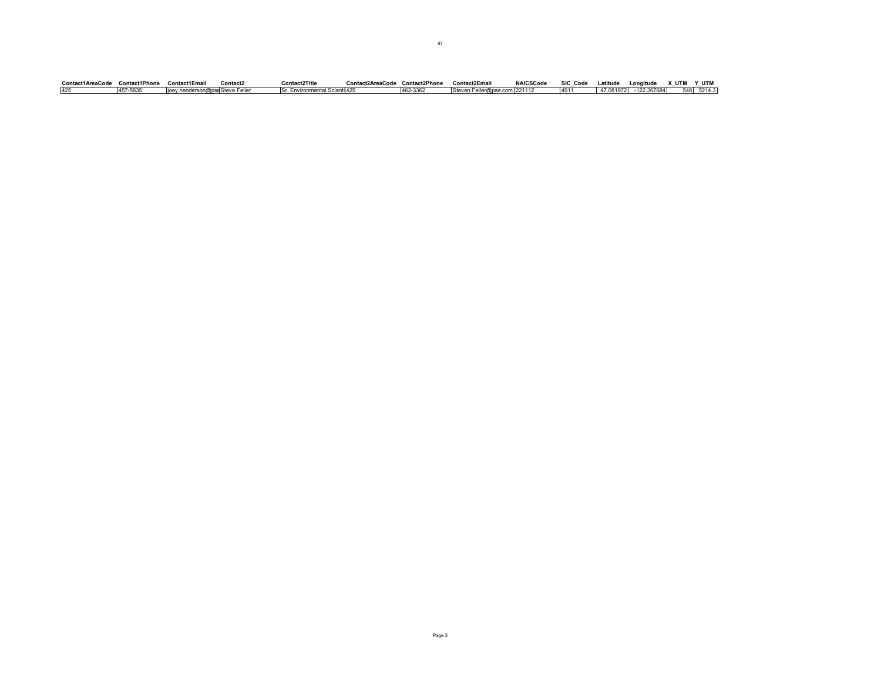| Contact1AreaCode | Contact1Phone | Contact1Email | Contact2 | Contact2Title | Contact2AreaCode | Contact2Phone | Contact2Email | NAICSCode | SIC_Code | Latitude | Longitude | X_UTM | Y_UTM |
|---|---|---|---|---|---|---|---|---|---|---|---|---|---|
| 425 | 457-5835 | joey.henderson@pse | Steve Feller | Sr. Environmental Scienti | 425 | 462-3362 | Steven.Feller@pse.com | 221112 | 4911 | 47.081972 | -122.367684 | 548 | 5214.3 |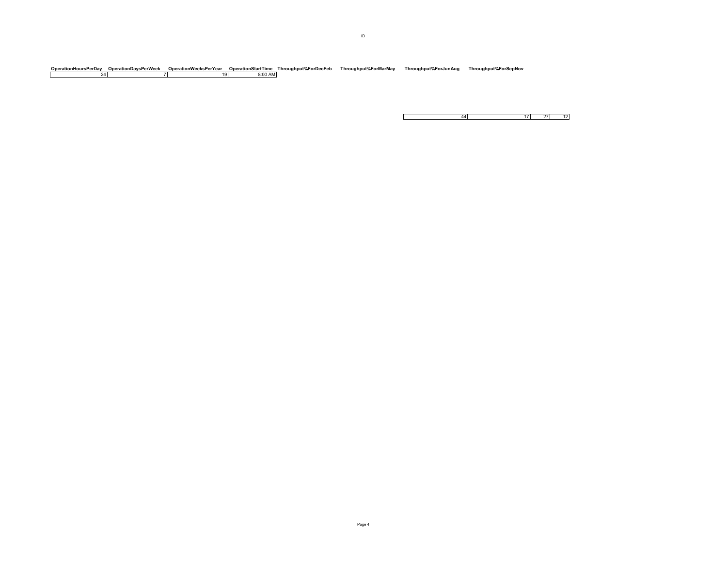ID

| OperationHoursPerDay | OperationDaysPerWeek | OperationWeeksPerYear | OperationStartTime | Throughput%ForDecFeb | Throughput%ForMarMay | Throughput%ForJunAug | Throughput%ForSepNov |
|---|---|---|---|---|---|---|---|
| 24 | 7 | 19 | 8:00 AM | 44 | 17 | 27 | 12 |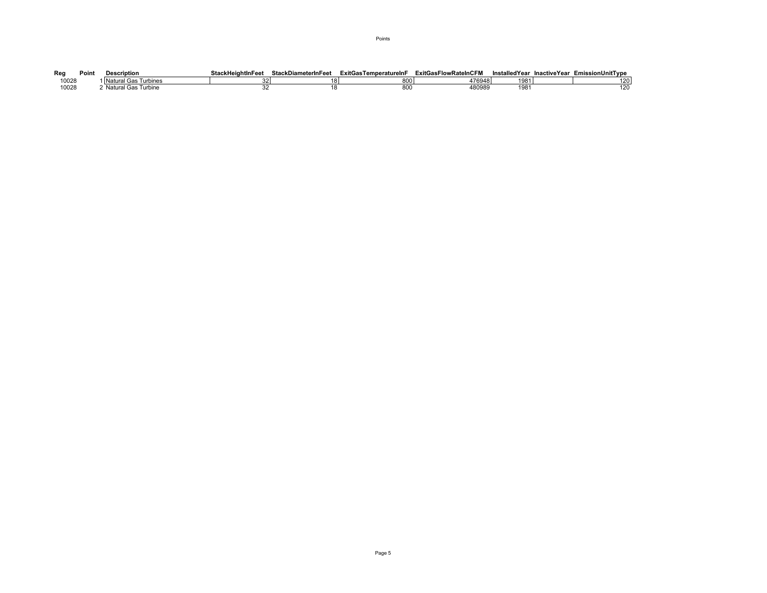Points

| Reg | Point | Description | StackHeightInFeet | StackDiameterInFeet | ExitGasTemperatureInF | ExitGasFlowRateInCFM | InstalledYear | InactiveYear | EmissionUnitType |
|---|---|---|---|---|---|---|---|---|---|
| 10028 | 1 | Natural Gas Turbines | 32 | 18 | 800 | 476948 | 1981 | | 120 |
| 10028 | 2 | Natural Gas Turbine | 32 | 18 | 800 | 480989 | 1981 | | 120 |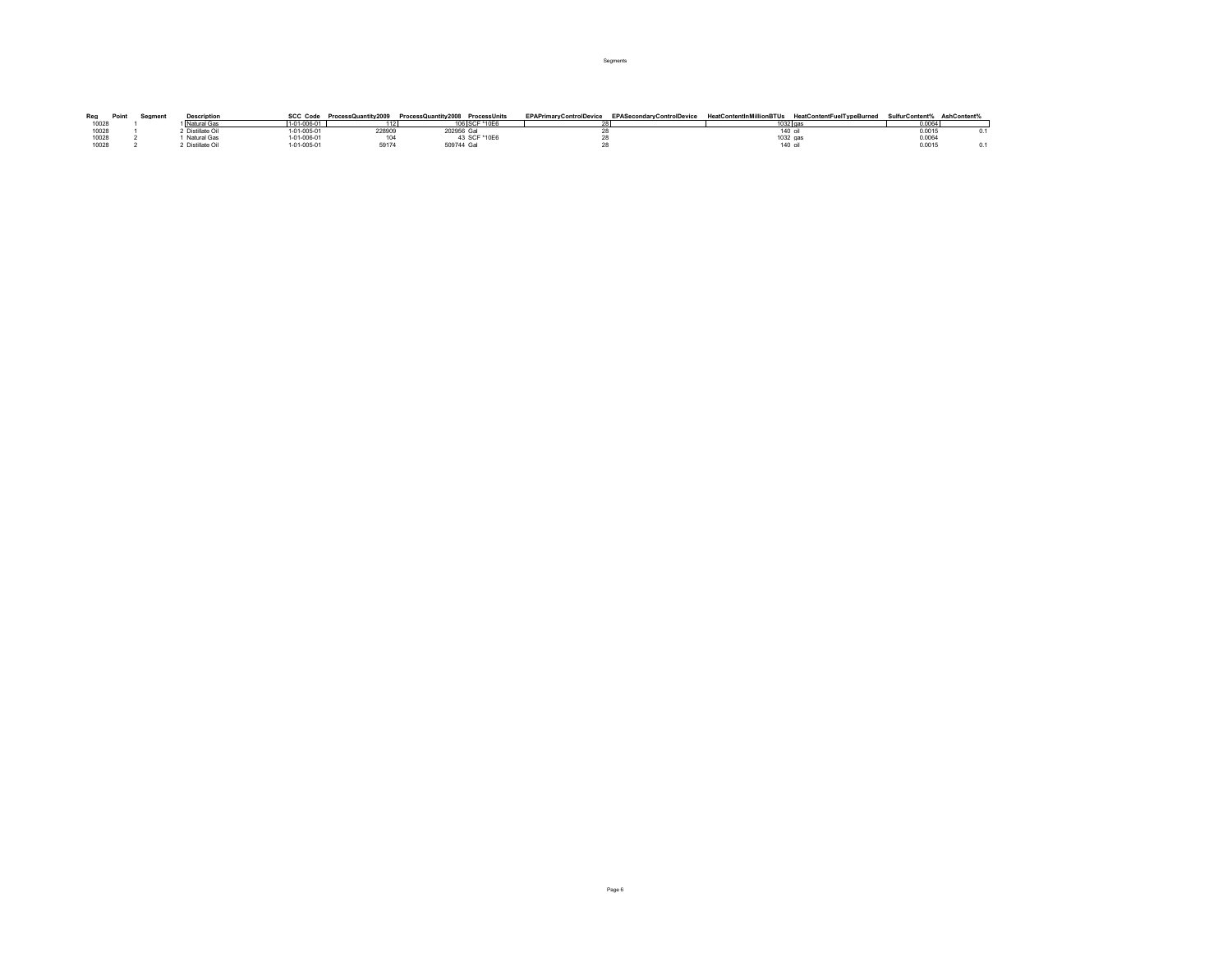Segments

| Reg | Point | Segment | Description | SCC Code | ProcessQuantity2009 | ProcessQuantity2008 | ProcessUnits | EPAPrimaryControlDevice | EPASecondaryControlDevice | HeatContentInMillionBTUs | HeatContentFuelTypeBurned | SulfurContent% | AshContent% |
|---|---|---|---|---|---|---|---|---|---|---|---|---|---|
| 10028 | 1 | 1 | Natural Gas | 1-01-006-01 | 112 | 106 | SCF *10E6 | 28 | | 1032 | gas | 0.0064 | |
| 10028 | 1 | 2 | Distillate Oil | 1-01-005-01 | 228909 | 202956 | Gal | 28 | | 140 | oil | 0.0015 | 0.1 |
| 10028 | 2 | 1 | Natural Gas | 1-01-006-01 | 104 | 43 | SCF *10E6 | 28 | | 1032 | gas | 0.0064 | |
| 10028 | 2 | 2 | Distillate Oil | 1-01-005-01 | 59174 | 509744 | Gal | 28 | | 140 | oil | 0.0015 | 0.1 |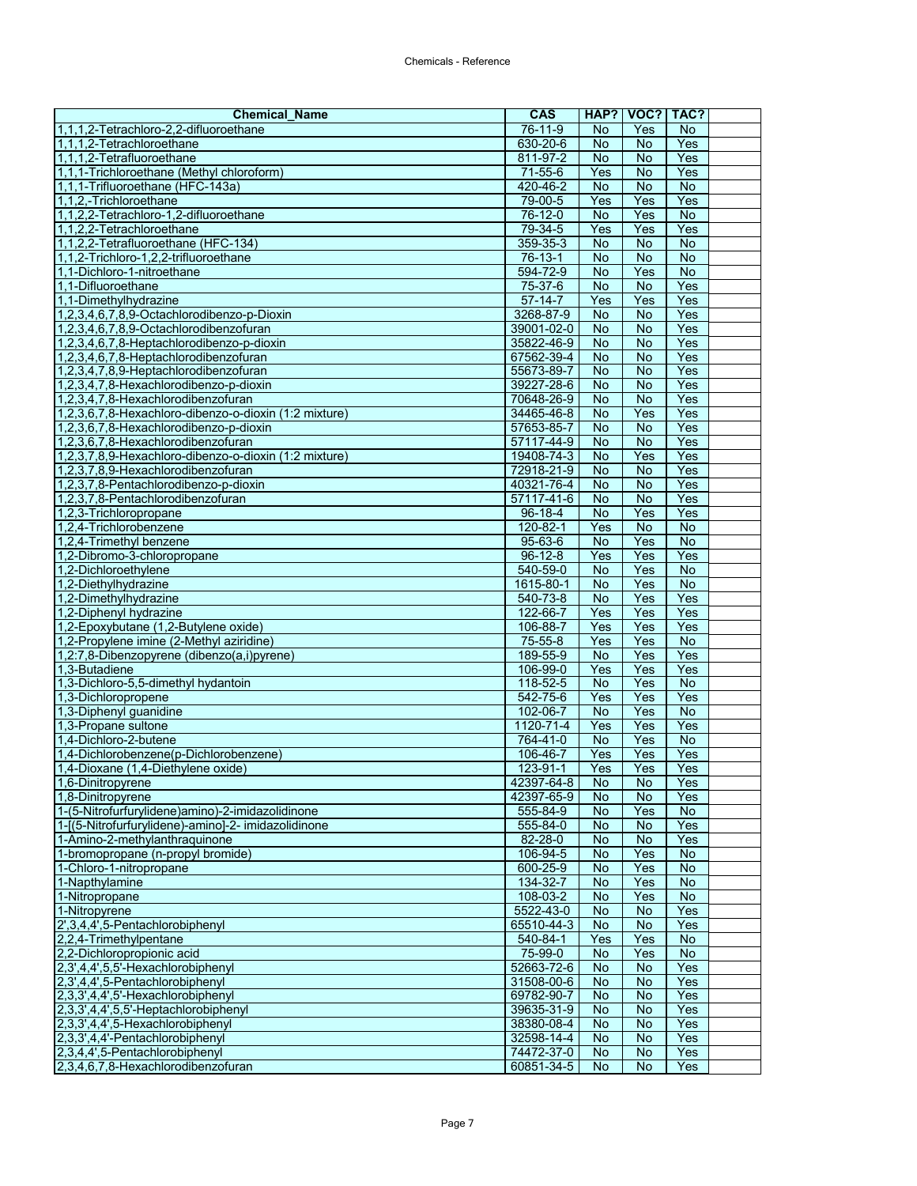| Chemical_Name | CAS | HAP? | VOC? | TAC? |
|---|---|---|---|---|
| 1,1,1,2-Tetrachloro-2,2-difluoroethane | 76-11-9 | No | Yes | No |
| 1,1,1,2-Tetrachloroethane | 630-20-6 | No | No | Yes |
| 1,1,1,2-Tetrafluoroethane | 811-97-2 | No | No | Yes |
| 1,1,1-Trichloroethane (Methyl chloroform) | 71-55-6 | Yes | No | Yes |
| 1,1,1-Trifluoroethane (HFC-143a) | 420-46-2 | No | No | No |
| 1,1,2,-Trichloroethane | 79-00-5 | Yes | Yes | Yes |
| 1,1,2,2-Tetrachloro-1,2-difluoroethane | 76-12-0 | No | Yes | No |
| 1,1,2,2-Tetrachloroethane | 79-34-5 | Yes | Yes | Yes |
| 1,1,2,2-Tetrafluoroethane (HFC-134) | 359-35-3 | No | No | No |
| 1,1,2-Trichloro-1,2,2-trifluoroethane | 76-13-1 | No | No | No |
| 1,1-Dichloro-1-nitroethane | 594-72-9 | No | Yes | No |
| 1,1-Difluoroethane | 75-37-6 | No | No | Yes |
| 1,1-Dimethylhydrazine | 57-14-7 | Yes | Yes | Yes |
| 1,2,3,4,6,7,8,9-Octachlorodibenzo-p-Dioxin | 3268-87-9 | No | No | Yes |
| 1,2,3,4,6,7,8,9-Octachlorodibenzofuran | 39001-02-0 | No | No | Yes |
| 1,2,3,4,6,7,8-Heptachlorodibenzo-p-dioxin | 35822-46-9 | No | No | Yes |
| 1,2,3,4,6,7,8-Heptachlorodibenzofuran | 67562-39-4 | No | No | Yes |
| 1,2,3,4,7,8,9-Heptachlorodibenzofuran | 55673-89-7 | No | No | Yes |
| 1,2,3,4,7,8-Hexachlorodibenzo-p-dioxin | 39227-28-6 | No | No | Yes |
| 1,2,3,4,7,8-Hexachlorodibenzofuran | 70648-26-9 | No | No | Yes |
| 1,2,3,6,7,8-Hexachloro-dibenzo-o-dioxin (1:2 mixture) | 34465-46-8 | No | Yes | Yes |
| 1,2,3,6,7,8-Hexachlorodibenzo-p-dioxin | 57653-85-7 | No | No | Yes |
| 1,2,3,6,7,8-Hexachlorodibenzofuran | 57117-44-9 | No | No | Yes |
| 1,2,3,7,8,9-Hexachloro-dibenzo-o-dioxin (1:2 mixture) | 19408-74-3 | No | Yes | Yes |
| 1,2,3,7,8,9-Hexachlorodibenzofuran | 72918-21-9 | No | No | Yes |
| 1,2,3,7,8-Pentachlorodibenzo-p-dioxin | 40321-76-4 | No | No | Yes |
| 1,2,3,7,8-Pentachlorodibenzofuran | 57117-41-6 | No | No | Yes |
| 1,2,3-Trichloropropane | 96-18-4 | No | Yes | Yes |
| 1,2,4-Trichlorobenzene | 120-82-1 | Yes | No | No |
| 1,2,4-Trimethyl benzene | 95-63-6 | No | Yes | No |
| 1,2-Dibromo-3-chloropropane | 96-12-8 | Yes | Yes | Yes |
| 1,2-Dichloroethylene | 540-59-0 | No | Yes | No |
| 1,2-Diethylhydrazine | 1615-80-1 | No | Yes | No |
| 1,2-Dimethylhydrazine | 540-73-8 | No | Yes | Yes |
| 1,2-Diphenyl hydrazine | 122-66-7 | Yes | Yes | Yes |
| 1,2-Epoxybutane (1,2-Butylene oxide) | 106-88-7 | Yes | Yes | Yes |
| 1,2-Propylene imine (2-Methyl aziridine) | 75-55-8 | Yes | Yes | No |
| 1,2:7,8-Dibenzopyrene (dibenzo(a,i)pyrene) | 189-55-9 | No | Yes | Yes |
| 1,3-Butadiene | 106-99-0 | Yes | Yes | Yes |
| 1,3-Dichloro-5,5-dimethyl hydantoin | 118-52-5 | No | Yes | No |
| 1,3-Dichloropropene | 542-75-6 | Yes | Yes | Yes |
| 1,3-Diphenyl guanidine | 102-06-7 | No | Yes | No |
| 1,3-Propane sultone | 1120-71-4 | Yes | Yes | Yes |
| 1,4-Dichloro-2-butene | 764-41-0 | No | Yes | No |
| 1,4-Dichlorobenzene(p-Dichlorobenzene) | 106-46-7 | Yes | Yes | Yes |
| 1,4-Dioxane (1,4-Diethylene oxide) | 123-91-1 | Yes | Yes | Yes |
| 1,6-Dinitropyrene | 42397-64-8 | No | No | Yes |
| 1,8-Dinitropyrene | 42397-65-9 | No | No | Yes |
| 1-(5-Nitrofurfurylidene)amino)-2-imidazolidinone | 555-84-9 | No | Yes | No |
| 1-[(5-Nitrofurfurylidene)-amino]-2- imidazolidinone | 555-84-0 | No | No | Yes |
| 1-Amino-2-methylanthraquinone | 82-28-0 | No | No | Yes |
| 1-bromopropane (n-propyl bromide) | 106-94-5 | No | Yes | No |
| 1-Chloro-1-nitropropane | 600-25-9 | No | Yes | No |
| 1-Napthylamine | 134-32-7 | No | Yes | No |
| 1-Nitropropane | 108-03-2 | No | Yes | No |
| 1-Nitropyrene | 5522-43-0 | No | No | Yes |
| 2',3,4,4',5-Pentachlorobiphenyl | 65510-44-3 | No | No | Yes |
| 2,2,4-Trimethylpentane | 540-84-1 | Yes | Yes | No |
| 2,2-Dichloropropionic acid | 75-99-0 | No | Yes | No |
| 2,3',4,4',5,5'-Hexachlorobiphenyl | 52663-72-6 | No | No | Yes |
| 2,3',4,4',5-Pentachlorobiphenyl | 31508-00-6 | No | No | Yes |
| 2,3,3',4,4',5'-Hexachlorobiphenyl | 69782-90-7 | No | No | Yes |
| 2,3,3',4,4',5,5'-Heptachlorobiphenyl | 39635-31-9 | No | No | Yes |
| 2,3,3',4,4',5-Hexachlorobiphenyl | 38380-08-4 | No | No | Yes |
| 2,3,3',4,4'-Pentachlorobiphenyl | 32598-14-4 | No | No | Yes |
| 2,3,4,4',5-Pentachlorobiphenyl | 74472-37-0 | No | No | Yes |
| 2,3,4,6,7,8-Hexachlorodibenzofuran | 60851-34-5 | No | No | Yes |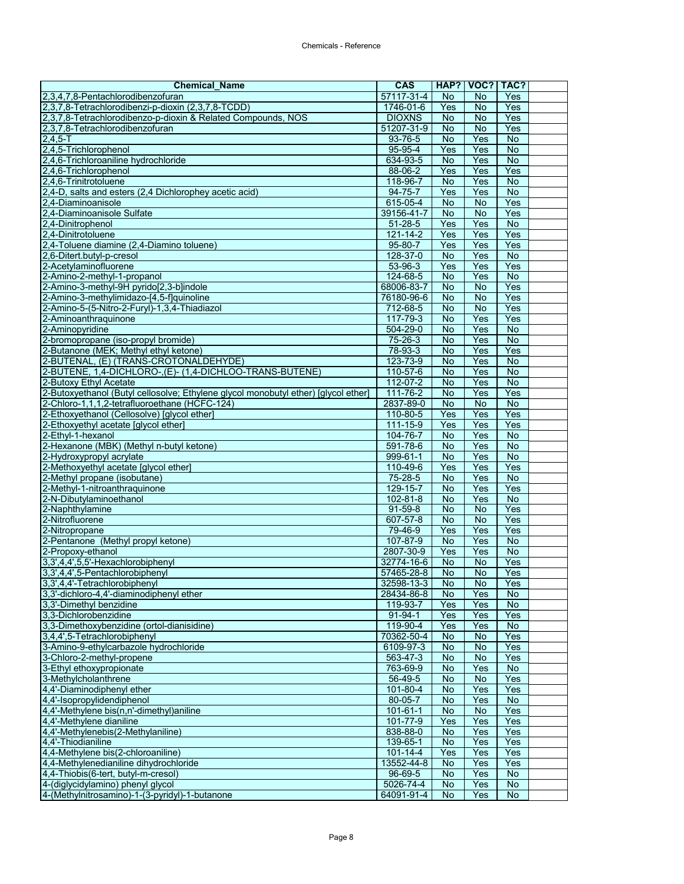| Chemical_Name | CAS | HAP? | VOC? | TAC? |
|---|---|---|---|---|
| 2,3,4,7,8-Pentachlorodibenzofuran | 57117-31-4 | No | No | Yes |
| 2,3,7,8-Tetrachlorodibenzi-p-dioxin (2,3,7,8-TCDD) | 1746-01-6 | Yes | No | Yes |
| 2,3,7,8-Tetrachlorodibenzo-p-dioxin & Related Compounds, NOS | DIOXNS | No | No | Yes |
| 2,3,7,8-Tetrachlorodibenzofuran | 51207-31-9 | No | No | Yes |
| 2,4,5-T | 93-76-5 | No | Yes | No |
| 2,4,5-Trichlorophenol | 95-95-4 | Yes | Yes | No |
| 2,4,6-Trichloroaniline hydrochloride | 634-93-5 | No | Yes | No |
| 2,4,6-Trichlorophenol | 88-06-2 | Yes | Yes | Yes |
| 2,4,6-Trinitrotoluene | 118-96-7 | No | Yes | No |
| 2,4-D, salts and esters (2,4 Dichlorophey acetic acid) | 94-75-7 | Yes | Yes | No |
| 2,4-Diaminoanisole | 615-05-4 | No | No | Yes |
| 2,4-Diaminoanisole Sulfate | 39156-41-7 | No | No | Yes |
| 2,4-Dinitrophenol | 51-28-5 | Yes | Yes | No |
| 2,4-Dinitrotoluene | 121-14-2 | Yes | Yes | Yes |
| 2,4-Toluene diamine (2,4-Diamino toluene) | 95-80-7 | Yes | Yes | Yes |
| 2,6-Ditert.butyl-p-cresol | 128-37-0 | No | Yes | No |
| 2-Acetylaminofluorene | 53-96-3 | Yes | Yes | Yes |
| 2-Amino-2-methyl-1-propanol | 124-68-5 | No | Yes | No |
| 2-Amino-3-methyl-9H pyrido[2,3-b]indole | 68006-83-7 | No | No | Yes |
| 2-Amino-3-methylimidazo-[4,5-f]quinoline | 76180-96-6 | No | No | Yes |
| 2-Amino-5-(5-Nitro-2-Furyl)-1,3,4-Thiadiazol | 712-68-5 | No | No | Yes |
| 2-Aminoanthraquinone | 117-79-3 | No | Yes | Yes |
| 2-Aminopyridine | 504-29-0 | No | Yes | No |
| 2-bromopropane (iso-propyl bromide) | 75-26-3 | No | Yes | No |
| 2-Butanone (MEK; Methyl ethyl ketone) | 78-93-3 | No | Yes | Yes |
| 2-BUTENAL, (E) (TRANS-CROTONALDEHYDE) | 123-73-9 | No | Yes | No |
| 2-BUTENE, 1,4-DICHLORO-,(E)- (1,4-DICHLOO-TRANS-BUTENE) | 110-57-6 | No | Yes | No |
| 2-Butoxy Ethyl Acetate | 112-07-2 | No | Yes | No |
| 2-Butoxyethanol (Butyl cellosolve; Ethylene glycol monobutyl ether) [glycol ether] | 111-76-2 | No | Yes | Yes |
| 2-Chloro-1,1,1,2-tetrafluoroethane (HCFC-124) | 2837-89-0 | No | No | No |
| 2-Ethoxyethanol (Cellosolve) [glycol ether] | 110-80-5 | Yes | Yes | Yes |
| 2-Ethoxyethyl acetate [glycol ether] | 111-15-9 | Yes | Yes | Yes |
| 2-Ethyl-1-hexanol | 104-76-7 | No | Yes | No |
| 2-Hexanone (MBK) (Methyl n-butyl ketone) | 591-78-6 | No | Yes | No |
| 2-Hydroxypropyl acrylate | 999-61-1 | No | Yes | No |
| 2-Methoxyethyl acetate [glycol ether] | 110-49-6 | Yes | Yes | Yes |
| 2-Methyl propane (isobutane) | 75-28-5 | No | Yes | No |
| 2-Methyl-1-nitroanthraquinone | 129-15-7 | No | Yes | Yes |
| 2-N-Dibutylaminoethanol | 102-81-8 | No | Yes | No |
| 2-Naphthylamine | 91-59-8 | No | No | Yes |
| 2-Nitrofluorene | 607-57-8 | No | No | Yes |
| 2-Nitropropane | 79-46-9 | Yes | Yes | Yes |
| 2-Pentanone (Methyl propyl ketone) | 107-87-9 | No | Yes | No |
| 2-Propoxy-ethanol | 2807-30-9 | Yes | Yes | No |
| 3,3',4,4',5,5'-Hexachlorobiphenyl | 32774-16-6 | No | No | Yes |
| 3,3',4,4',5-Pentachlorobiphenyl | 57465-28-8 | No | No | Yes |
| 3,3',4,4'-Tetrachlorobiphenyl | 32598-13-3 | No | No | Yes |
| 3,3'-dichloro-4,4'-diaminodiphenyl ether | 28434-86-8 | No | Yes | No |
| 3,3'-Dimethyl benzidine | 119-93-7 | Yes | Yes | No |
| 3,3-Dichlorobenzidine | 91-94-1 | Yes | Yes | Yes |
| 3,3-Dimethoxybenzidine (ortol-dianisidine) | 119-90-4 | Yes | Yes | No |
| 3,4,4',5-Tetrachlorobiphenyl | 70362-50-4 | No | No | Yes |
| 3-Amino-9-ethylcarbazole hydrochloride | 6109-97-3 | No | No | Yes |
| 3-Chloro-2-methyl-propene | 563-47-3 | No | No | Yes |
| 3-Ethyl ethoxypropionate | 763-69-9 | No | Yes | No |
| 3-Methylcholanthrene | 56-49-5 | No | No | Yes |
| 4,4'-Diaminodiphenyl ether | 101-80-4 | No | Yes | Yes |
| 4,4'-Isopropylidendiphenol | 80-05-7 | No | Yes | No |
| 4,4'-Methylene bis(n,n'-dimethyl)aniline | 101-61-1 | No | No | Yes |
| 4,4'-Methylene dianiline | 101-77-9 | Yes | Yes | Yes |
| 4,4'-Methylenebis(2-Methylaniline) | 838-88-0 | No | Yes | Yes |
| 4,4'-Thiodianiline | 139-65-1 | No | Yes | Yes |
| 4,4-Methylene bis(2-chloroaniline) | 101-14-4 | Yes | Yes | Yes |
| 4,4-Methylenedianiline dihydrochloride | 13552-44-8 | No | Yes | Yes |
| 4,4-Thiobis(6-tert, butyl-m-cresol) | 96-69-5 | No | Yes | No |
| 4-(diglycidylamino) phenyl glycol | 5026-74-4 | No | Yes | No |
| 4-(Methylnitrosamino)-1-(3-pyridyl)-1-butanone | 64091-91-4 | No | Yes | No |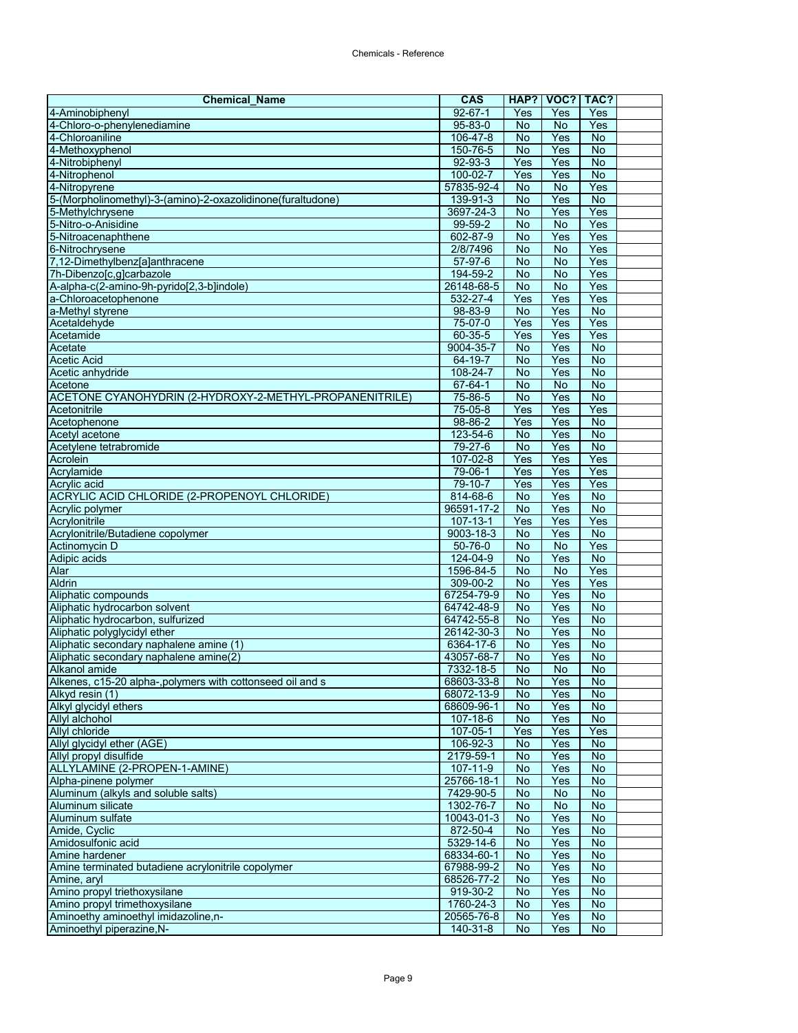| Chemical_Name | CAS | HAP? | VOC? | TAC? |
|---|---|---|---|---|
| 4-Aminobiphenyl | 92-67-1 | Yes | Yes | Yes |
| 4-Chloro-o-phenylenediamine | 95-83-0 | No | No | Yes |
| 4-Chloroaniline | 106-47-8 | No | Yes | No |
| 4-Methoxyphenol | 150-76-5 | No | Yes | No |
| 4-Nitrobiphenyl | 92-93-3 | Yes | Yes | No |
| 4-Nitrophenol | 100-02-7 | Yes | Yes | No |
| 4-Nitropyrene | 57835-92-4 | No | No | Yes |
| 5-(Morpholinomethyl)-3-(amino)-2-oxazolidinone(furaltudone) | 139-91-3 | No | Yes | No |
| 5-Methylchrysene | 3697-24-3 | No | Yes | Yes |
| 5-Nitro-o-Anisidine | 99-59-2 | No | No | Yes |
| 5-Nitroacenaphthene | 602-87-9 | No | Yes | Yes |
| 6-Nitrochrysene | 2/8/7496 | No | No | Yes |
| 7,12-Dimethylbenz[a]anthracene | 57-97-6 | No | No | Yes |
| 7h-Dibenzo[c,g]carbazole | 194-59-2 | No | No | Yes |
| A-alpha-c(2-amino-9h-pyrido[2,3-b]indole) | 26148-68-5 | No | No | Yes |
| a-Chloroacetophenone | 532-27-4 | Yes | Yes | Yes |
| a-Methyl styrene | 98-83-9 | No | Yes | No |
| Acetaldehyde | 75-07-0 | Yes | Yes | Yes |
| Acetamide | 60-35-5 | Yes | Yes | Yes |
| Acetate | 9004-35-7 | No | Yes | No |
| Acetic Acid | 64-19-7 | No | Yes | No |
| Acetic anhydride | 108-24-7 | No | Yes | No |
| Acetone | 67-64-1 | No | No | No |
| ACETONE CYANOHYDRIN (2-HYDROXY-2-METHYL-PROPANENITRILE) | 75-86-5 | No | Yes | No |
| Acetonitrile | 75-05-8 | Yes | Yes | Yes |
| Acetophenone | 98-86-2 | Yes | Yes | No |
| Acetyl acetone | 123-54-6 | No | Yes | No |
| Acetylene tetrabromide | 79-27-6 | No | Yes | No |
| Acrolein | 107-02-8 | Yes | Yes | Yes |
| Acrylamide | 79-06-1 | Yes | Yes | Yes |
| Acrylic acid | 79-10-7 | Yes | Yes | Yes |
| ACRYLIC ACID CHLORIDE (2-PROPENOYL CHLORIDE) | 814-68-6 | No | Yes | No |
| Acrylic polymer | 96591-17-2 | No | Yes | No |
| Acrylonitrile | 107-13-1 | Yes | Yes | Yes |
| Acrylonitrile/Butadiene copolymer | 9003-18-3 | No | Yes | No |
| Actinomycin D | 50-76-0 | No | No | Yes |
| Adipic acids | 124-04-9 | No | Yes | No |
| Alar | 1596-84-5 | No | No | Yes |
| Aldrin | 309-00-2 | No | Yes | Yes |
| Aliphatic compounds | 67254-79-9 | No | Yes | No |
| Aliphatic hydrocarbon solvent | 64742-48-9 | No | Yes | No |
| Aliphatic hydrocarbon, sulfurized | 64742-55-8 | No | Yes | No |
| Aliphatic polyglycidyl ether | 26142-30-3 | No | Yes | No |
| Aliphatic secondary naphalene amine (1) | 6364-17-6 | No | Yes | No |
| Aliphatic secondary naphalene amine(2) | 43057-68-7 | No | Yes | No |
| Alkanol amide | 7332-18-5 | No | No | No |
| Alkenes, c15-20 alpha-,polymers with cottonseed oil and s | 68603-33-8 | No | Yes | No |
| Alkyd resin (1) | 68072-13-9 | No | Yes | No |
| Alkyl glycidyl ethers | 68609-96-1 | No | Yes | No |
| Allyl alchohol | 107-18-6 | No | Yes | No |
| Allyl chloride | 107-05-1 | Yes | Yes | Yes |
| Allyl glycidyl ether (AGE) | 106-92-3 | No | Yes | No |
| Allyl propyl disulfide | 2179-59-1 | No | Yes | No |
| ALLYLAMINE (2-PROPEN-1-AMINE) | 107-11-9 | No | Yes | No |
| Alpha-pinene polymer | 25766-18-1 | No | Yes | No |
| Aluminum (alkyls and soluble salts) | 7429-90-5 | No | No | No |
| Aluminum silicate | 1302-76-7 | No | No | No |
| Aluminum sulfate | 10043-01-3 | No | Yes | No |
| Amide, Cyclic | 872-50-4 | No | Yes | No |
| Amidosulfonic acid | 5329-14-6 | No | Yes | No |
| Amine hardener | 68334-60-1 | No | Yes | No |
| Amine terminated butadiene acrylonitrile copolymer | 67988-99-2 | No | Yes | No |
| Amine, aryl | 68526-77-2 | No | Yes | No |
| Amino propyl triethoxysilane | 919-30-2 | No | Yes | No |
| Amino propyl trimethoxysilane | 1760-24-3 | No | Yes | No |
| Aminoethy aminoethyl imidazoline,n- | 20565-76-8 | No | Yes | No |
| Aminoethyl piperazine,N- | 140-31-8 | No | Yes | No |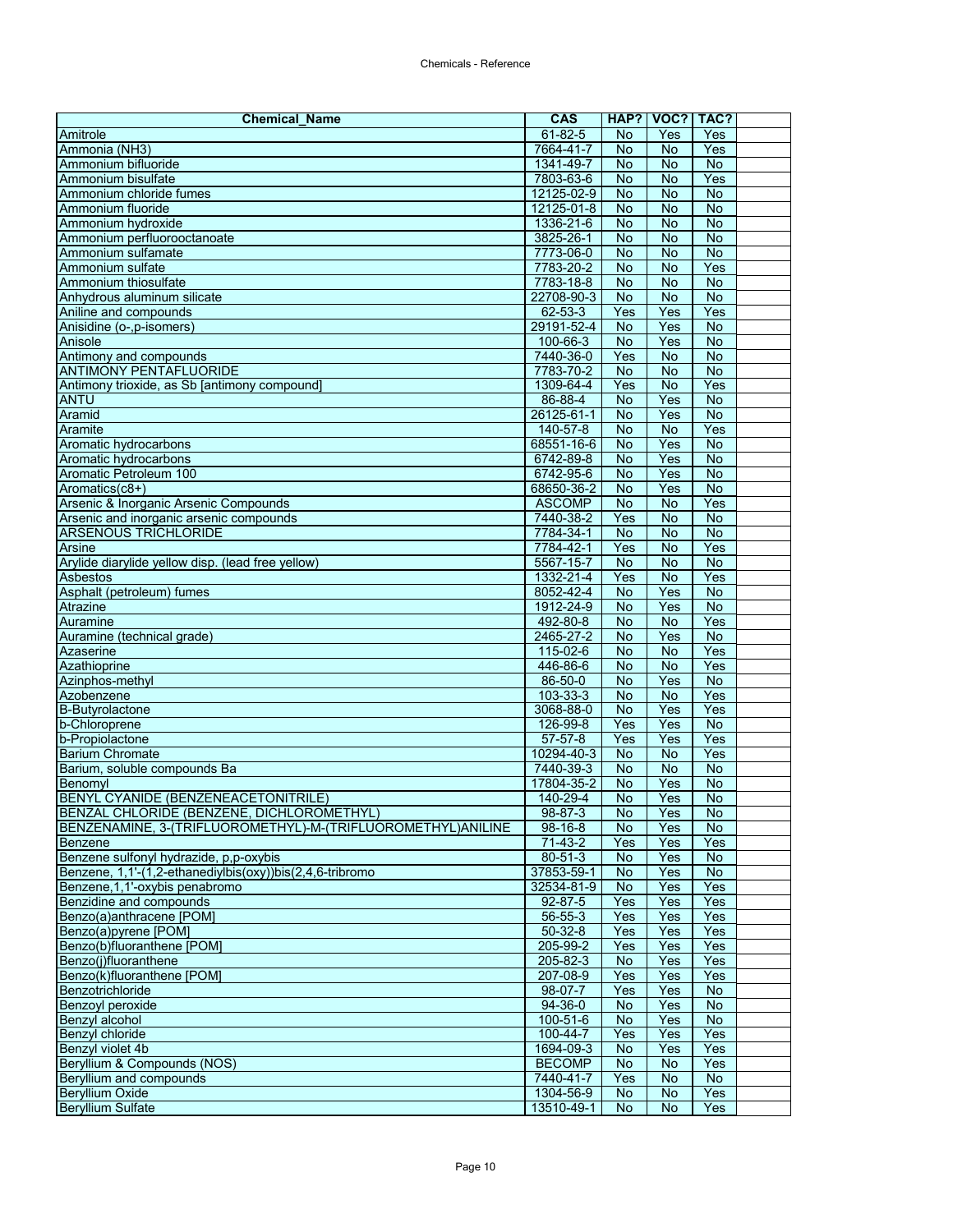| Chemical_Name | CAS | HAP? | VOC? | TAC? | |
|---|---|---|---|---|---|
| Amitrole | 61-82-5 | No | Yes | Yes | |
| Ammonia (NH3) | 7664-41-7 | No | No | Yes | |
| Ammonium bifluoride | 1341-49-7 | No | No | No | |
| Ammonium bisulfate | 7803-63-6 | No | No | Yes | |
| Ammonium chloride fumes | 12125-02-9 | No | No | No | |
| Ammonium fluoride | 12125-01-8 | No | No | No | |
| Ammonium hydroxide | 1336-21-6 | No | No | No | |
| Ammonium perfluorooctanoate | 3825-26-1 | No | No | No | |
| Ammonium sulfamate | 7773-06-0 | No | No | No | |
| Ammonium sulfate | 7783-20-2 | No | No | Yes | |
| Ammonium thiosulfate | 7783-18-8 | No | No | No | |
| Anhydrous aluminum silicate | 22708-90-3 | No | No | No | |
| Aniline and compounds | 62-53-3 | Yes | Yes | Yes | |
| Anisidine (o-,p-isomers) | 29191-52-4 | No | Yes | No | |
| Anisole | 100-66-3 | No | Yes | No | |
| Antimony and compounds | 7440-36-0 | Yes | No | No | |
| ANTIMONY PENTAFLUORIDE | 7783-70-2 | No | No | No | |
| Antimony trioxide, as Sb [antimony compound] | 1309-64-4 | Yes | No | Yes | |
| ANTU | 86-88-4 | No | Yes | No | |
| Aramid | 26125-61-1 | No | Yes | No | |
| Aramite | 140-57-8 | No | No | Yes | |
| Aromatic hydrocarbons | 68551-16-6 | No | Yes | No | |
| Aromatic hydrocarbons | 6742-89-8 | No | Yes | No | |
| Aromatic Petroleum 100 | 6742-95-6 | No | Yes | No | |
| Aromatics(c8+) | 68650-36-2 | No | Yes | No | |
| Arsenic & Inorganic Arsenic Compounds | ASCOMP | No | No | Yes | |
| Arsenic and inorganic arsenic compounds | 7440-38-2 | Yes | No | No | |
| ARSENOUS TRICHLORIDE | 7784-34-1 | No | No | No | |
| Arsine | 7784-42-1 | Yes | No | Yes | |
| Arylide diarylide yellow disp. (lead free yellow) | 5567-15-7 | No | No | No | |
| Asbestos | 1332-21-4 | Yes | No | Yes | |
| Asphalt (petroleum) fumes | 8052-42-4 | No | Yes | No | |
| Atrazine | 1912-24-9 | No | Yes | No | |
| Auramine | 492-80-8 | No | No | Yes | |
| Auramine (technical grade) | 2465-27-2 | No | Yes | No | |
| Azaserine | 115-02-6 | No | No | Yes | |
| Azathioprine | 446-86-6 | No | No | Yes | |
| Azinphos-methyl | 86-50-0 | No | Yes | No | |
| Azobenzene | 103-33-3 | No | No | Yes | |
| B-Butyrolactone | 3068-88-0 | No | Yes | Yes | |
| b-Chloroprene | 126-99-8 | Yes | Yes | No | |
| b-Propiolactone | 57-57-8 | Yes | Yes | Yes | |
| Barium Chromate | 10294-40-3 | No | No | Yes | |
| Barium, soluble compounds Ba | 7440-39-3 | No | No | No | |
| Benomyl | 17804-35-2 | No | Yes | No | |
| BENYL CYANIDE (BENZENEACETONITRILE) | 140-29-4 | No | Yes | No | |
| BENZAL CHLORIDE (BENZENE, DICHLOROMETHYL) | 98-87-3 | No | Yes | No | |
| BENZENAMINE, 3-(TRIFLUOROMETHYL)-M-(TRIFLUOROMETHYL)ANILINE | 98-16-8 | No | Yes | No | |
| Benzene | 71-43-2 | Yes | Yes | Yes | |
| Benzene sulfonyl hydrazide, p,p-oxybis | 80-51-3 | No | Yes | No | |
| Benzene, 1,1'-(1,2-ethanediylbis(oxy))bis(2,4,6-tribromo | 37853-59-1 | No | Yes | No | |
| Benzene,1,1'-oxybis penabromo | 32534-81-9 | No | Yes | Yes | |
| Benzidine and compounds | 92-87-5 | Yes | Yes | Yes | |
| Benzo(a)anthracene [POM] | 56-55-3 | Yes | Yes | Yes | |
| Benzo(a)pyrene [POM] | 50-32-8 | Yes | Yes | Yes | |
| Benzo(b)fluoranthene [POM] | 205-99-2 | Yes | Yes | Yes | |
| Benzo(j)fluoranthene | 205-82-3 | No | Yes | Yes | |
| Benzo(k)fluoranthene [POM] | 207-08-9 | Yes | Yes | Yes | |
| Benzotrichloride | 98-07-7 | Yes | Yes | No | |
| Benzoyl peroxide | 94-36-0 | No | Yes | No | |
| Benzyl alcohol | 100-51-6 | No | Yes | No | |
| Benzyl chloride | 100-44-7 | Yes | Yes | Yes | |
| Benzyl violet 4b | 1694-09-3 | No | Yes | Yes | |
| Beryllium & Compounds (NOS) | BECOMP | No | No | Yes | |
| Beryllium and compounds | 7440-41-7 | Yes | No | No | |
| Beryllium Oxide | 1304-56-9 | No | No | Yes | |
| Beryllium Sulfate | 13510-49-1 | No | No | Yes | |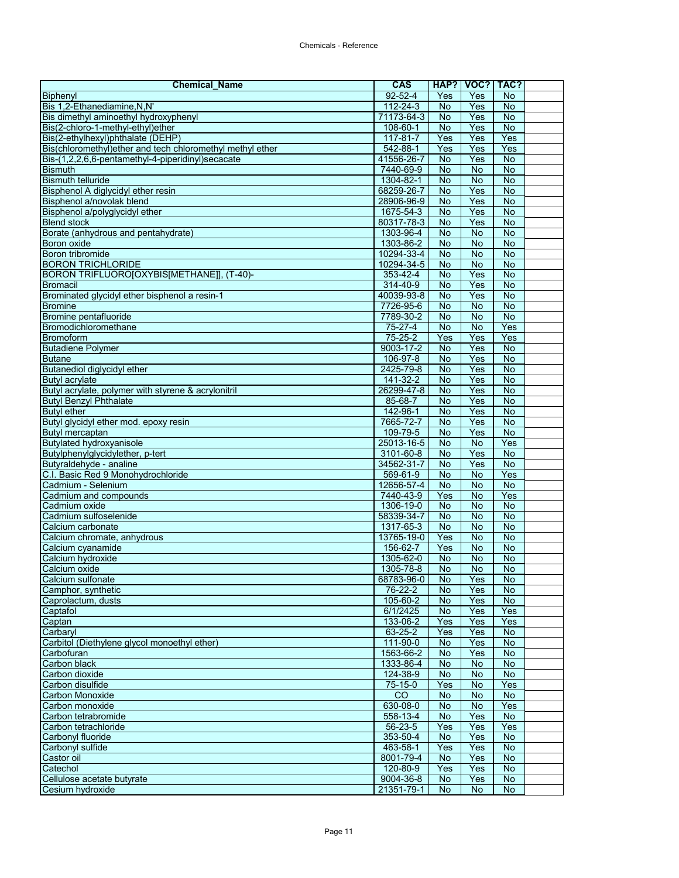| Chemical_Name | CAS | HAP? | VOC? | TAC? | |
|---|---|---|---|---|---|
| Biphenyl | 92-52-4 | Yes | Yes | No | |
| Bis 1,2-Ethanediamine,N,N' | 112-24-3 | No | Yes | No | |
| Bis dimethyl aminoethyl hydroxyphenyl | 71173-64-3 | No | Yes | No | |
| Bis(2-chloro-1-methyl-ethyl)ether | 108-60-1 | No | Yes | No | |
| Bis(2-ethylhexyl)phthalate (DEHP) | 117-81-7 | Yes | Yes | Yes | |
| Bis(chloromethyl)ether and tech chloromethyl methyl ether | 542-88-1 | Yes | Yes | Yes | |
| Bis-(1,2,2,6,6-pentamethyl-4-piperidinyl)secacate | 41556-26-7 | No | Yes | No | |
| Bismuth | 7440-69-9 | No | No | No | |
| Bismuth telluride | 1304-82-1 | No | No | No | |
| Bisphenol A diglycidyl ether resin | 68259-26-7 | No | Yes | No | |
| Bisphenol a/novolak blend | 28906-96-9 | No | Yes | No | |
| Bisphenol a/polyglycidyl ether | 1675-54-3 | No | Yes | No | |
| Blend stock | 80317-78-3 | No | Yes | No | |
| Borate (anhydrous and pentahydrate) | 1303-96-4 | No | No | No | |
| Boron oxide | 1303-86-2 | No | No | No | |
| Boron tribromide | 10294-33-4 | No | No | No | |
| BORON TRICHLORIDE | 10294-34-5 | No | No | No | |
| BORON TRIFLUORO[OXYBIS[METHANE]], (T-40)- | 353-42-4 | No | Yes | No | |
| Bromacil | 314-40-9 | No | Yes | No | |
| Brominated glycidyl ether bisphenol a resin-1 | 40039-93-8 | No | Yes | No | |
| Bromine | 7726-95-6 | No | No | No | |
| Bromine pentafluoride | 7789-30-2 | No | No | No | |
| Bromodichloromethane | 75-27-4 | No | No | Yes | |
| Bromoform | 75-25-2 | Yes | Yes | Yes | |
| Butadiene Polymer | 9003-17-2 | No | Yes | No | |
| Butane | 106-97-8 | No | Yes | No | |
| Butanediol diglycidyl ether | 2425-79-8 | No | Yes | No | |
| Butyl acrylate | 141-32-2 | No | Yes | No | |
| Butyl acrylate, polymer with styrene & acrylonitril | 26299-47-8 | No | Yes | No | |
| Butyl Benzyl Phthalate | 85-68-7 | No | Yes | No | |
| Butyl ether | 142-96-1 | No | Yes | No | |
| Butyl glycidyl ether mod. epoxy resin | 7665-72-7 | No | Yes | No | |
| Butyl mercaptan | 109-79-5 | No | Yes | No | |
| Butylated hydroxyanisole | 25013-16-5 | No | No | Yes | |
| Butylphenylglycidylether, p-tert | 3101-60-8 | No | Yes | No | |
| Butyraldehyde - analine | 34562-31-7 | No | Yes | No | |
| C.I. Basic Red 9 Monohydrochloride | 569-61-9 | No | No | Yes | |
| Cadmium - Selenium | 12656-57-4 | No | No | No | |
| Cadmium and compounds | 7440-43-9 | Yes | No | Yes | |
| Cadmium oxide | 1306-19-0 | No | No | No | |
| Cadmium sulfoselenide | 58339-34-7 | No | No | No | |
| Calcium carbonate | 1317-65-3 | No | No | No | |
| Calcium chromate, anhydrous | 13765-19-0 | Yes | No | No | |
| Calcium cyanamide | 156-62-7 | Yes | No | No | |
| Calcium hydroxide | 1305-62-0 | No | No | No | |
| Calcium oxide | 1305-78-8 | No | No | No | |
| Calcium sulfonate | 68783-96-0 | No | Yes | No | |
| Camphor, synthetic | 76-22-2 | No | Yes | No | |
| Caprolactum, dusts | 105-60-2 | No | Yes | No | |
| Captafol | 6/1/2425 | No | Yes | Yes | |
| Captan | 133-06-2 | Yes | Yes | Yes | |
| Carbaryl | 63-25-2 | Yes | Yes | No | |
| Carbitol (Diethylene glycol monoethyl ether) | 111-90-0 | No | Yes | No | |
| Carbofuran | 1563-66-2 | No | Yes | No | |
| Carbon black | 1333-86-4 | No | No | No | |
| Carbon dioxide | 124-38-9 | No | No | No | |
| Carbon disulfide | 75-15-0 | Yes | No | Yes | |
| Carbon Monoxide | CO | No | No | No | |
| Carbon monoxide | 630-08-0 | No | No | Yes | |
| Carbon tetrabromide | 558-13-4 | No | Yes | No | |
| Carbon tetrachloride | 56-23-5 | Yes | Yes | Yes | |
| Carbonyl fluoride | 353-50-4 | No | Yes | No | |
| Carbonyl sulfide | 463-58-1 | Yes | Yes | No | |
| Castor oil | 8001-79-4 | No | Yes | No | |
| Catechol | 120-80-9 | Yes | Yes | No | |
| Cellulose acetate butyrate | 9004-36-8 | No | Yes | No | |
| Cesium hydroxide | 21351-79-1 | No | No | No | |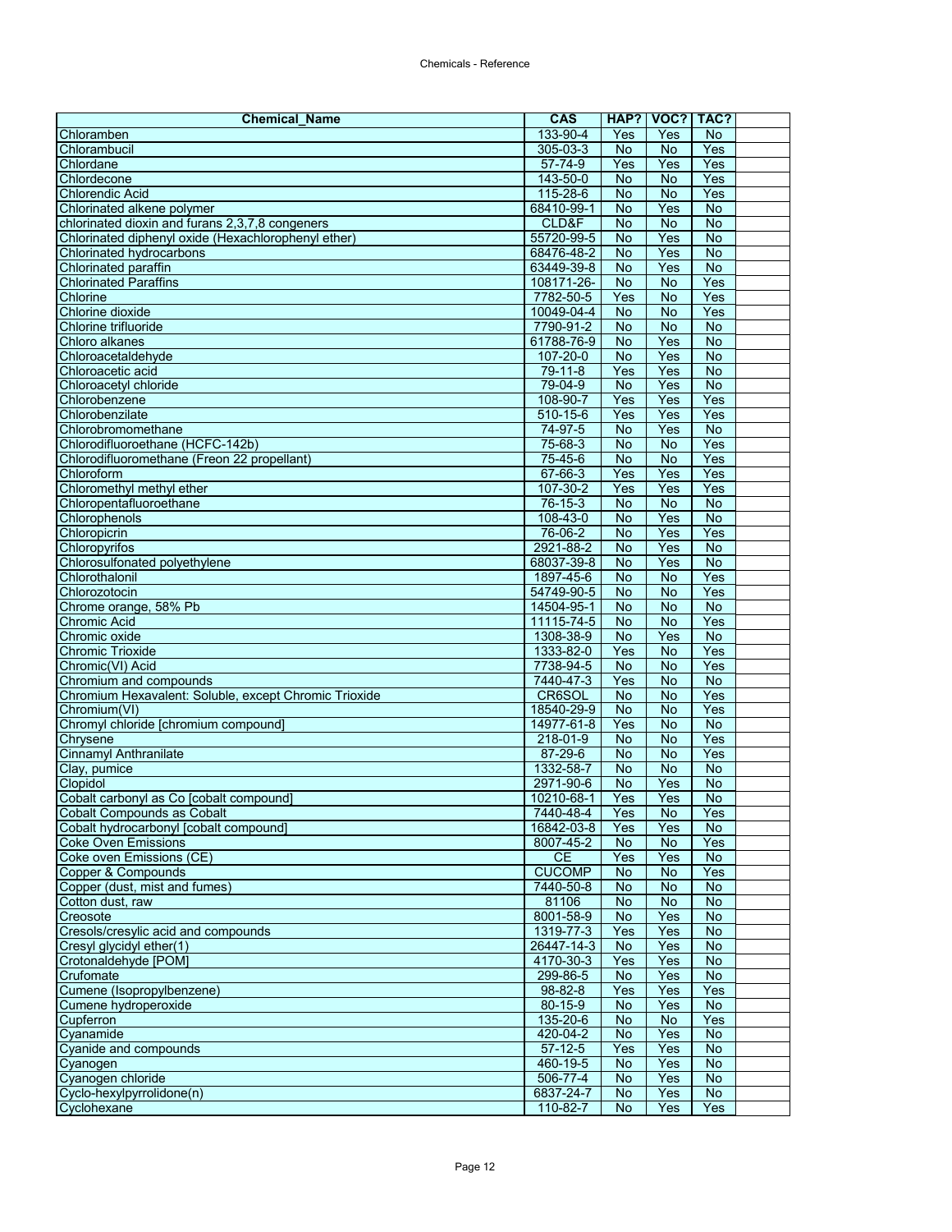| Chemical_Name | CAS | HAP? | VOC? | TAC? | |
|---|---|---|---|---|---|
| Chloramben | 133-90-4 | Yes | Yes | No | |
| Chlorambucil | 305-03-3 | No | No | Yes | |
| Chlordane | 57-74-9 | Yes | Yes | Yes | |
| Chlordecone | 143-50-0 | No | No | Yes | |
| Chlorendic Acid | 115-28-6 | No | No | Yes | |
| Chlorinated alkene polymer | 68410-99-1 | No | Yes | No | |
| chlorinated dioxin and furans 2,3,7,8 congeners | CLD&F | No | No | No | |
| Chlorinated diphenyl oxide (Hexachlorophenyl ether) | 55720-99-5 | No | Yes | No | |
| Chlorinated hydrocarbons | 68476-48-2 | No | Yes | No | |
| Chlorinated paraffin | 63449-39-8 | No | Yes | No | |
| Chlorinated Paraffins | 108171-26- | No | No | Yes | |
| Chlorine | 7782-50-5 | Yes | No | Yes | |
| Chlorine dioxide | 10049-04-4 | No | No | Yes | |
| Chlorine trifluoride | 7790-91-2 | No | No | No | |
| Chloro alkanes | 61788-76-9 | No | Yes | No | |
| Chloroacetaldehyde | 107-20-0 | No | Yes | No | |
| Chloroacetic acid | 79-11-8 | Yes | Yes | No | |
| Chloroacetyl chloride | 79-04-9 | No | Yes | No | |
| Chlorobenzene | 108-90-7 | Yes | Yes | Yes | |
| Chlorobenzilate | 510-15-6 | Yes | Yes | Yes | |
| Chlorobromomethane | 74-97-5 | No | Yes | No | |
| Chlorodifluoroethane (HCFC-142b) | 75-68-3 | No | No | Yes | |
| Chlorodifluoromethane (Freon 22 propellant) | 75-45-6 | No | No | Yes | |
| Chloroform | 67-66-3 | Yes | Yes | Yes | |
| Chloromethyl methyl ether | 107-30-2 | Yes | Yes | Yes | |
| Chloropentafluoroethane | 76-15-3 | No | No | No | |
| Chlorophenols | 108-43-0 | No | Yes | No | |
| Chloropicrin | 76-06-2 | No | Yes | Yes | |
| Chloropyrifos | 2921-88-2 | No | Yes | No | |
| Chlorosulfonated polyethylene | 68037-39-8 | No | Yes | No | |
| Chlorothalonil | 1897-45-6 | No | No | Yes | |
| Chlorozotocin | 54749-90-5 | No | No | Yes | |
| Chrome orange, 58% Pb | 14504-95-1 | No | No | No | |
| Chromic Acid | 11115-74-5 | No | No | Yes | |
| Chromic oxide | 1308-38-9 | No | Yes | No | |
| Chromic Trioxide | 1333-82-0 | Yes | No | Yes | |
| Chromic(VI) Acid | 7738-94-5 | No | No | Yes | |
| Chromium and compounds | 7440-47-3 | Yes | No | No | |
| Chromium Hexavalent: Soluble, except Chromic Trioxide | CR6SOL | No | No | Yes | |
| Chromium(VI) | 18540-29-9 | No | No | Yes | |
| Chromyl chloride [chromium compound] | 14977-61-8 | Yes | No | No | |
| Chrysene | 218-01-9 | No | No | Yes | |
| Cinnamyl Anthranilate | 87-29-6 | No | No | Yes | |
| Clay, pumice | 1332-58-7 | No | No | No | |
| Clopidol | 2971-90-6 | No | Yes | No | |
| Cobalt carbonyl as Co [cobalt compound] | 10210-68-1 | Yes | Yes | No | |
| Cobalt Compounds as Cobalt | 7440-48-4 | Yes | No | Yes | |
| Cobalt hydrocarbonyl [cobalt compound] | 16842-03-8 | Yes | Yes | No | |
| Coke Oven Emissions | 8007-45-2 | No | No | Yes | |
| Coke oven Emissions (CE) | CE | Yes | Yes | No | |
| Copper & Compounds | CUCOMP | No | No | Yes | |
| Copper (dust, mist and fumes) | 7440-50-8 | No | No | No | |
| Cotton dust, raw | 81106 | No | No | No | |
| Creosote | 8001-58-9 | No | Yes | No | |
| Cresols/cresylic acid and compounds | 1319-77-3 | Yes | Yes | No | |
| Cresyl glycidyl ether(1) | 26447-14-3 | No | Yes | No | |
| Crotonaldehyde [POM] | 4170-30-3 | Yes | Yes | No | |
| Crufomate | 299-86-5 | No | Yes | No | |
| Cumene (Isopropylbenzene) | 98-82-8 | Yes | Yes | Yes | |
| Cumene hydroperoxide | 80-15-9 | No | Yes | No | |
| Cupferron | 135-20-6 | No | No | Yes | |
| Cyanamide | 420-04-2 | No | Yes | No | |
| Cyanide and compounds | 57-12-5 | Yes | Yes | No | |
| Cyanogen | 460-19-5 | No | Yes | No | |
| Cyanogen chloride | 506-77-4 | No | Yes | No | |
| Cyclo-hexylpyrrolidone(n) | 6837-24-7 | No | Yes | No | |
| Cyclohexane | 110-82-7 | No | Yes | Yes | |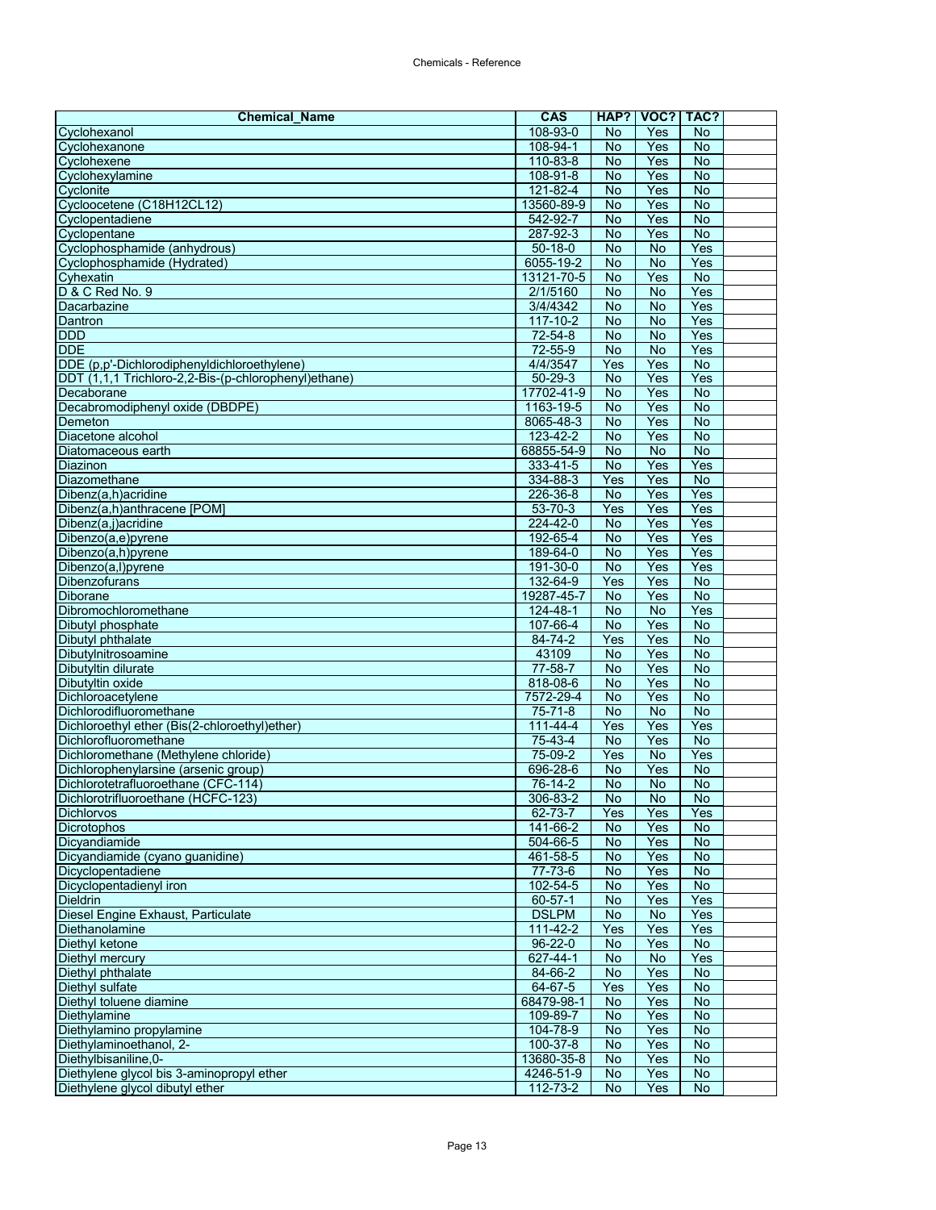| Chemical_Name | CAS | HAP? | VOC? | TAC? |  |
|---|---|---|---|---|---|
| Cyclohexanol | 108-93-0 | No | Yes | No |  |
| Cyclohexanone | 108-94-1 | No | Yes | No |  |
| Cyclohexene | 110-83-8 | No | Yes | No |  |
| Cyclohexylamine | 108-91-8 | No | Yes | No |  |
| Cyclonite | 121-82-4 | No | Yes | No |  |
| Cycloocetene (C18H12CL12) | 13560-89-9 | No | Yes | No |  |
| Cyclopentadiene | 542-92-7 | No | Yes | No |  |
| Cyclopentane | 287-92-3 | No | Yes | No |  |
| Cyclophosphamide (anhydrous) | 50-18-0 | No | No | Yes |  |
| Cyclophosphamide (Hydrated) | 6055-19-2 | No | No | Yes |  |
| Cyhexatin | 13121-70-5 | No | Yes | No |  |
| D & C Red No. 9 | 2/1/5160 | No | No | Yes |  |
| Dacarbazine | 3/4/4342 | No | No | Yes |  |
| Dantron | 117-10-2 | No | No | Yes |  |
| DDD | 72-54-8 | No | No | Yes |  |
| DDE | 72-55-9 | No | No | Yes |  |
| DDE (p,p'-Dichlorodiphenyldichloroethylene) | 4/4/3547 | Yes | Yes | No |  |
| DDT (1,1,1 Trichloro-2,2-Bis-(p-chlorophenyl)ethane) | 50-29-3 | No | Yes | Yes |  |
| Decaborane | 17702-41-9 | No | Yes | No |  |
| Decabromodiphenyl oxide (DBDPE) | 1163-19-5 | No | Yes | No |  |
| Demeton | 8065-48-3 | No | Yes | No |  |
| Diacetone alcohol | 123-42-2 | No | Yes | No |  |
| Diatomaceous earth | 68855-54-9 | No | No | No |  |
| Diazinon | 333-41-5 | No | Yes | Yes |  |
| Diazomethane | 334-88-3 | Yes | Yes | No |  |
| Dibenz(a,h)acridine | 226-36-8 | No | Yes | Yes |  |
| Dibenz(a,h)anthracene [POM] | 53-70-3 | Yes | Yes | Yes |  |
| Dibenz(a,j)acridine | 224-42-0 | No | Yes | Yes |  |
| Dibenzo(a,e)pyrene | 192-65-4 | No | Yes | Yes |  |
| Dibenzo(a,h)pyrene | 189-64-0 | No | Yes | Yes |  |
| Dibenzo(a,l)pyrene | 191-30-0 | No | Yes | Yes |  |
| Dibenzofurans | 132-64-9 | Yes | Yes | No |  |
| Diborane | 19287-45-7 | No | Yes | No |  |
| Dibromochloromethane | 124-48-1 | No | No | Yes |  |
| Dibutyl phosphate | 107-66-4 | No | Yes | No |  |
| Dibutyl phthalate | 84-74-2 | Yes | Yes | No |  |
| Dibutylnitrosoamine | 43109 | No | Yes | No |  |
| Dibutyltin dilurate | 77-58-7 | No | Yes | No |  |
| Dibutyltin oxide | 818-08-6 | No | Yes | No |  |
| Dichloroacetylene | 7572-29-4 | No | Yes | No |  |
| Dichlorodifluoromethane | 75-71-8 | No | No | No |  |
| Dichloroethyl ether (Bis(2-chloroethyl)ether) | 111-44-4 | Yes | Yes | Yes |  |
| Dichlorofluoromethane | 75-43-4 | No | Yes | No |  |
| Dichloromethane (Methylene chloride) | 75-09-2 | Yes | No | Yes |  |
| Dichlorophenylarsine (arsenic group) | 696-28-6 | No | Yes | No |  |
| Dichlorotetrafluoroethane (CFC-114) | 76-14-2 | No | No | No |  |
| Dichlorotrifluoroethane (HCFC-123) | 306-83-2 | No | No | No |  |
| Dichlorvos | 62-73-7 | Yes | Yes | Yes |  |
| Dicrotophos | 141-66-2 | No | Yes | No |  |
| Dicyandiamide | 504-66-5 | No | Yes | No |  |
| Dicyandiamide (cyano guanidine) | 461-58-5 | No | Yes | No |  |
| Dicyclopentadiene | 77-73-6 | No | Yes | No |  |
| Dicyclopentadienyl iron | 102-54-5 | No | Yes | No |  |
| Dieldrin | 60-57-1 | No | Yes | Yes |  |
| Diesel Engine Exhaust, Particulate | DSLPM | No | No | Yes |  |
| Diethanolamine | 111-42-2 | Yes | Yes | Yes |  |
| Diethyl ketone | 96-22-0 | No | Yes | No |  |
| Diethyl mercury | 627-44-1 | No | No | Yes |  |
| Diethyl phthalate | 84-66-2 | No | Yes | No |  |
| Diethyl sulfate | 64-67-5 | Yes | Yes | No |  |
| Diethyl toluene diamine | 68479-98-1 | No | Yes | No |  |
| Diethylamine | 109-89-7 | No | Yes | No |  |
| Diethylamino propylamine | 104-78-9 | No | Yes | No |  |
| Diethylaminoethanol, 2- | 100-37-8 | No | Yes | No |  |
| Diethylbisaniline,0- | 13680-35-8 | No | Yes | No |  |
| Diethylene glycol bis 3-aminopropyl ether | 4246-51-9 | No | Yes | No |  |
| Diethylene glycol dibutyl ether | 112-73-2 | No | Yes | No |  |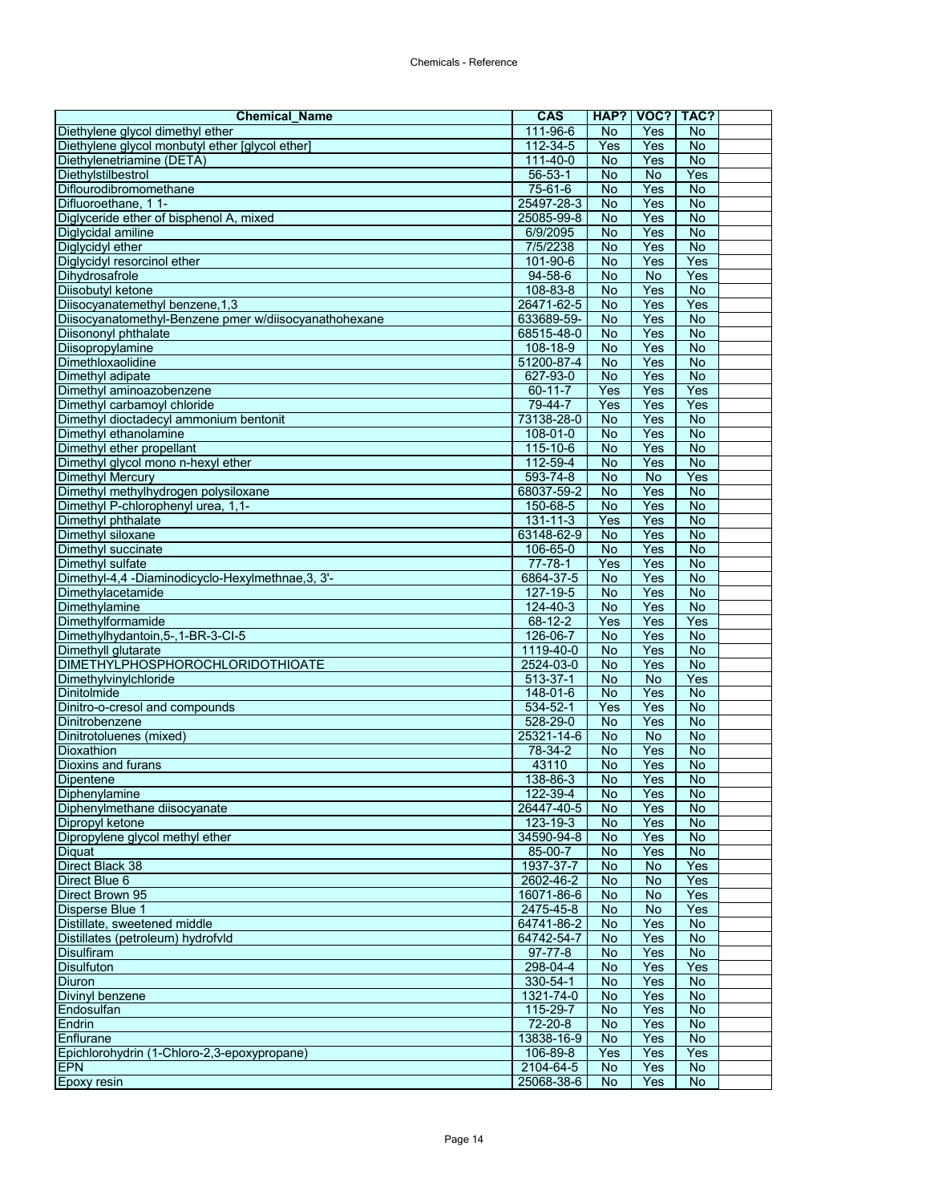| Chemical_Name | CAS | HAP? | VOC? | TAC? | |
|---|---|---|---|---|---|
| Diethylene glycol dimethyl ether | 111-96-6 | No | Yes | No | |
| Diethylene glycol monbutyl ether [glycol ether] | 112-34-5 | Yes | Yes | No | |
| Diethylenetriamine (DETA) | 111-40-0 | No | Yes | No | |
| Diethylstilbestrol | 56-53-1 | No | No | Yes | |
| Diflourodibromomethane | 75-61-6 | No | Yes | No | |
| Difluoroethane, 1 1- | 25497-28-3 | No | Yes | No | |
| Diglyceride ether of bisphenol A, mixed | 25085-99-8 | No | Yes | No | |
| Diglycidal amiline | 6/9/2095 | No | Yes | No | |
| Diglycidyl ether | 7/5/2238 | No | Yes | No | |
| Diglycidyl resorcinol ether | 101-90-6 | No | Yes | Yes | |
| Dihydrosafrole | 94-58-6 | No | No | Yes | |
| Diisobutyl ketone | 108-83-8 | No | Yes | No | |
| Diisocyanatemethyl benzene,1,3 | 26471-62-5 | No | Yes | Yes | |
| Diisocyanatomethyl-Benzene pmer w/diisocyanathohexane | 633689-59- | No | Yes | No | |
| Diisononyl phthalate | 68515-48-0 | No | Yes | No | |
| Diisopropylamine | 108-18-9 | No | Yes | No | |
| Dimethloxaolidine | 51200-87-4 | No | Yes | No | |
| Dimethyl adipate | 627-93-0 | No | Yes | No | |
| Dimethyl aminoazobenzene | 60-11-7 | Yes | Yes | Yes | |
| Dimethyl carbamoyl chloride | 79-44-7 | Yes | Yes | Yes | |
| Dimethyl dioctadecyl ammonium bentonit | 73138-28-0 | No | Yes | No | |
| Dimethyl ethanolamine | 108-01-0 | No | Yes | No | |
| Dimethyl ether propellant | 115-10-6 | No | Yes | No | |
| Dimethyl glycol mono n-hexyl ether | 112-59-4 | No | Yes | No | |
| Dimethyl Mercury | 593-74-8 | No | No | Yes | |
| Dimethyl methylhydrogen polysiloxane | 68037-59-2 | No | Yes | No | |
| Dimethyl P-chlorophenyl urea, 1,1- | 150-68-5 | No | Yes | No | |
| Dimethyl phthalate | 131-11-3 | Yes | Yes | No | |
| Dimethyl siloxane | 63148-62-9 | No | Yes | No | |
| Dimethyl succinate | 106-65-0 | No | Yes | No | |
| Dimethyl sulfate | 77-78-1 | Yes | Yes | No | |
| Dimethyl-4,4 -Diaminodicyclo-Hexylmethnae,3, 3'- | 6864-37-5 | No | Yes | No | |
| Dimethylacetamide | 127-19-5 | No | Yes | No | |
| Dimethylamine | 124-40-3 | No | Yes | No | |
| Dimethylformamide | 68-12-2 | Yes | Yes | Yes | |
| Dimethylhydantoin,5-,1-BR-3-Cl-5 | 126-06-7 | No | Yes | No | |
| Dimethyll glutarate | 1119-40-0 | No | Yes | No | |
| DIMETHYLPHOSPHOROCHLORIDOTHIOATE | 2524-03-0 | No | Yes | No | |
| Dimethylvinylchloride | 513-37-1 | No | No | Yes | |
| Dinitolmide | 148-01-6 | No | Yes | No | |
| Dinitro-o-cresol and compounds | 534-52-1 | Yes | Yes | No | |
| Dinitrobenzene | 528-29-0 | No | Yes | No | |
| Dinitrotoluenes (mixed) | 25321-14-6 | No | No | No | |
| Dioxathion | 78-34-2 | No | Yes | No | |
| Dioxins and furans | 43110 | No | Yes | No | |
| Dipentene | 138-86-3 | No | Yes | No | |
| Diphenylamine | 122-39-4 | No | Yes | No | |
| Diphenylmethane diisocyanate | 26447-40-5 | No | Yes | No | |
| Dipropyl ketone | 123-19-3 | No | Yes | No | |
| Dipropylene glycol methyl ether | 34590-94-8 | No | Yes | No | |
| Diquat | 85-00-7 | No | Yes | No | |
| Direct Black 38 | 1937-37-7 | No | No | Yes | |
| Direct Blue 6 | 2602-46-2 | No | No | Yes | |
| Direct Brown 95 | 16071-86-6 | No | No | Yes | |
| Disperse Blue 1 | 2475-45-8 | No | No | Yes | |
| Distillate, sweetened middle | 64741-86-2 | No | Yes | No | |
| Distillates (petroleum) hydrofvld | 64742-54-7 | No | Yes | No | |
| Disulfiram | 97-77-8 | No | Yes | No | |
| Disulfuton | 298-04-4 | No | Yes | Yes | |
| Diuron | 330-54-1 | No | Yes | No | |
| Divinyl benzene | 1321-74-0 | No | Yes | No | |
| Endosulfan | 115-29-7 | No | Yes | No | |
| Endrin | 72-20-8 | No | Yes | No | |
| Enflurane | 13838-16-9 | No | Yes | No | |
| Epichlorohydrin (1-Chloro-2,3-epoxypropane) | 106-89-8 | Yes | Yes | Yes | |
| EPN | 2104-64-5 | No | Yes | No | |
| Epoxy resin | 25068-38-6 | No | Yes | No | |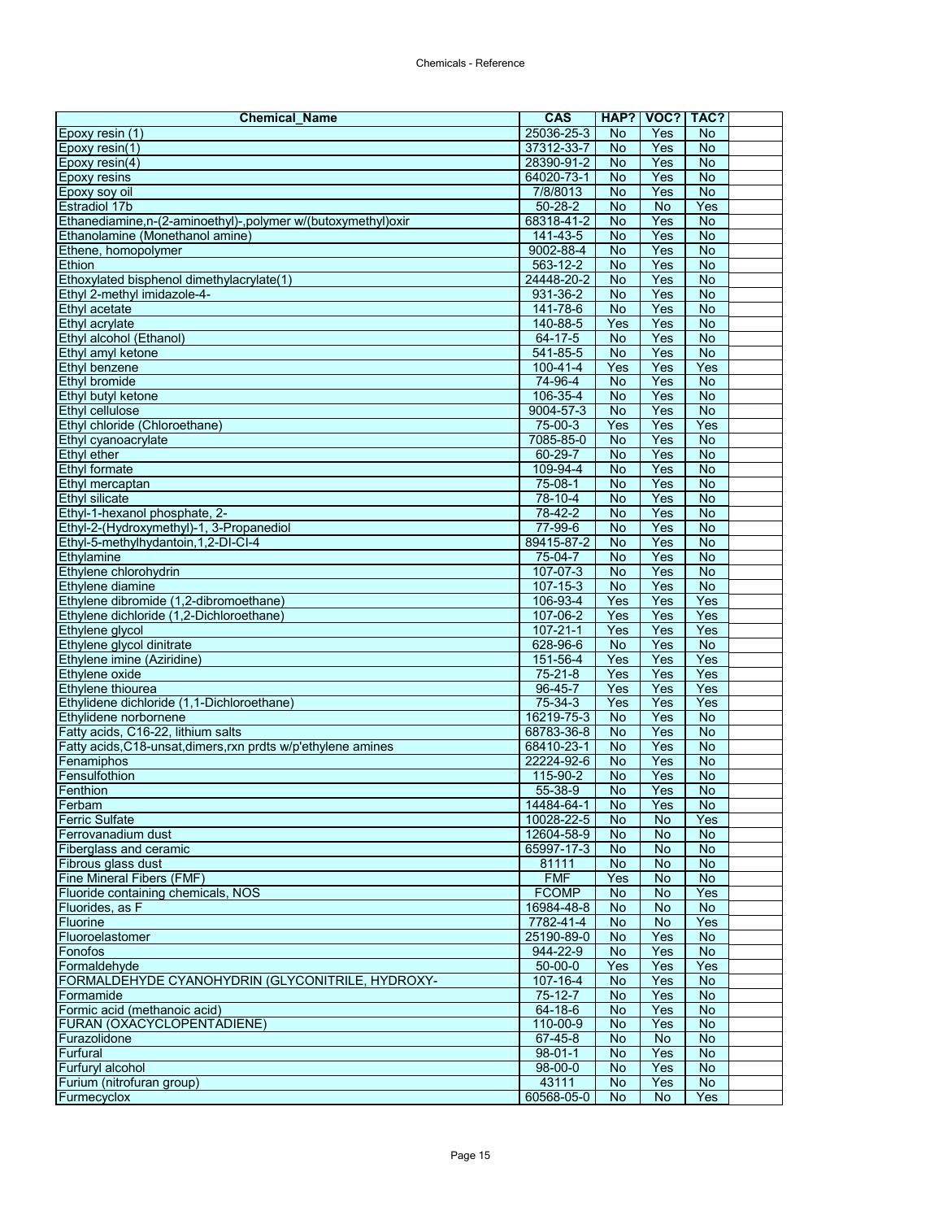| Chemical_Name | CAS | HAP? | VOC? | TAC? |
|---|---|---|---|---|
| Epoxy resin (1) | 25036-25-3 | No | Yes | No |
| Epoxy resin(1) | 37312-33-7 | No | Yes | No |
| Epoxy resin(4) | 28390-91-2 | No | Yes | No |
| Epoxy resins | 64020-73-1 | No | Yes | No |
| Epoxy soy oil | 7/8/8013 | No | Yes | No |
| Estradiol 17b | 50-28-2 | No | No | Yes |
| Ethanediamine,n-(2-aminoethyl)-,polymer w/(butoxymethyl)oxir | 68318-41-2 | No | Yes | No |
| Ethanolamine (Monethanol amine) | 141-43-5 | No | Yes | No |
| Ethene, homopolymer | 9002-88-4 | No | Yes | No |
| Ethion | 563-12-2 | No | Yes | No |
| Ethoxylated bisphenol dimethylacrylate(1) | 24448-20-2 | No | Yes | No |
| Ethyl 2-methyl imidazole-4- | 931-36-2 | No | Yes | No |
| Ethyl acetate | 141-78-6 | No | Yes | No |
| Ethyl acrylate | 140-88-5 | Yes | Yes | No |
| Ethyl alcohol (Ethanol) | 64-17-5 | No | Yes | No |
| Ethyl amyl ketone | 541-85-5 | No | Yes | No |
| Ethyl benzene | 100-41-4 | Yes | Yes | Yes |
| Ethyl bromide | 74-96-4 | No | Yes | No |
| Ethyl butyl ketone | 106-35-4 | No | Yes | No |
| Ethyl cellulose | 9004-57-3 | No | Yes | No |
| Ethyl chloride (Chloroethane) | 75-00-3 | Yes | Yes | Yes |
| Ethyl cyanoacrylate | 7085-85-0 | No | Yes | No |
| Ethyl ether | 60-29-7 | No | Yes | No |
| Ethyl formate | 109-94-4 | No | Yes | No |
| Ethyl mercaptan | 75-08-1 | No | Yes | No |
| Ethyl silicate | 78-10-4 | No | Yes | No |
| Ethyl-1-hexanol phosphate, 2- | 78-42-2 | No | Yes | No |
| Ethyl-2-(Hydroxymethyl)-1, 3-Propanediol | 77-99-6 | No | Yes | No |
| Ethyl-5-methylhydantoin,1,2-DI-CI-4 | 89415-87-2 | No | Yes | No |
| Ethylamine | 75-04-7 | No | Yes | No |
| Ethylene chlorohydrin | 107-07-3 | No | Yes | No |
| Ethylene diamine | 107-15-3 | No | Yes | No |
| Ethylene dibromide (1,2-dibromoethane) | 106-93-4 | Yes | Yes | Yes |
| Ethylene dichloride (1,2-Dichloroethane) | 107-06-2 | Yes | Yes | Yes |
| Ethylene glycol | 107-21-1 | Yes | Yes | Yes |
| Ethylene glycol dinitrate | 628-96-6 | No | Yes | No |
| Ethylene imine (Aziridine) | 151-56-4 | Yes | Yes | Yes |
| Ethylene oxide | 75-21-8 | Yes | Yes | Yes |
| Ethylene thiourea | 96-45-7 | Yes | Yes | Yes |
| Ethylidene dichloride (1,1-Dichloroethane) | 75-34-3 | Yes | Yes | Yes |
| Ethylidene norbornene | 16219-75-3 | No | Yes | No |
| Fatty acids, C16-22, lithium salts | 68783-36-8 | No | Yes | No |
| Fatty acids,C18-unsat,dimers,rxn prdts w/p'ethylene amines | 68410-23-1 | No | Yes | No |
| Fenamiphos | 22224-92-6 | No | Yes | No |
| Fensulfothion | 115-90-2 | No | Yes | No |
| Fenthion | 55-38-9 | No | Yes | No |
| Ferbam | 14484-64-1 | No | Yes | No |
| Ferric Sulfate | 10028-22-5 | No | No | Yes |
| Ferrovanadium dust | 12604-58-9 | No | No | No |
| Fiberglass and ceramic | 65997-17-3 | No | No | No |
| Fibrous glass dust | 81111 | No | No | No |
| Fine Mineral Fibers (FMF) | FMF | Yes | No | No |
| Fluoride containing chemicals, NOS | FCOMP | No | No | Yes |
| Fluorides, as F | 16984-48-8 | No | No | No |
| Fluorine | 7782-41-4 | No | No | Yes |
| Fluoroelastomer | 25190-89-0 | No | Yes | No |
| Fonofos | 944-22-9 | No | Yes | No |
| Formaldehyde | 50-00-0 | Yes | Yes | Yes |
| FORMALDEHYDE CYANOHYDRIN (GLYCONITRILE, HYDROXY- | 107-16-4 | No | Yes | No |
| Formamide | 75-12-7 | No | Yes | No |
| Formic acid (methanoic acid) | 64-18-6 | No | Yes | No |
| FURAN (OXACYCLOPENTADIENE) | 110-00-9 | No | Yes | No |
| Furazolidone | 67-45-8 | No | No | No |
| Furfural | 98-01-1 | No | Yes | No |
| Furfuryl alcohol | 98-00-0 | No | Yes | No |
| Furium (nitrofuran group) | 43111 | No | Yes | No |
| Furmecyclox | 60568-05-0 | No | No | Yes |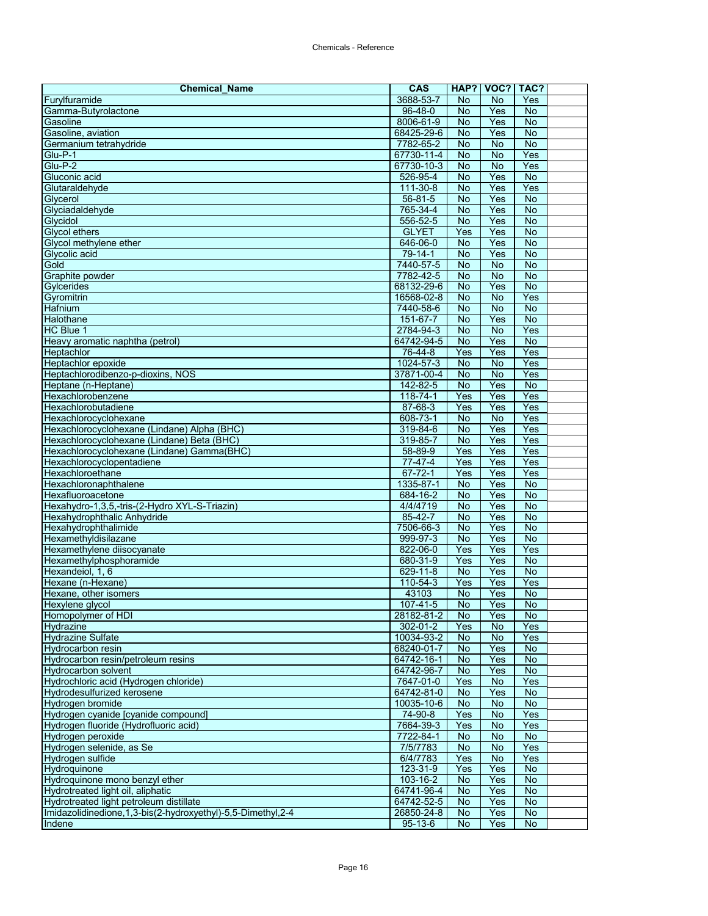| Chemical_Name | CAS | HAP? | VOC? | TAC? | |
|---|---|---|---|---|---|
| Furylfuramide | 3688-53-7 | No | No | Yes | |
| Gamma-Butyrolactone | 96-48-0 | No | Yes | No | |
| Gasoline | 8006-61-9 | No | Yes | No | |
| Gasoline, aviation | 68425-29-6 | No | Yes | No | |
| Germanium tetrahydride | 7782-65-2 | No | No | No | |
| Glu-P-1 | 67730-11-4 | No | No | Yes | |
| Glu-P-2 | 67730-10-3 | No | No | Yes | |
| Gluconic acid | 526-95-4 | No | Yes | No | |
| Glutaraldehyde | 111-30-8 | No | Yes | Yes | |
| Glycerol | 56-81-5 | No | Yes | No | |
| Glyciadaldehyde | 765-34-4 | No | Yes | No | |
| Glycidol | 556-52-5 | No | Yes | No | |
| Glycol ethers | GLYET | Yes | Yes | No | |
| Glycol methylene ether | 646-06-0 | No | Yes | No | |
| Glycolic acid | 79-14-1 | No | Yes | No | |
| Gold | 7440-57-5 | No | No | No | |
| Graphite powder | 7782-42-5 | No | No | No | |
| Gylcerides | 68132-29-6 | No | Yes | No | |
| Gyromitrin | 16568-02-8 | No | No | Yes | |
| Hafnium | 7440-58-6 | No | No | No | |
| Halothane | 151-67-7 | No | Yes | No | |
| HC Blue 1 | 2784-94-3 | No | No | Yes | |
| Heavy aromatic naphtha (petrol) | 64742-94-5 | No | Yes | No | |
| Heptachlor | 76-44-8 | Yes | Yes | Yes | |
| Heptachlor epoxide | 1024-57-3 | No | No | Yes | |
| Heptachlorodibenzo-p-dioxins, NOS | 37871-00-4 | No | No | Yes | |
| Heptane (n-Heptane) | 142-82-5 | No | Yes | No | |
| Hexachlorobenzene | 118-74-1 | Yes | Yes | Yes | |
| Hexachlorobutadiene | 87-68-3 | Yes | Yes | Yes | |
| Hexachlorocyclohexane | 608-73-1 | No | No | Yes | |
| Hexachlorocyclohexane (Lindane) Alpha (BHC) | 319-84-6 | No | Yes | Yes | |
| Hexachlorocyclohexane (Lindane) Beta (BHC) | 319-85-7 | No | Yes | Yes | |
| Hexachlorocyclohexane (Lindane) Gamma(BHC) | 58-89-9 | Yes | Yes | Yes | |
| Hexachlorocyclopentadiene | 77-47-4 | Yes | Yes | Yes | |
| Hexachloroethane | 67-72-1 | Yes | Yes | Yes | |
| Hexachloronaphthalene | 1335-87-1 | No | Yes | No | |
| Hexafluoroacetone | 684-16-2 | No | Yes | No | |
| Hexahydro-1,3,5,-tris-(2-Hydro XYL-S-Triazin) | 4/4/4719 | No | Yes | No | |
| Hexahydrophthalic Anhydride | 85-42-7 | No | Yes | No | |
| Hexahydrophthalimide | 7506-66-3 | No | Yes | No | |
| Hexamethyldisilazane | 999-97-3 | No | Yes | No | |
| Hexamethylene diisocyanate | 822-06-0 | Yes | Yes | Yes | |
| Hexamethylphosphoramide | 680-31-9 | Yes | Yes | No | |
| Hexandeiol, 1, 6 | 629-11-8 | No | Yes | No | |
| Hexane (n-Hexane) | 110-54-3 | Yes | Yes | Yes | |
| Hexane, other isomers | 43103 | No | Yes | No | |
| Hexylene glycol | 107-41-5 | No | Yes | No | |
| Homopolymer of HDI | 28182-81-2 | No | Yes | No | |
| Hydrazine | 302-01-2 | Yes | No | Yes | |
| Hydrazine Sulfate | 10034-93-2 | No | No | Yes | |
| Hydrocarbon resin | 68240-01-7 | No | Yes | No | |
| Hydrocarbon resin/petroleum resins | 64742-16-1 | No | Yes | No | |
| Hydrocarbon solvent | 64742-96-7 | No | Yes | No | |
| Hydrochloric acid (Hydrogen chloride) | 7647-01-0 | Yes | No | Yes | |
| Hydrodesulfurized kerosene | 64742-81-0 | No | Yes | No | |
| Hydrogen bromide | 10035-10-6 | No | No | No | |
| Hydrogen cyanide [cyanide compound] | 74-90-8 | Yes | No | Yes | |
| Hydrogen fluoride (Hydrofluoric acid) | 7664-39-3 | Yes | No | Yes | |
| Hydrogen peroxide | 7722-84-1 | No | No | No | |
| Hydrogen selenide, as Se | 7/5/7783 | No | No | Yes | |
| Hydrogen sulfide | 6/4/7783 | Yes | No | Yes | |
| Hydroquinone | 123-31-9 | Yes | Yes | No | |
| Hydroquinone mono benzyl ether | 103-16-2 | No | Yes | No | |
| Hydrotreated light oil, aliphatic | 64741-96-4 | No | Yes | No | |
| Hydrotreated light petroleum distillate | 64742-52-5 | No | Yes | No | |
| Imidazolidinedione,1,3-bis(2-hydroxyethyl)-5,5-Dimethyl,2-4 | 26850-24-8 | No | Yes | No | |
| Indene | 95-13-6 | No | Yes | No | |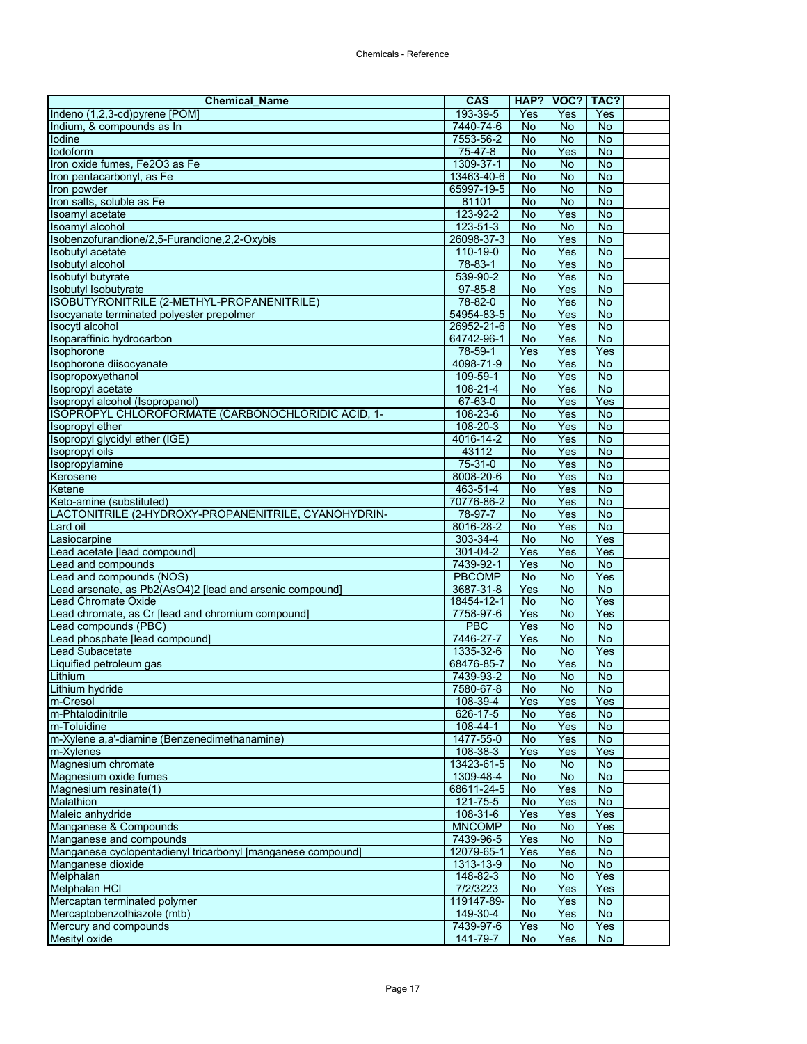| Chemical_Name | CAS | HAP? | VOC? | TAC? |
|---|---|---|---|---|
| Indeno (1,2,3-cd)pyrene [POM] | 193-39-5 | Yes | Yes | Yes |
| Indium, & compounds as In | 7440-74-6 | No | No | No |
| Iodine | 7553-56-2 | No | No | No |
| Iodoform | 75-47-8 | No | Yes | No |
| Iron oxide fumes, Fe2O3 as Fe | 1309-37-1 | No | No | No |
| Iron pentacarbonyl, as Fe | 13463-40-6 | No | No | No |
| Iron powder | 65997-19-5 | No | No | No |
| Iron salts, soluble as Fe | 81101 | No | No | No |
| Isoamyl acetate | 123-92-2 | No | Yes | No |
| Isoamyl alcohol | 123-51-3 | No | No | No |
| Isobenzofurandione/2,5-Furandione,2,2-Oxybis | 26098-37-3 | No | Yes | No |
| Isobutyl acetate | 110-19-0 | No | Yes | No |
| Isobutyl alcohol | 78-83-1 | No | Yes | No |
| Isobutyl butyrate | 539-90-2 | No | Yes | No |
| Isobutyl Isobutyrate | 97-85-8 | No | Yes | No |
| ISOBUTYRONITRILE (2-METHYL-PROPANENITRILE) | 78-82-0 | No | Yes | No |
| Isocyanate terminated polyester prepolmer | 54954-83-5 | No | Yes | No |
| Isocytl alcohol | 26952-21-6 | No | Yes | No |
| Isoparaffinic hydrocarbon | 64742-96-1 | No | Yes | No |
| Isophorone | 78-59-1 | Yes | Yes | Yes |
| Isophorone diisocyanate | 4098-71-9 | No | Yes | No |
| Isopropoxyethanol | 109-59-1 | No | Yes | No |
| Isopropyl acetate | 108-21-4 | No | Yes | No |
| Isopropyl alcohol (Isopropanol) | 67-63-0 | No | Yes | Yes |
| ISOPROPYL CHLOROFORMATE (CARBONOCHLORIDIC ACID, 1- | 108-23-6 | No | Yes | No |
| Isopropyl ether | 108-20-3 | No | Yes | No |
| Isopropyl glycidyl ether (IGE) | 4016-14-2 | No | Yes | No |
| Isopropyl oils | 43112 | No | Yes | No |
| Isopropylamine | 75-31-0 | No | Yes | No |
| Kerosene | 8008-20-6 | No | Yes | No |
| Ketene | 463-51-4 | No | Yes | No |
| Keto-amine (substituted) | 70776-86-2 | No | Yes | No |
| LACTONITRILE (2-HYDROXY-PROPANENITRILE, CYANOHYDRIN- | 78-97-7 | No | Yes | No |
| Lard oil | 8016-28-2 | No | Yes | No |
| Lasiocarpine | 303-34-4 | No | No | Yes |
| Lead acetate [lead compound] | 301-04-2 | Yes | Yes | Yes |
| Lead and compounds | 7439-92-1 | Yes | No | No |
| Lead and compounds (NOS) | PBCOMP | No | No | Yes |
| Lead arsenate, as Pb2(AsO4)2 [lead and arsenic compound] | 3687-31-8 | Yes | No | No |
| Lead Chromate Oxide | 18454-12-1 | No | No | Yes |
| Lead chromate, as Cr [lead and chromium compound] | 7758-97-6 | Yes | No | Yes |
| Lead compounds (PBC) | PBC | Yes | No | No |
| Lead phosphate [lead compound] | 7446-27-7 | Yes | No | No |
| Lead Subacetate | 1335-32-6 | No | No | Yes |
| Liquified petroleum gas | 68476-85-7 | No | Yes | No |
| Lithium | 7439-93-2 | No | No | No |
| Lithium hydride | 7580-67-8 | No | No | No |
| m-Cresol | 108-39-4 | Yes | Yes | Yes |
| m-Phtalodinitrile | 626-17-5 | No | Yes | No |
| m-Toluidine | 108-44-1 | No | Yes | No |
| m-Xylene a,a'-diamine (Benzenedimethanamine) | 1477-55-0 | No | Yes | No |
| m-Xylenes | 108-38-3 | Yes | Yes | Yes |
| Magnesium chromate | 13423-61-5 | No | No | No |
| Magnesium oxide fumes | 1309-48-4 | No | No | No |
| Magnesium resinate(1) | 68611-24-5 | No | Yes | No |
| Malathion | 121-75-5 | No | Yes | No |
| Maleic anhydride | 108-31-6 | Yes | Yes | Yes |
| Manganese & Compounds | MNCOMP | No | No | Yes |
| Manganese and compounds | 7439-96-5 | Yes | No | No |
| Manganese cyclopentadienyl tricarbonyl [manganese compound] | 12079-65-1 | Yes | Yes | No |
| Manganese dioxide | 1313-13-9 | No | No | No |
| Melphalan | 148-82-3 | No | No | Yes |
| Melphalan HCl | 7/2/3223 | No | Yes | Yes |
| Mercaptan terminated polymer | 119147-89- | No | Yes | No |
| Mercaptobenzothiazole (mtb) | 149-30-4 | No | Yes | No |
| Mercury and compounds | 7439-97-6 | Yes | No | Yes |
| Mesityl oxide | 141-79-7 | No | Yes | No |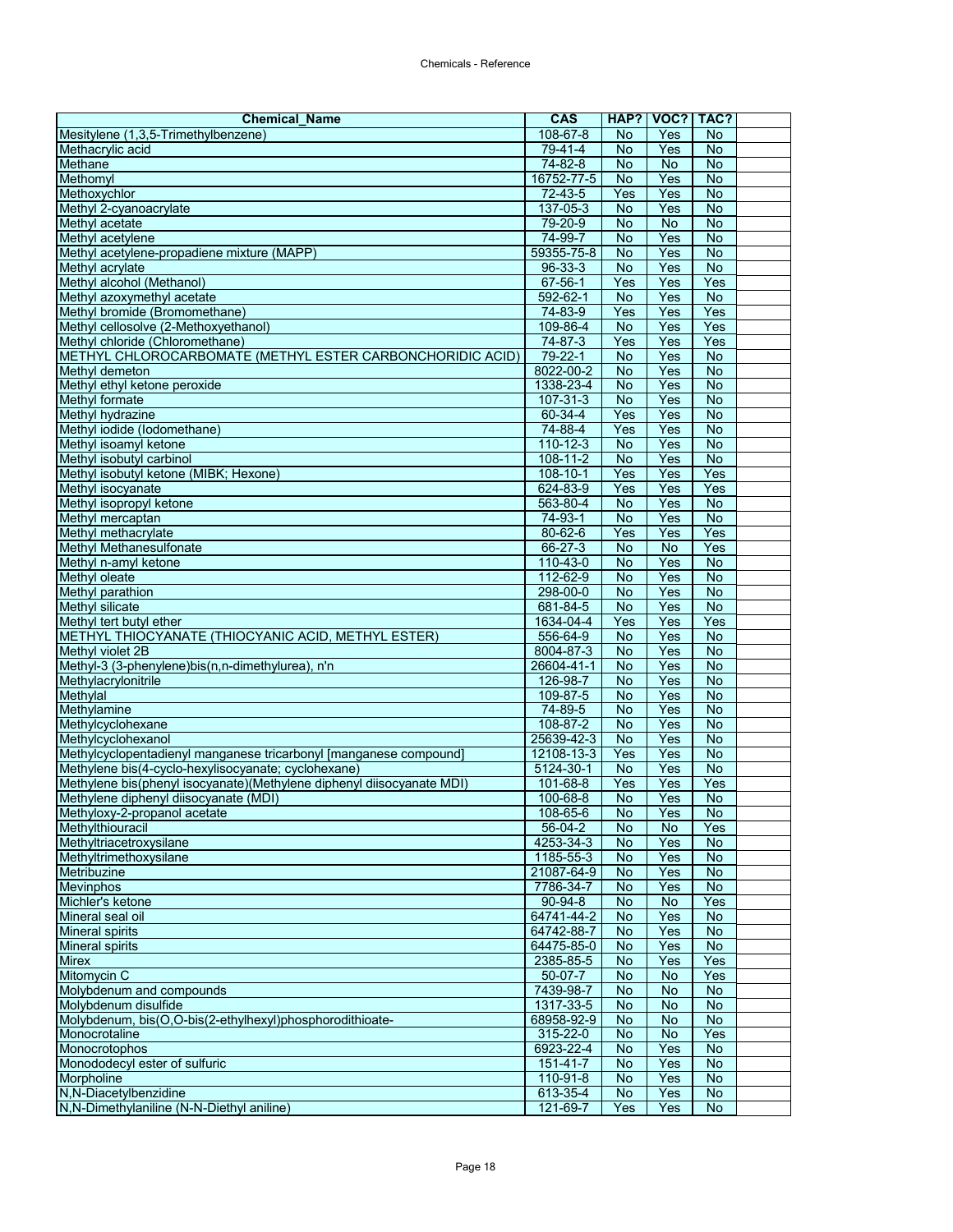| Chemical_Name | CAS | HAP? | VOC? | TAC? | |
|---|---|---|---|---|---|
| Mesitylene (1,3,5-Trimethylbenzene) | 108-67-8 | No | Yes | No | |
| Methacrylic acid | 79-41-4 | No | Yes | No | |
| Methane | 74-82-8 | No | No | No | |
| Methomyl | 16752-77-5 | No | Yes | No | |
| Methoxychlor | 72-43-5 | Yes | Yes | No | |
| Methyl 2-cyanoacrylate | 137-05-3 | No | Yes | No | |
| Methyl acetate | 79-20-9 | No | No | No | |
| Methyl acetylene | 74-99-7 | No | Yes | No | |
| Methyl acetylene-propadiene mixture (MAPP) | 59355-75-8 | No | Yes | No | |
| Methyl acrylate | 96-33-3 | No | Yes | No | |
| Methyl alcohol (Methanol) | 67-56-1 | Yes | Yes | Yes | |
| Methyl azoxymethyl acetate | 592-62-1 | No | Yes | No | |
| Methyl bromide (Bromomethane) | 74-83-9 | Yes | Yes | Yes | |
| Methyl cellosolve (2-Methoxyethanol) | 109-86-4 | No | Yes | Yes | |
| Methyl chloride (Chloromethane) | 74-87-3 | Yes | Yes | Yes | |
| METHYL CHLOROCARBOMATE (METHYL ESTER CARBONCHORIDIC ACID) | 79-22-1 | No | Yes | No | |
| Methyl demeton | 8022-00-2 | No | Yes | No | |
| Methyl ethyl ketone peroxide | 1338-23-4 | No | Yes | No | |
| Methyl formate | 107-31-3 | No | Yes | No | |
| Methyl hydrazine | 60-34-4 | Yes | Yes | No | |
| Methyl iodide (Iodomethane) | 74-88-4 | Yes | Yes | No | |
| Methyl isoamyl ketone | 110-12-3 | No | Yes | No | |
| Methyl isobutyl carbinol | 108-11-2 | No | Yes | No | |
| Methyl isobutyl ketone (MIBK; Hexone) | 108-10-1 | Yes | Yes | Yes | |
| Methyl isocyanate | 624-83-9 | Yes | Yes | Yes | |
| Methyl isopropyl ketone | 563-80-4 | No | Yes | No | |
| Methyl mercaptan | 74-93-1 | No | Yes | No | |
| Methyl methacrylate | 80-62-6 | Yes | Yes | Yes | |
| Methyl Methanesulfonate | 66-27-3 | No | No | Yes | |
| Methyl n-amyl ketone | 110-43-0 | No | Yes | No | |
| Methyl oleate | 112-62-9 | No | Yes | No | |
| Methyl parathion | 298-00-0 | No | Yes | No | |
| Methyl silicate | 681-84-5 | No | Yes | No | |
| Methyl tert butyl ether | 1634-04-4 | Yes | Yes | Yes | |
| METHYL THIOCYANATE (THIOCYANIC ACID, METHYL ESTER) | 556-64-9 | No | Yes | No | |
| Methyl violet 2B | 8004-87-3 | No | Yes | No | |
| Methyl-3 (3-phenylene)bis(n,n-dimethylurea), n'n | 26604-41-1 | No | Yes | No | |
| Methylacrylonitrile | 126-98-7 | No | Yes | No | |
| Methylal | 109-87-5 | No | Yes | No | |
| Methylamine | 74-89-5 | No | Yes | No | |
| Methylcyclohexane | 108-87-2 | No | Yes | No | |
| Methylcyclohexanol | 25639-42-3 | No | Yes | No | |
| Methylcyclopentadienyl manganese tricarbonyl [manganese compound] | 12108-13-3 | Yes | Yes | No | |
| Methylene bis(4-cyclo-hexylisocyanate; cyclohexane) | 5124-30-1 | No | Yes | No | |
| Methylene bis(phenyl isocyanate)(Methylene diphenyl diisocyanate MDI) | 101-68-8 | Yes | Yes | Yes | |
| Methylene diphenyl diisocyanate (MDI) | 100-68-8 | No | Yes | No | |
| Methyloxy-2-propanol acetate | 108-65-6 | No | Yes | No | |
| Methylthiouracil | 56-04-2 | No | No | Yes | |
| Methyltriacetroxysilane | 4253-34-3 | No | Yes | No | |
| Methyltrimethoxysilane | 1185-55-3 | No | Yes | No | |
| Metribuzine | 21087-64-9 | No | Yes | No | |
| Mevinphos | 7786-34-7 | No | Yes | No | |
| Michler's ketone | 90-94-8 | No | No | Yes | |
| Mineral seal oil | 64741-44-2 | No | Yes | No | |
| Mineral spirits | 64742-88-7 | No | Yes | No | |
| Mineral spirits | 64475-85-0 | No | Yes | No | |
| Mirex | 2385-85-5 | No | Yes | Yes | |
| Mitomycin C | 50-07-7 | No | No | Yes | |
| Molybdenum and compounds | 7439-98-7 | No | No | No | |
| Molybdenum disulfide | 1317-33-5 | No | No | No | |
| Molybdenum, bis(O,O-bis(2-ethylhexyl)phosphorodithioate- | 68958-92-9 | No | No | No | |
| Monocrotaline | 315-22-0 | No | No | Yes | |
| Monocrotophos | 6923-22-4 | No | Yes | No | |
| Monododecyl ester of sulfuric | 151-41-7 | No | Yes | No | |
| Morpholine | 110-91-8 | No | Yes | No | |
| N,N-Diacetylbenzidine | 613-35-4 | No | Yes | No | |
| N,N-Dimethylaniline (N-N-Diethyl aniline) | 121-69-7 | Yes | Yes | No | |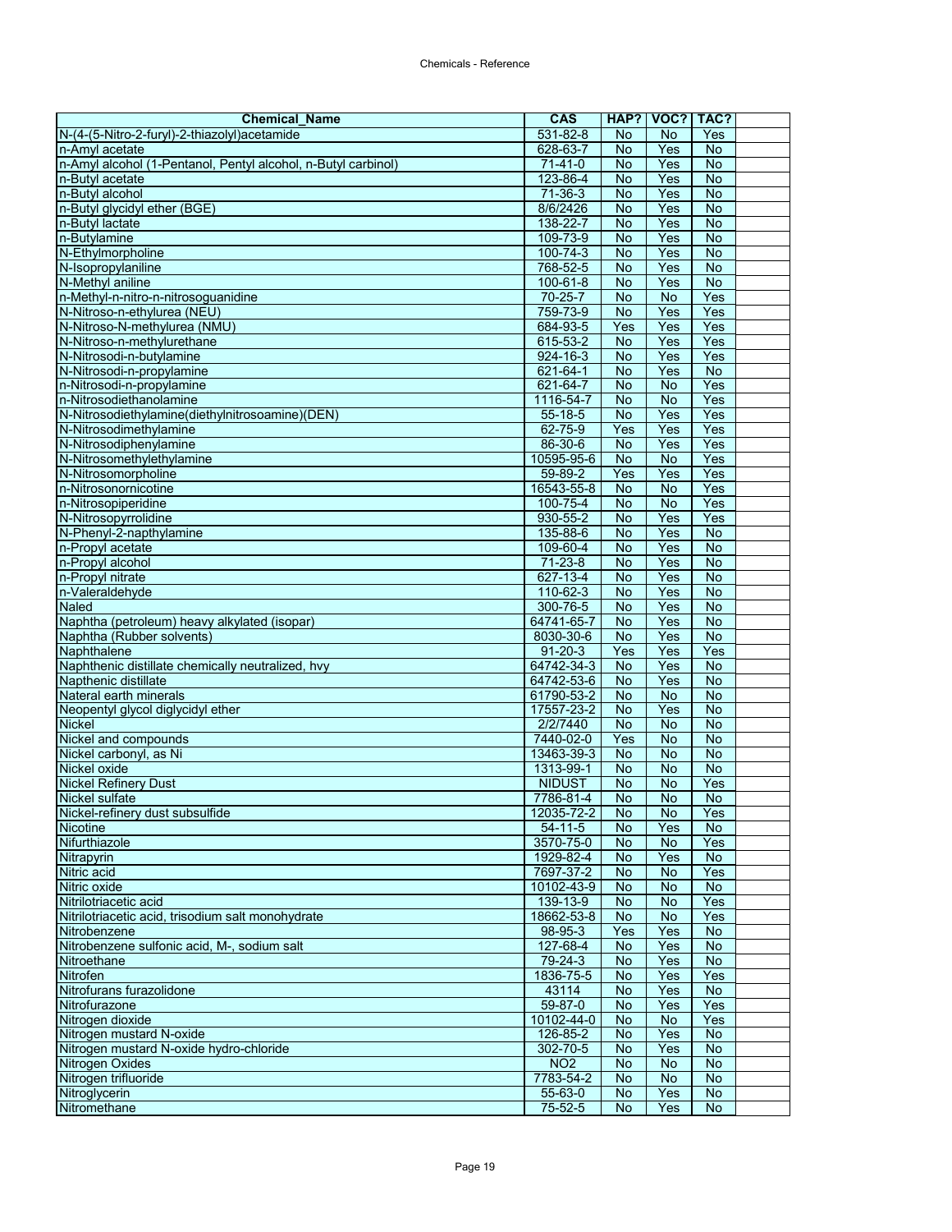| Chemical_Name | CAS | HAP? | VOC? | TAC? |  |
|---|---|---|---|---|---|
| N-(4-(5-Nitro-2-furyl)-2-thiazolyl)acetamide | 531-82-8 | No | No | Yes |  |
| n-Amyl acetate | 628-63-7 | No | Yes | No |  |
| n-Amyl alcohol (1-Pentanol, Pentyl alcohol, n-Butyl carbinol) | 71-41-0 | No | Yes | No |  |
| n-Butyl acetate | 123-86-4 | No | Yes | No |  |
| n-Butyl alcohol | 71-36-3 | No | Yes | No |  |
| n-Butyl glycidyl ether (BGE) | 8/6/2426 | No | Yes | No |  |
| n-Butyl lactate | 138-22-7 | No | Yes | No |  |
| n-Butylamine | 109-73-9 | No | Yes | No |  |
| N-Ethylmorpholine | 100-74-3 | No | Yes | No |  |
| N-Isopropylaniline | 768-52-5 | No | Yes | No |  |
| N-Methyl aniline | 100-61-8 | No | Yes | No |  |
| n-Methyl-n-nitro-n-nitrosoguanidine | 70-25-7 | No | No | Yes |  |
| N-Nitroso-n-ethylurea (NEU) | 759-73-9 | No | Yes | Yes |  |
| N-Nitroso-N-methylurea (NMU) | 684-93-5 | Yes | Yes | Yes |  |
| N-Nitroso-n-methylurethane | 615-53-2 | No | Yes | Yes |  |
| N-Nitrosodi-n-butylamine | 924-16-3 | No | Yes | Yes |  |
| N-Nitrosodi-n-propylamine | 621-64-1 | No | Yes | No |  |
| n-Nitrosodi-n-propylamine | 621-64-7 | No | No | Yes |  |
| n-Nitrosodiethanolamine | 1116-54-7 | No | No | Yes |  |
| N-Nitrosodiethylamine(diethylnitrosoamine)(DEN) | 55-18-5 | No | Yes | Yes |  |
| N-Nitrosodimethylamine | 62-75-9 | Yes | Yes | Yes |  |
| N-Nitrosodiphenylamine | 86-30-6 | No | Yes | Yes |  |
| N-Nitrosomethylethylamine | 10595-95-6 | No | No | Yes |  |
| N-Nitrosomorpholine | 59-89-2 | Yes | Yes | Yes |  |
| n-Nitrosonornicotine | 16543-55-8 | No | No | Yes |  |
| n-Nitrosopiperidine | 100-75-4 | No | No | Yes |  |
| N-Nitrosopyrrolidine | 930-55-2 | No | Yes | Yes |  |
| N-Phenyl-2-napthylamine | 135-88-6 | No | Yes | No |  |
| n-Propyl acetate | 109-60-4 | No | Yes | No |  |
| n-Propyl alcohol | 71-23-8 | No | Yes | No |  |
| n-Propyl nitrate | 627-13-4 | No | Yes | No |  |
| n-Valeraldehyde | 110-62-3 | No | Yes | No |  |
| Naled | 300-76-5 | No | Yes | No |  |
| Naphtha (petroleum) heavy alkylated (isopar) | 64741-65-7 | No | Yes | No |  |
| Naphtha (Rubber solvents) | 8030-30-6 | No | Yes | No |  |
| Naphthalene | 91-20-3 | Yes | Yes | Yes |  |
| Naphthenic distillate chemically neutralized, hvy | 64742-34-3 | No | Yes | No |  |
| Napthenic distillate | 64742-53-6 | No | Yes | No |  |
| Nateral earth minerals | 61790-53-2 | No | No | No |  |
| Neopentyl glycol diglycidyl ether | 17557-23-2 | No | Yes | No |  |
| Nickel | 2/2/7440 | No | No | No |  |
| Nickel and compounds | 7440-02-0 | Yes | No | No |  |
| Nickel carbonyl, as Ni | 13463-39-3 | No | No | No |  |
| Nickel oxide | 1313-99-1 | No | No | No |  |
| Nickel Refinery Dust | NIDUST | No | No | Yes |  |
| Nickel sulfate | 7786-81-4 | No | No | No |  |
| Nickel-refinery dust subsulfide | 12035-72-2 | No | No | Yes |  |
| Nicotine | 54-11-5 | No | Yes | No |  |
| Nifurthiazole | 3570-75-0 | No | No | Yes |  |
| Nitrapyrin | 1929-82-4 | No | Yes | No |  |
| Nitric acid | 7697-37-2 | No | No | Yes |  |
| Nitric oxide | 10102-43-9 | No | No | No |  |
| Nitrilotriacetic acid | 139-13-9 | No | No | Yes |  |
| Nitrilotriacetic acid, trisodium salt monohydrate | 18662-53-8 | No | No | Yes |  |
| Nitrobenzene | 98-95-3 | Yes | Yes | No |  |
| Nitrobenzene sulfonic acid, M-, sodium salt | 127-68-4 | No | Yes | No |  |
| Nitroethane | 79-24-3 | No | Yes | No |  |
| Nitrofen | 1836-75-5 | No | Yes | Yes |  |
| Nitrofurans furazolidone | 43114 | No | Yes | No |  |
| Nitrofurazone | 59-87-0 | No | Yes | Yes |  |
| Nitrogen dioxide | 10102-44-0 | No | No | Yes |  |
| Nitrogen mustard N-oxide | 126-85-2 | No | Yes | No |  |
| Nitrogen mustard N-oxide hydro-chloride | 302-70-5 | No | Yes | No |  |
| Nitrogen Oxides | NO2 | No | No | No |  |
| Nitrogen trifluoride | 7783-54-2 | No | No | No |  |
| Nitroglycerin | 55-63-0 | No | Yes | No |  |
| Nitromethane | 75-52-5 | No | Yes | No |  |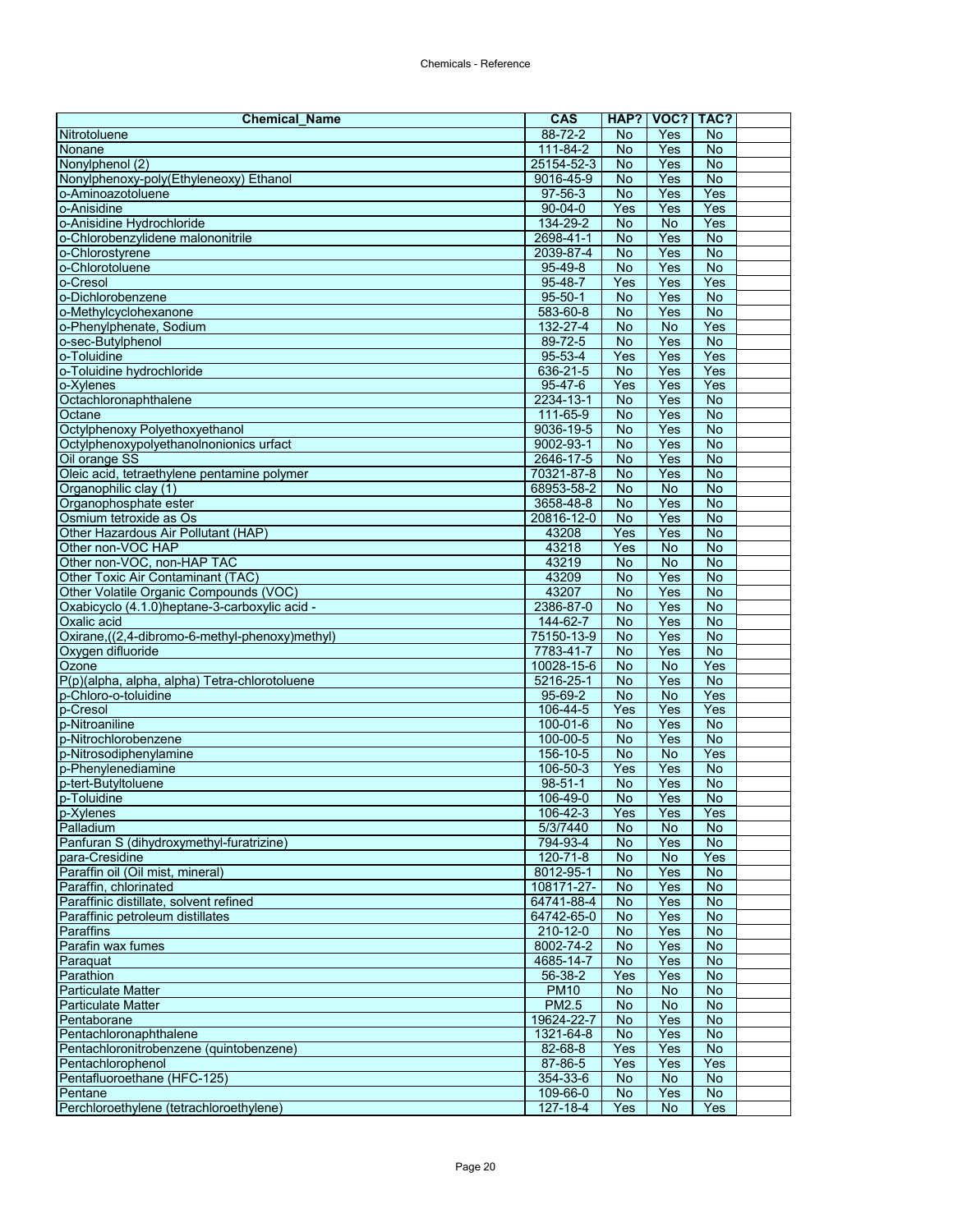| Chemical_Name | CAS | HAP? | VOC? | TAC? |
|---|---|---|---|---|
| Nitrotoluene | 88-72-2 | No | Yes | No |
| Nonane | 111-84-2 | No | Yes | No |
| Nonylphenol (2) | 25154-52-3 | No | Yes | No |
| Nonylphenoxy-poly(Ethyleneoxy) Ethanol | 9016-45-9 | No | Yes | No |
| o-Aminoazotoluene | 97-56-3 | No | Yes | Yes |
| o-Anisidine | 90-04-0 | Yes | Yes | Yes |
| o-Anisidine Hydrochloride | 134-29-2 | No | No | Yes |
| o-Chlorobenzylidene malononitrile | 2698-41-1 | No | Yes | No |
| o-Chlorostyrene | 2039-87-4 | No | Yes | No |
| o-Chlorotoluene | 95-49-8 | No | Yes | No |
| o-Cresol | 95-48-7 | Yes | Yes | Yes |
| o-Dichlorobenzene | 95-50-1 | No | Yes | No |
| o-Methylcyclohexanone | 583-60-8 | No | Yes | No |
| o-Phenylphenate, Sodium | 132-27-4 | No | No | Yes |
| o-sec-Butylphenol | 89-72-5 | No | Yes | No |
| o-Toluidine | 95-53-4 | Yes | Yes | Yes |
| o-Toluidine hydrochloride | 636-21-5 | No | Yes | Yes |
| o-Xylenes | 95-47-6 | Yes | Yes | Yes |
| Octachloronaphthalene | 2234-13-1 | No | Yes | No |
| Octane | 111-65-9 | No | Yes | No |
| Octylphenoxy Polyethoxyethanol | 9036-19-5 | No | Yes | No |
| Octylphenoxypolyethanolnonionics urfact | 9002-93-1 | No | Yes | No |
| Oil orange SS | 2646-17-5 | No | Yes | No |
| Oleic acid, tetraethylene pentamine polymer | 70321-87-8 | No | Yes | No |
| Organophilic clay (1) | 68953-58-2 | No | No | No |
| Organophosphate ester | 3658-48-8 | No | Yes | No |
| Osmium tetroxide as Os | 20816-12-0 | No | Yes | No |
| Other Hazardous Air Pollutant (HAP) | 43208 | Yes | Yes | No |
| Other non-VOC HAP | 43218 | Yes | No | No |
| Other non-VOC, non-HAP TAC | 43219 | No | No | No |
| Other Toxic Air Contaminant (TAC) | 43209 | No | Yes | No |
| Other Volatile Organic Compounds (VOC) | 43207 | No | Yes | No |
| Oxabicyclo (4.1.0)heptane-3-carboxylic acid - | 2386-87-0 | No | Yes | No |
| Oxalic acid | 144-62-7 | No | Yes | No |
| Oxirane,((2,4-dibromo-6-methyl-phenoxy)methyl) | 75150-13-9 | No | Yes | No |
| Oxygen difluoride | 7783-41-7 | No | Yes | No |
| Ozone | 10028-15-6 | No | No | Yes |
| P(p)(alpha, alpha, alpha) Tetra-chlorotoluene | 5216-25-1 | No | Yes | No |
| p-Chloro-o-toluidine | 95-69-2 | No | No | Yes |
| p-Cresol | 106-44-5 | Yes | Yes | Yes |
| p-Nitroaniline | 100-01-6 | No | Yes | No |
| p-Nitrochlorobenzene | 100-00-5 | No | Yes | No |
| p-Nitrosodiphenylamine | 156-10-5 | No | No | Yes |
| p-Phenylenediamine | 106-50-3 | Yes | Yes | No |
| p-tert-Butyltoluene | 98-51-1 | No | Yes | No |
| p-Toluidine | 106-49-0 | No | Yes | No |
| p-Xylenes | 106-42-3 | Yes | Yes | Yes |
| Palladium | 5/3/7440 | No | No | No |
| Panfuran S (dihydroxymethyl-furatrizine) | 794-93-4 | No | Yes | No |
| para-Cresidine | 120-71-8 | No | No | Yes |
| Paraffin oil (Oil mist, mineral) | 8012-95-1 | No | Yes | No |
| Paraffin, chlorinated | 108171-27- | No | Yes | No |
| Paraffinic distillate, solvent refined | 64741-88-4 | No | Yes | No |
| Paraffinic petroleum distillates | 64742-65-0 | No | Yes | No |
| Paraffins | 210-12-0 | No | Yes | No |
| Parafin wax fumes | 8002-74-2 | No | Yes | No |
| Paraquat | 4685-14-7 | No | Yes | No |
| Parathion | 56-38-2 | Yes | Yes | No |
| Particulate Matter | PM10 | No | No | No |
| Particulate Matter | PM2.5 | No | No | No |
| Pentaborane | 19624-22-7 | No | Yes | No |
| Pentachloronaphthalene | 1321-64-8 | No | Yes | No |
| Pentachloronitrobenzene (quintobenzene) | 82-68-8 | Yes | Yes | No |
| Pentachlorophenol | 87-86-5 | Yes | Yes | Yes |
| Pentafluoroethane (HFC-125) | 354-33-6 | No | No | No |
| Pentane | 109-66-0 | No | Yes | No |
| Perchloroethylene (tetrachloroethylene) | 127-18-4 | Yes | No | Yes |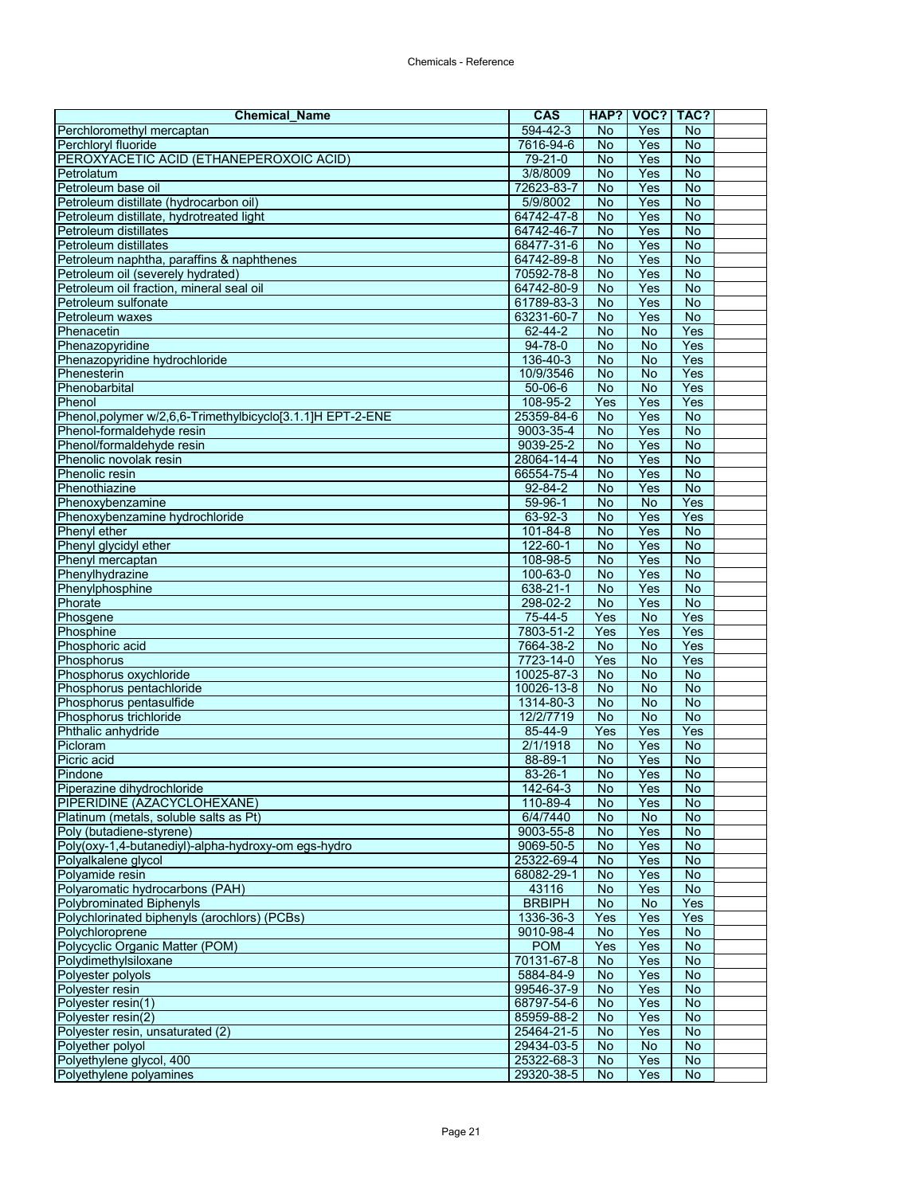| Chemical_Name | CAS | HAP? | VOC? | TAC? |  |
|---|---|---|---|---|---|
| Perchloromethyl mercaptan | 594-42-3 | No | Yes | No |  |
| Perchloryl fluoride | 7616-94-6 | No | Yes | No |  |
| PEROXYACETIC ACID (ETHANEPEROXOIC ACID) | 79-21-0 | No | Yes | No |  |
| Petrolatum | 3/8/8009 | No | Yes | No |  |
| Petroleum base oil | 72623-83-7 | No | Yes | No |  |
| Petroleum distillate (hydrocarbon oil) | 5/9/8002 | No | Yes | No |  |
| Petroleum distillate, hydrotreated light | 64742-47-8 | No | Yes | No |  |
| Petroleum distillates | 64742-46-7 | No | Yes | No |  |
| Petroleum distillates | 68477-31-6 | No | Yes | No |  |
| Petroleum naphtha, paraffins & naphthenes | 64742-89-8 | No | Yes | No |  |
| Petroleum oil (severely hydrated) | 70592-78-8 | No | Yes | No |  |
| Petroleum oil fraction, mineral seal oil | 64742-80-9 | No | Yes | No |  |
| Petroleum sulfonate | 61789-83-3 | No | Yes | No |  |
| Petroleum waxes | 63231-60-7 | No | Yes | No |  |
| Phenacetin | 62-44-2 | No | No | Yes |  |
| Phenazopyridine | 94-78-0 | No | No | Yes |  |
| Phenazopyridine hydrochloride | 136-40-3 | No | No | Yes |  |
| Phenesterin | 10/9/3546 | No | No | Yes |  |
| Phenobarbital | 50-06-6 | No | No | Yes |  |
| Phenol | 108-95-2 | Yes | Yes | Yes |  |
| Phenol,polymer w/2,6,6-Trimethylbicyclo[3.1.1]H EPT-2-ENE | 25359-84-6 | No | Yes | No |  |
| Phenol-formaldehyde resin | 9003-35-4 | No | Yes | No |  |
| Phenol/formaldehyde resin | 9039-25-2 | No | Yes | No |  |
| Phenolic novolak resin | 28064-14-4 | No | Yes | No |  |
| Phenolic resin | 66554-75-4 | No | Yes | No |  |
| Phenothiazine | 92-84-2 | No | Yes | No |  |
| Phenoxybenzamine | 59-96-1 | No | No | Yes |  |
| Phenoxybenzamine hydrochloride | 63-92-3 | No | Yes | Yes |  |
| Phenyl ether | 101-84-8 | No | Yes | No |  |
| Phenyl glycidyl ether | 122-60-1 | No | Yes | No |  |
| Phenyl mercaptan | 108-98-5 | No | Yes | No |  |
| Phenylhydrazine | 100-63-0 | No | Yes | No |  |
| Phenylphosphine | 638-21-1 | No | Yes | No |  |
| Phorate | 298-02-2 | No | Yes | No |  |
| Phosgene | 75-44-5 | Yes | No | Yes |  |
| Phosphine | 7803-51-2 | Yes | Yes | Yes |  |
| Phosphoric acid | 7664-38-2 | No | No | Yes |  |
| Phosphorus | 7723-14-0 | Yes | No | Yes |  |
| Phosphorus oxychloride | 10025-87-3 | No | No | No |  |
| Phosphorus pentachloride | 10026-13-8 | No | No | No |  |
| Phosphorus pentasulfide | 1314-80-3 | No | No | No |  |
| Phosphorus trichloride | 12/2/7719 | No | No | No |  |
| Phthalic anhydride | 85-44-9 | Yes | Yes | Yes |  |
| Picloram | 2/1/1918 | No | Yes | No |  |
| Picric acid | 88-89-1 | No | Yes | No |  |
| Pindone | 83-26-1 | No | Yes | No |  |
| Piperazine dihydrochloride | 142-64-3 | No | Yes | No |  |
| PIPERIDINE (AZACYCLOHEXANE) | 110-89-4 | No | Yes | No |  |
| Platinum (metals, soluble salts as Pt) | 6/4/7440 | No | No | No |  |
| Poly (butadiene-styrene) | 9003-55-8 | No | Yes | No |  |
| Poly(oxy-1,4-butanediyl)-alpha-hydroxy-om egs-hydro | 9069-50-5 | No | Yes | No |  |
| Polyalkalene glycol | 25322-69-4 | No | Yes | No |  |
| Polyamide resin | 68082-29-1 | No | Yes | No |  |
| Polyaromatic hydrocarbons (PAH) | 43116 | No | Yes | No |  |
| Polybrominated Biphenyls | BRBIPH | No | No | Yes |  |
| Polychlorinated biphenyls (arochlors) (PCBs) | 1336-36-3 | Yes | Yes | Yes |  |
| Polychloroprene | 9010-98-4 | No | Yes | No |  |
| Polycyclic Organic Matter (POM) | POM | Yes | Yes | No |  |
| Polydimethylsiloxane | 70131-67-8 | No | Yes | No |  |
| Polyester polyols | 5884-84-9 | No | Yes | No |  |
| Polyester resin | 99546-37-9 | No | Yes | No |  |
| Polyester resin(1) | 68797-54-6 | No | Yes | No |  |
| Polyester resin(2) | 85959-88-2 | No | Yes | No |  |
| Polyester resin, unsaturated (2) | 25464-21-5 | No | Yes | No |  |
| Polyether polyol | 29434-03-5 | No | No | No |  |
| Polyethylene glycol, 400 | 25322-68-3 | No | Yes | No |  |
| Polyethylene polyamines | 29320-38-5 | No | Yes | No |  |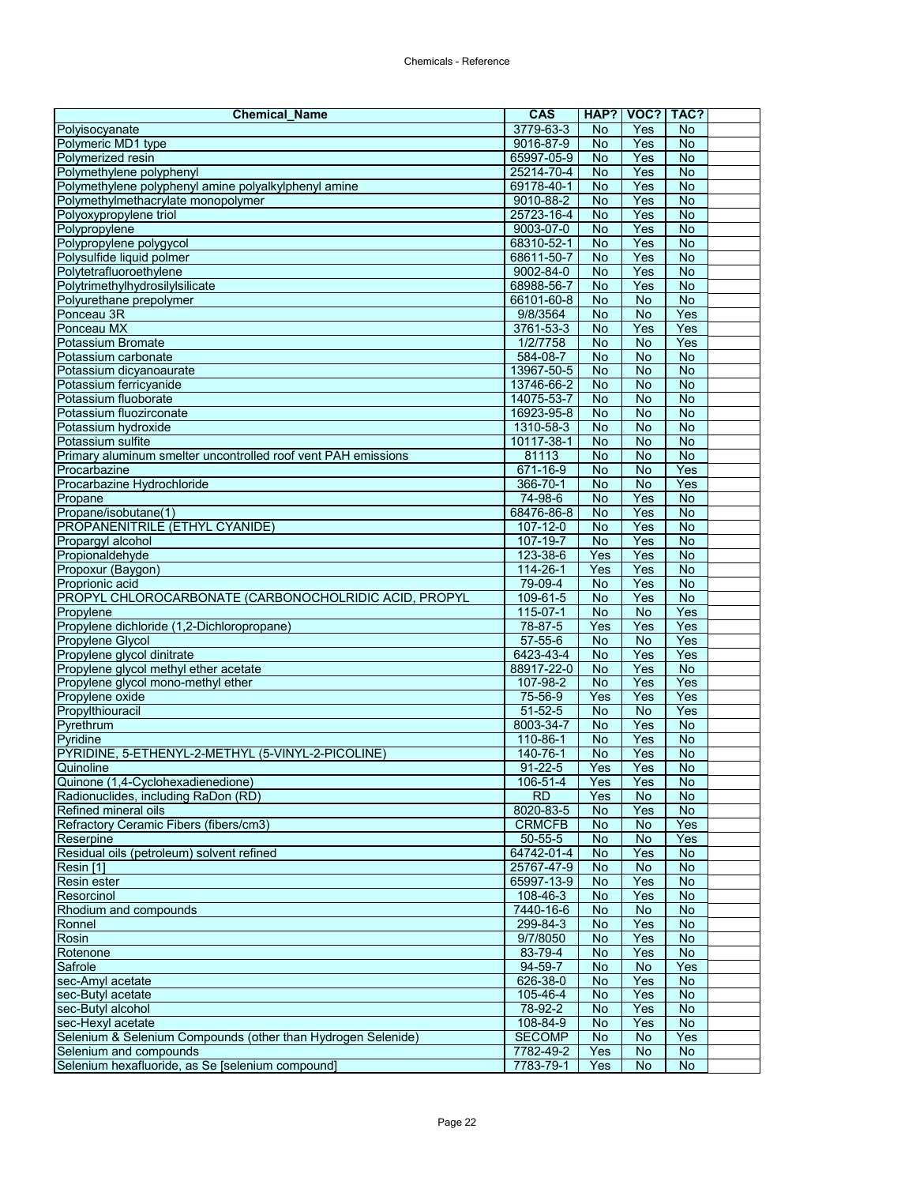| Chemical_Name | CAS | HAP? | VOC? | TAC? | |
|---|---|---|---|---|---|
| Polyisocyanate | 3779-63-3 | No | Yes | No | |
| Polymeric MD1 type | 9016-87-9 | No | Yes | No | |
| Polymerized resin | 65997-05-9 | No | Yes | No | |
| Polymethylene polyphenyl | 25214-70-4 | No | Yes | No | |
| Polymethylene polyphenyl amine polyalkylphenyl amine | 69178-40-1 | No | Yes | No | |
| Polymethylmethacrylate monopolymer | 9010-88-2 | No | Yes | No | |
| Polyoxypropylene triol | 25723-16-4 | No | Yes | No | |
| Polypropylene | 9003-07-0 | No | Yes | No | |
| Polypropylene polygycol | 68310-52-1 | No | Yes | No | |
| Polysulfide liquid polmer | 68611-50-7 | No | Yes | No | |
| Polytetrafluoroethylene | 9002-84-0 | No | Yes | No | |
| Polytrimethylhydrosilylsilicate | 68988-56-7 | No | Yes | No | |
| Polyurethane prepolymer | 66101-60-8 | No | No | No | |
| Ponceau 3R | 9/8/3564 | No | No | Yes | |
| Ponceau MX | 3761-53-3 | No | Yes | Yes | |
| Potassium Bromate | 1/2/7758 | No | No | Yes | |
| Potassium carbonate | 584-08-7 | No | No | No | |
| Potassium dicyanoaurate | 13967-50-5 | No | No | No | |
| Potassium ferricyanide | 13746-66-2 | No | No | No | |
| Potassium fluoborate | 14075-53-7 | No | No | No | |
| Potassium fluozirconate | 16923-95-8 | No | No | No | |
| Potassium hydroxide | 1310-58-3 | No | No | No | |
| Potassium sulfite | 10117-38-1 | No | No | No | |
| Primary aluminum smelter uncontrolled roof vent PAH emissions | 81113 | No | No | No | |
| Procarbazine | 671-16-9 | No | No | Yes | |
| Procarbazine Hydrochloride | 366-70-1 | No | No | Yes | |
| Propane | 74-98-6 | No | Yes | No | |
| Propane/isobutane(1) | 68476-86-8 | No | Yes | No | |
| PROPANENITRILE (ETHYL CYANIDE) | 107-12-0 | No | Yes | No | |
| Propargyl alcohol | 107-19-7 | No | Yes | No | |
| Propionaldehyde | 123-38-6 | Yes | Yes | No | |
| Propoxur (Baygon) | 114-26-1 | Yes | Yes | No | |
| Proprionic acid | 79-09-4 | No | Yes | No | |
| PROPYL CHLOROCARBONATE (CARBONOCHOLRIDIC ACID, PROPYL | 109-61-5 | No | Yes | No | |
| Propylene | 115-07-1 | No | No | Yes | |
| Propylene dichloride (1,2-Dichloropropane) | 78-87-5 | Yes | Yes | Yes | |
| Propylene Glycol | 57-55-6 | No | No | Yes | |
| Propylene glycol dinitrate | 6423-43-4 | No | Yes | Yes | |
| Propylene glycol methyl ether acetate | 88917-22-0 | No | Yes | No | |
| Propylene glycol mono-methyl ether | 107-98-2 | No | Yes | Yes | |
| Propylene oxide | 75-56-9 | Yes | Yes | Yes | |
| Propylthiouracil | 51-52-5 | No | No | Yes | |
| Pyrethrum | 8003-34-7 | No | Yes | No | |
| Pyridine | 110-86-1 | No | Yes | No | |
| PYRIDINE, 5-ETHENYL-2-METHYL (5-VINYL-2-PICOLINE) | 140-76-1 | No | Yes | No | |
| Quinoline | 91-22-5 | Yes | Yes | No | |
| Quinone (1,4-Cyclohexadienedione) | 106-51-4 | Yes | Yes | No | |
| Radionuclides, including RaDon (RD) | RD | Yes | No | No | |
| Refined mineral oils | 8020-83-5 | No | Yes | No | |
| Refractory Ceramic Fibers (fibers/cm3) | CRMCFB | No | No | Yes | |
| Reserpine | 50-55-5 | No | No | Yes | |
| Residual oils (petroleum) solvent refined | 64742-01-4 | No | Yes | No | |
| Resin [1] | 25767-47-9 | No | No | No | |
| Resin ester | 65997-13-9 | No | Yes | No | |
| Resorcinol | 108-46-3 | No | Yes | No | |
| Rhodium and compounds | 7440-16-6 | No | No | No | |
| Ronnel | 299-84-3 | No | Yes | No | |
| Rosin | 9/7/8050 | No | Yes | No | |
| Rotenone | 83-79-4 | No | Yes | No | |
| Safrole | 94-59-7 | No | No | Yes | |
| sec-Amyl acetate | 626-38-0 | No | Yes | No | |
| sec-Butyl acetate | 105-46-4 | No | Yes | No | |
| sec-Butyl alcohol | 78-92-2 | No | Yes | No | |
| sec-Hexyl acetate | 108-84-9 | No | Yes | No | |
| Selenium & Selenium Compounds (other than Hydrogen Selenide) | SECOMP | No | No | Yes | |
| Selenium and compounds | 7782-49-2 | Yes | No | No | |
| Selenium hexafluoride, as Se [selenium compound] | 7783-79-1 | Yes | No | No | |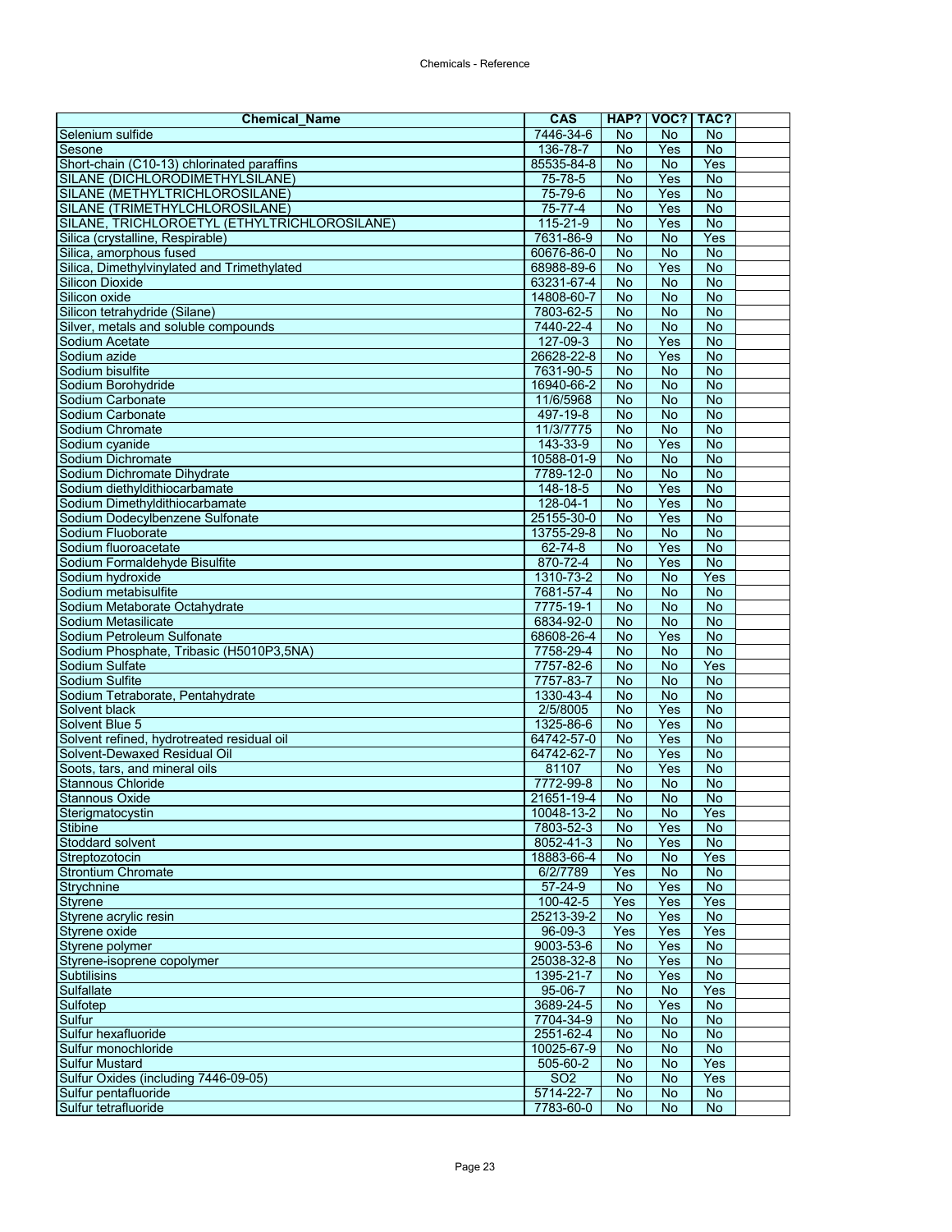| Chemical_Name | CAS | HAP? | VOC? | TAC? |  |
|---|---|---|---|---|---|
| Selenium sulfide | 7446-34-6 | No | No | No |  |
| Sesone | 136-78-7 | No | Yes | No |  |
| Short-chain (C10-13) chlorinated paraffins | 85535-84-8 | No | No | Yes |  |
| SILANE (DICHLORODIMETHYLSILANE) | 75-78-5 | No | Yes | No |  |
| SILANE (METHYLTRICHLOROSILANE) | 75-79-6 | No | Yes | No |  |
| SILANE (TRIMETHYLCHLOROSILANE) | 75-77-4 | No | Yes | No |  |
| SILANE, TRICHLOROETYL (ETHYLTRICHLOROSILANE) | 115-21-9 | No | Yes | No |  |
| Silica (crystalline, Respirable) | 7631-86-9 | No | No | Yes |  |
| Silica, amorphous fused | 60676-86-0 | No | No | No |  |
| Silica, Dimethylvinylated and Trimethylated | 68988-89-6 | No | Yes | No |  |
| Silicon Dioxide | 63231-67-4 | No | No | No |  |
| Silicon oxide | 14808-60-7 | No | No | No |  |
| Silicon tetrahydride (Silane) | 7803-62-5 | No | No | No |  |
| Silver, metals and soluble compounds | 7440-22-4 | No | No | No |  |
| Sodium Acetate | 127-09-3 | No | Yes | No |  |
| Sodium azide | 26628-22-8 | No | Yes | No |  |
| Sodium bisulfite | 7631-90-5 | No | No | No |  |
| Sodium Borohydride | 16940-66-2 | No | No | No |  |
| Sodium Carbonate | 11/6/5968 | No | No | No |  |
| Sodium Carbonate | 497-19-8 | No | No | No |  |
| Sodium Chromate | 11/3/7775 | No | No | No |  |
| Sodium cyanide | 143-33-9 | No | Yes | No |  |
| Sodium Dichromate | 10588-01-9 | No | No | No |  |
| Sodium Dichromate Dihydrate | 7789-12-0 | No | No | No |  |
| Sodium diethyldithiocarbamate | 148-18-5 | No | Yes | No |  |
| Sodium Dimethyldithiocarbamate | 128-04-1 | No | Yes | No |  |
| Sodium Dodecylbenzene Sulfonate | 25155-30-0 | No | Yes | No |  |
| Sodium Fluoborate | 13755-29-8 | No | No | No |  |
| Sodium fluoroacetate | 62-74-8 | No | Yes | No |  |
| Sodium Formaldehyde Bisulfite | 870-72-4 | No | Yes | No |  |
| Sodium hydroxide | 1310-73-2 | No | No | Yes |  |
| Sodium metabisulfite | 7681-57-4 | No | No | No |  |
| Sodium Metaborate Octahydrate | 7775-19-1 | No | No | No |  |
| Sodium Metasilicate | 6834-92-0 | No | No | No |  |
| Sodium Petroleum Sulfonate | 68608-26-4 | No | Yes | No |  |
| Sodium Phosphate, Tribasic (H5010P3,5NA) | 7758-29-4 | No | No | No |  |
| Sodium Sulfate | 7757-82-6 | No | No | Yes |  |
| Sodium Sulfite | 7757-83-7 | No | No | No |  |
| Sodium Tetraborate, Pentahydrate | 1330-43-4 | No | No | No |  |
| Solvent black | 2/5/8005 | No | Yes | No |  |
| Solvent Blue 5 | 1325-86-6 | No | Yes | No |  |
| Solvent refined, hydrotreated residual oil | 64742-57-0 | No | Yes | No |  |
| Solvent-Dewaxed Residual Oil | 64742-62-7 | No | Yes | No |  |
| Soots, tars, and mineral oils | 81107 | No | Yes | No |  |
| Stannous Chloride | 7772-99-8 | No | No | No |  |
| Stannous Oxide | 21651-19-4 | No | No | No |  |
| Sterigmatocystin | 10048-13-2 | No | No | Yes |  |
| Stibine | 7803-52-3 | No | Yes | No |  |
| Stoddard solvent | 8052-41-3 | No | Yes | No |  |
| Streptozotocin | 18883-66-4 | No | No | Yes |  |
| Strontium Chromate | 6/2/7789 | Yes | No | No |  |
| Strychnine | 57-24-9 | No | Yes | No |  |
| Styrene | 100-42-5 | Yes | Yes | Yes |  |
| Styrene acrylic resin | 25213-39-2 | No | Yes | No |  |
| Styrene oxide | 96-09-3 | Yes | Yes | Yes |  |
| Styrene polymer | 9003-53-6 | No | Yes | No |  |
| Styrene-isoprene copolymer | 25038-32-8 | No | Yes | No |  |
| Subtilisins | 1395-21-7 | No | Yes | No |  |
| Sulfallate | 95-06-7 | No | No | Yes |  |
| Sulfotep | 3689-24-5 | No | Yes | No |  |
| Sulfur | 7704-34-9 | No | No | No |  |
| Sulfur hexafluoride | 2551-62-4 | No | No | No |  |
| Sulfur monochloride | 10025-67-9 | No | No | No |  |
| Sulfur Mustard | 505-60-2 | No | No | Yes |  |
| Sulfur Oxides (including 7446-09-05) | SO2 | No | No | Yes |  |
| Sulfur pentafluoride | 5714-22-7 | No | No | No |  |
| Sulfur tetrafluoride | 7783-60-0 | No | No | No |  |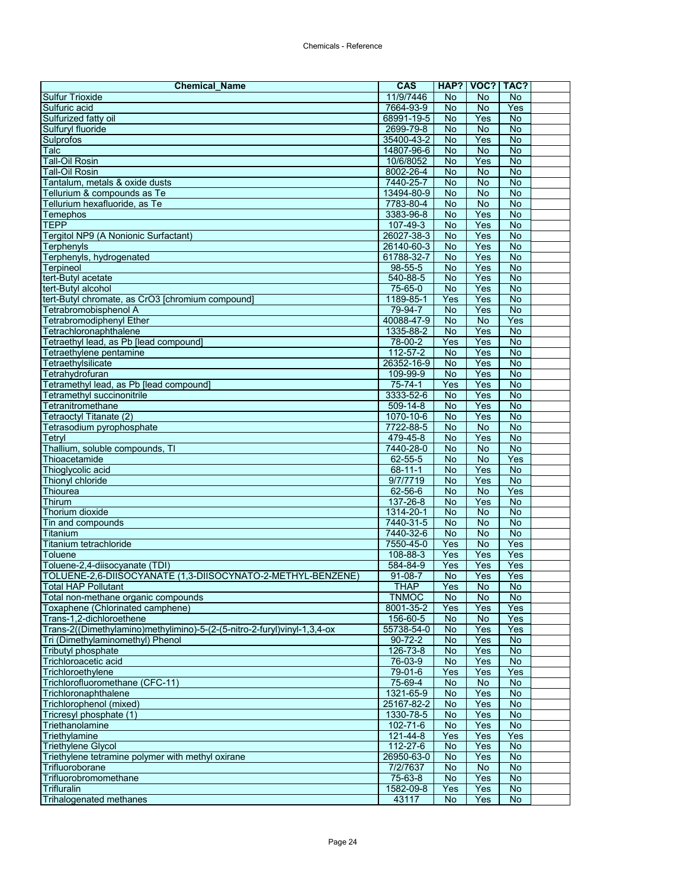| Chemical_Name | CAS | HAP? | VOC? | TAC? | |
|---|---|---|---|---|---|
| Sulfur Trioxide | 11/9/7446 | No | No | No | |
| Sulfuric acid | 7664-93-9 | No | No | Yes | |
| Sulfurized fatty oil | 68991-19-5 | No | Yes | No | |
| Sulfuryl fluoride | 2699-79-8 | No | No | No | |
| Sulprofos | 35400-43-2 | No | Yes | No | |
| Talc | 14807-96-6 | No | No | No | |
| Tall-Oil Rosin | 10/6/8052 | No | Yes | No | |
| Tall-Oil Rosin | 8002-26-4 | No | No | No | |
| Tantalum, metals & oxide dusts | 7440-25-7 | No | No | No | |
| Tellurium & compounds as Te | 13494-80-9 | No | No | No | |
| Tellurium hexafluoride, as Te | 7783-80-4 | No | No | No | |
| Temephos | 3383-96-8 | No | Yes | No | |
| TEPP | 107-49-3 | No | Yes | No | |
| Tergitol NP9 (A Nonionic Surfactant) | 26027-38-3 | No | Yes | No | |
| Terphenyls | 26140-60-3 | No | Yes | No | |
| Terphenyls, hydrogenated | 61788-32-7 | No | Yes | No | |
| Terpineol | 98-55-5 | No | Yes | No | |
| tert-Butyl acetate | 540-88-5 | No | Yes | No | |
| tert-Butyl alcohol | 75-65-0 | No | Yes | No | |
| tert-Butyl chromate, as CrO3 [chromium compound] | 1189-85-1 | Yes | Yes | No | |
| Tetrabromobisphenol A | 79-94-7 | No | Yes | No | |
| Tetrabromodiphenyl Ether | 40088-47-9 | No | No | Yes | |
| Tetrachloronaphthalene | 1335-88-2 | No | Yes | No | |
| Tetraethyl lead, as Pb [lead compound] | 78-00-2 | Yes | Yes | No | |
| Tetraethylene pentamine | 112-57-2 | No | Yes | No | |
| Tetraethylsilicate | 26352-16-9 | No | Yes | No | |
| Tetrahydrofuran | 109-99-9 | No | Yes | No | |
| Tetramethyl lead, as Pb [lead compound] | 75-74-1 | Yes | Yes | No | |
| Tetramethyl succinonitrile | 3333-52-6 | No | Yes | No | |
| Tetranitromethane | 509-14-8 | No | Yes | No | |
| Tetraoctyl Titanate (2) | 1070-10-6 | No | Yes | No | |
| Tetrasodium pyrophosphate | 7722-88-5 | No | No | No | |
| Tetryl | 479-45-8 | No | Yes | No | |
| Thallium, soluble compounds, Tl | 7440-28-0 | No | No | No | |
| Thioacetamide | 62-55-5 | No | No | Yes | |
| Thioglycolic acid | 68-11-1 | No | Yes | No | |
| Thionyl chloride | 9/7/7719 | No | Yes | No | |
| Thiourea | 62-56-6 | No | No | Yes | |
| Thirum | 137-26-8 | No | Yes | No | |
| Thorium dioxide | 1314-20-1 | No | No | No | |
| Tin and compounds | 7440-31-5 | No | No | No | |
| Titanium | 7440-32-6 | No | No | No | |
| Titanium tetrachloride | 7550-45-0 | Yes | No | Yes | |
| Toluene | 108-88-3 | Yes | Yes | Yes | |
| Toluene-2,4-diisocyanate (TDI) | 584-84-9 | Yes | Yes | Yes | |
| TOLUENE-2,6-DIISOCYANATE (1,3-DIISOCYNATO-2-METHYL-BENZENE) | 91-08-7 | No | Yes | Yes | |
| Total HAP Pollutant | THAP | Yes | No | No | |
| Total non-methane organic compounds | TNMOC | No | No | No | |
| Toxaphene (Chlorinated camphene) | 8001-35-2 | Yes | Yes | Yes | |
| Trans-1,2-dichloroethene | 156-60-5 | No | No | Yes | |
| Trans-2((Dimethylamino)methylimino)-5-(2-(5-nitro-2-furyl)vinyl-1,3,4-ox | 55738-54-0 | No | Yes | Yes | |
| Tri (Dimethylaminomethyl) Phenol | 90-72-2 | No | Yes | No | |
| Tributyl phosphate | 126-73-8 | No | Yes | No | |
| Trichloroacetic acid | 76-03-9 | No | Yes | No | |
| Trichloroethylene | 79-01-6 | Yes | Yes | Yes | |
| Trichlorofluoromethane (CFC-11) | 75-69-4 | No | No | No | |
| Trichloronaphthalene | 1321-65-9 | No | Yes | No | |
| Trichlorophenol (mixed) | 25167-82-2 | No | Yes | No | |
| Tricresyl phosphate (1) | 1330-78-5 | No | Yes | No | |
| Triethanolamine | 102-71-6 | No | Yes | No | |
| Triethylamine | 121-44-8 | Yes | Yes | Yes | |
| Triethylene Glycol | 112-27-6 | No | Yes | No | |
| Triethylene tetramine polymer with methyl oxirane | 26950-63-0 | No | Yes | No | |
| Trifluoroborane | 7/2/7637 | No | No | No | |
| Trifluorobromomethane | 75-63-8 | No | Yes | No | |
| Trifluralin | 1582-09-8 | Yes | Yes | No | |
| Trihalogenated methanes | 43117 | No | Yes | No | |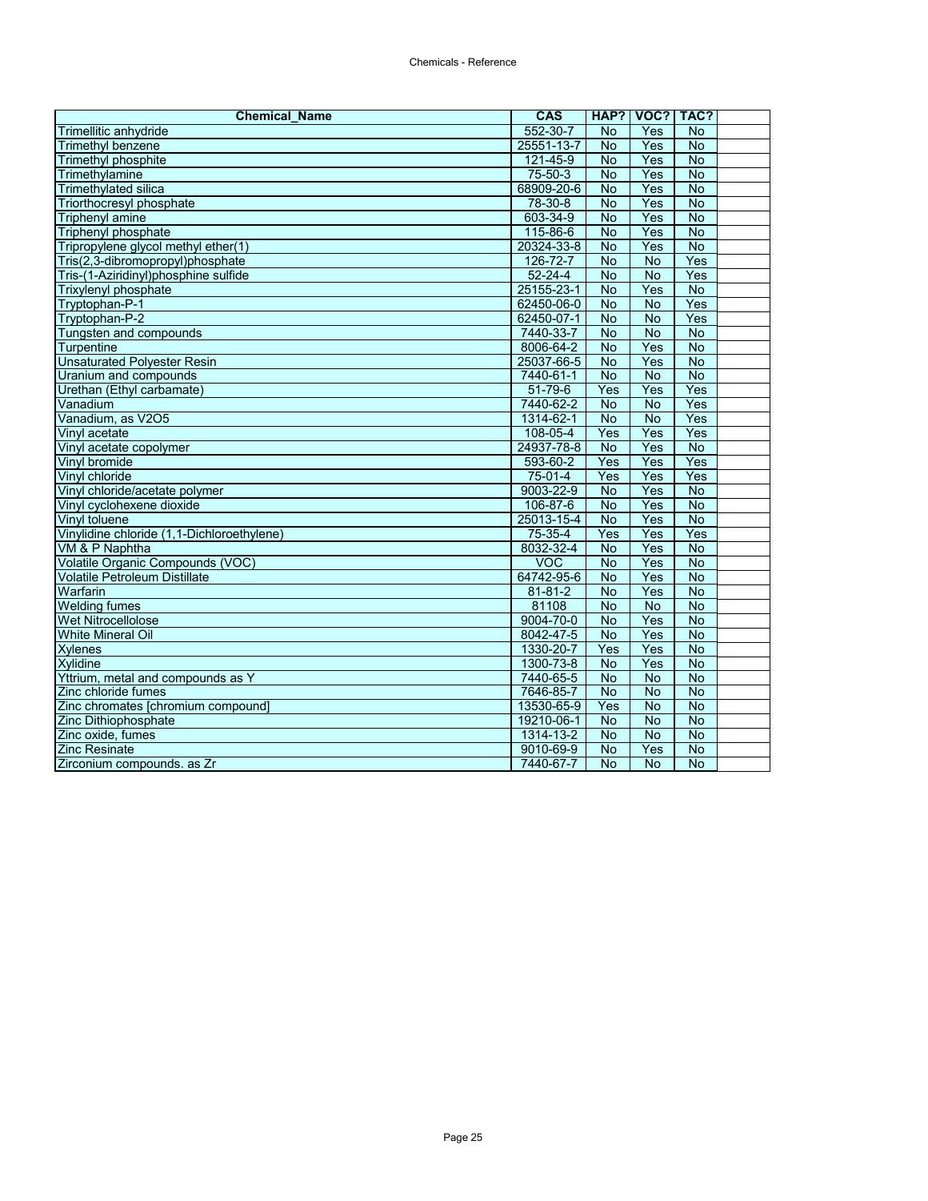| Chemical_Name | CAS | HAP? | VOC? | TAC? |
| --- | --- | --- | --- | --- |
| Trimellitic anhydride | 552-30-7 | No | Yes | No |
| Trimethyl benzene | 25551-13-7 | No | Yes | No |
| Trimethyl phosphite | 121-45-9 | No | Yes | No |
| Trimethylamine | 75-50-3 | No | Yes | No |
| Trimethylated silica | 68909-20-6 | No | Yes | No |
| Triorthocresyl phosphate | 78-30-8 | No | Yes | No |
| Triphenyl amine | 603-34-9 | No | Yes | No |
| Triphenyl phosphate | 115-86-6 | No | Yes | No |
| Tripropylene glycol methyl ether(1) | 20324-33-8 | No | Yes | No |
| Tris(2,3-dibromopropyl)phosphate | 126-72-7 | No | No | Yes |
| Tris-(1-Aziridinyl)phosphine sulfide | 52-24-4 | No | No | Yes |
| Trixylenyl phosphate | 25155-23-1 | No | Yes | No |
| Tryptophan-P-1 | 62450-06-0 | No | No | Yes |
| Tryptophan-P-2 | 62450-07-1 | No | No | Yes |
| Tungsten and compounds | 7440-33-7 | No | No | No |
| Turpentine | 8006-64-2 | No | Yes | No |
| Unsaturated Polyester Resin | 25037-66-5 | No | Yes | No |
| Uranium and compounds | 7440-61-1 | No | No | No |
| Urethan (Ethyl carbamate) | 51-79-6 | Yes | Yes | Yes |
| Vanadium | 7440-62-2 | No | No | Yes |
| Vanadium, as V2O5 | 1314-62-1 | No | No | Yes |
| Vinyl acetate | 108-05-4 | Yes | Yes | Yes |
| Vinyl acetate copolymer | 24937-78-8 | No | Yes | No |
| Vinyl bromide | 593-60-2 | Yes | Yes | Yes |
| Vinyl chloride | 75-01-4 | Yes | Yes | Yes |
| Vinyl chloride/acetate polymer | 9003-22-9 | No | Yes | No |
| Vinyl cyclohexene dioxide | 106-87-6 | No | Yes | No |
| Vinyl toluene | 25013-15-4 | No | Yes | No |
| Vinylidine chloride (1,1-Dichloroethylene) | 75-35-4 | Yes | Yes | Yes |
| VM & P Naphtha | 8032-32-4 | No | Yes | No |
| Volatile Organic Compounds (VOC) | VOC | No | Yes | No |
| Volatile Petroleum Distillate | 64742-95-6 | No | Yes | No |
| Warfarin | 81-81-2 | No | Yes | No |
| Welding fumes | 81108 | No | No | No |
| Wet Nitrocellolose | 9004-70-0 | No | Yes | No |
| White Mineral Oil | 8042-47-5 | No | Yes | No |
| Xylenes | 1330-20-7 | Yes | Yes | No |
| Xylidine | 1300-73-8 | No | Yes | No |
| Yttrium, metal and compounds as Y | 7440-65-5 | No | No | No |
| Zinc chloride fumes | 7646-85-7 | No | No | No |
| Zinc chromates [chromium compound] | 13530-65-9 | Yes | No | No |
| Zinc Dithiophosphate | 19210-06-1 | No | No | No |
| Zinc oxide, fumes | 1314-13-2 | No | No | No |
| Zinc Resinate | 9010-69-9 | No | Yes | No |
| Zirconium compounds. as Zr | 7440-67-7 | No | No | No |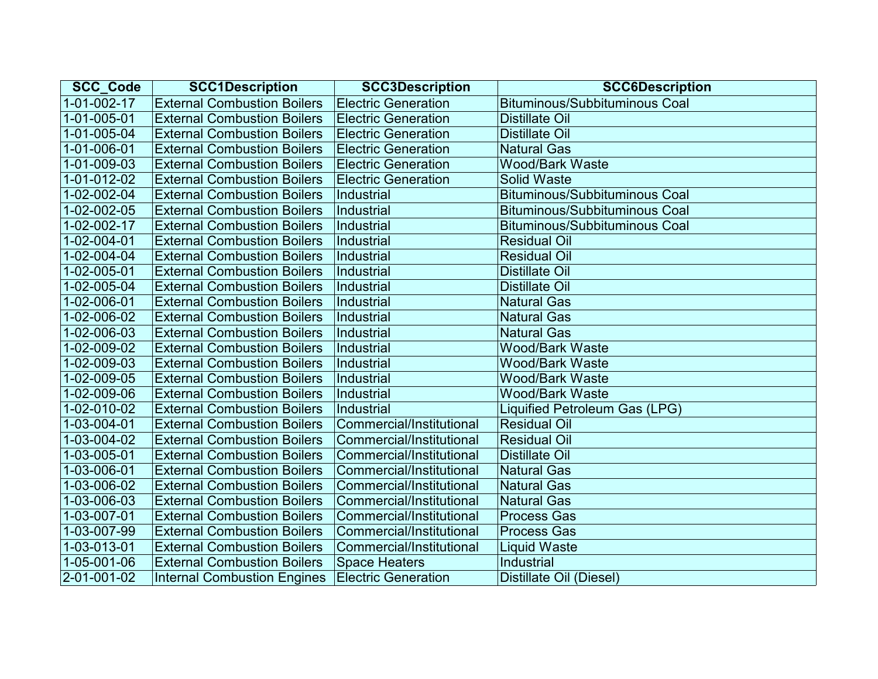| SCC_Code | SCC1Description | SCC3Description | SCC6Description |
|---|---|---|---|
| 1-01-002-17 | External Combustion Boilers | Electric Generation | Bituminous/Subbituminous Coal |
| 1-01-005-01 | External Combustion Boilers | Electric Generation | Distillate Oil |
| 1-01-005-04 | External Combustion Boilers | Electric Generation | Distillate Oil |
| 1-01-006-01 | External Combustion Boilers | Electric Generation | Natural Gas |
| 1-01-009-03 | External Combustion Boilers | Electric Generation | Wood/Bark Waste |
| 1-01-012-02 | External Combustion Boilers | Electric Generation | Solid Waste |
| 1-02-002-04 | External Combustion Boilers | Industrial | Bituminous/Subbituminous Coal |
| 1-02-002-05 | External Combustion Boilers | Industrial | Bituminous/Subbituminous Coal |
| 1-02-002-17 | External Combustion Boilers | Industrial | Bituminous/Subbituminous Coal |
| 1-02-004-01 | External Combustion Boilers | Industrial | Residual Oil |
| 1-02-004-04 | External Combustion Boilers | Industrial | Residual Oil |
| 1-02-005-01 | External Combustion Boilers | Industrial | Distillate Oil |
| 1-02-005-04 | External Combustion Boilers | Industrial | Distillate Oil |
| 1-02-006-01 | External Combustion Boilers | Industrial | Natural Gas |
| 1-02-006-02 | External Combustion Boilers | Industrial | Natural Gas |
| 1-02-006-03 | External Combustion Boilers | Industrial | Natural Gas |
| 1-02-009-02 | External Combustion Boilers | Industrial | Wood/Bark Waste |
| 1-02-009-03 | External Combustion Boilers | Industrial | Wood/Bark Waste |
| 1-02-009-05 | External Combustion Boilers | Industrial | Wood/Bark Waste |
| 1-02-009-06 | External Combustion Boilers | Industrial | Wood/Bark Waste |
| 1-02-010-02 | External Combustion Boilers | Industrial | Liquified Petroleum Gas (LPG) |
| 1-03-004-01 | External Combustion Boilers | Commercial/Institutional | Residual Oil |
| 1-03-004-02 | External Combustion Boilers | Commercial/Institutional | Residual Oil |
| 1-03-005-01 | External Combustion Boilers | Commercial/Institutional | Distillate Oil |
| 1-03-006-01 | External Combustion Boilers | Commercial/Institutional | Natural Gas |
| 1-03-006-02 | External Combustion Boilers | Commercial/Institutional | Natural Gas |
| 1-03-006-03 | External Combustion Boilers | Commercial/Institutional | Natural Gas |
| 1-03-007-01 | External Combustion Boilers | Commercial/Institutional | Process Gas |
| 1-03-007-99 | External Combustion Boilers | Commercial/Institutional | Process Gas |
| 1-03-013-01 | External Combustion Boilers | Commercial/Institutional | Liquid Waste |
| 1-05-001-06 | External Combustion Boilers | Space Heaters | Industrial |
| 2-01-001-02 | Internal Combustion Engines | Electric Generation | Distillate Oil (Diesel) |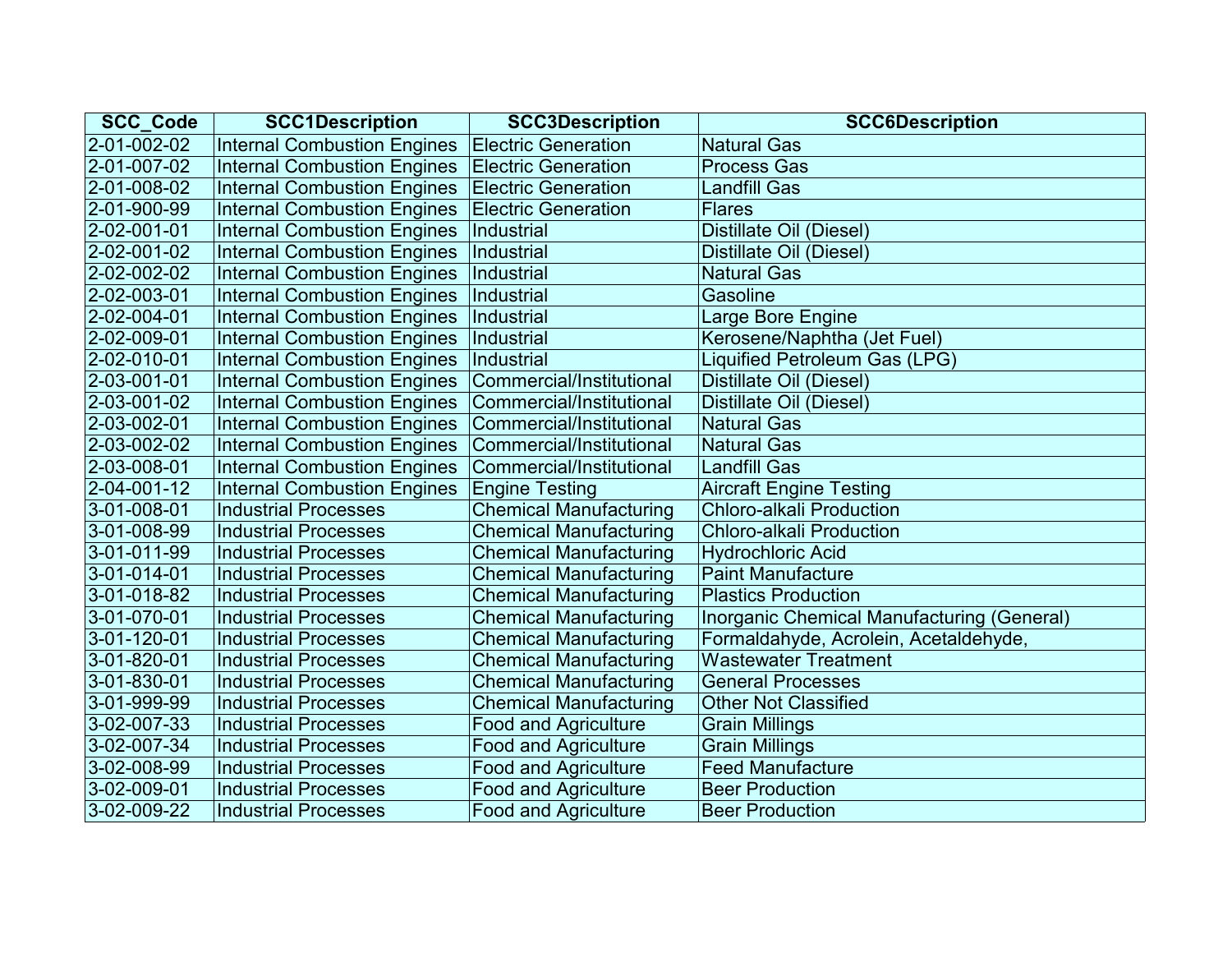| SCC_Code | SCC1Description | SCC3Description | SCC6Description |
|---|---|---|---|
| 2-01-002-02 | Internal Combustion Engines | Electric Generation | Natural Gas |
| 2-01-007-02 | Internal Combustion Engines | Electric Generation | Process Gas |
| 2-01-008-02 | Internal Combustion Engines | Electric Generation | Landfill Gas |
| 2-01-900-99 | Internal Combustion Engines | Electric Generation | Flares |
| 2-02-001-01 | Internal Combustion Engines | Industrial | Distillate Oil (Diesel) |
| 2-02-001-02 | Internal Combustion Engines | Industrial | Distillate Oil (Diesel) |
| 2-02-002-02 | Internal Combustion Engines | Industrial | Natural Gas |
| 2-02-003-01 | Internal Combustion Engines | Industrial | Gasoline |
| 2-02-004-01 | Internal Combustion Engines | Industrial | Large Bore Engine |
| 2-02-009-01 | Internal Combustion Engines | Industrial | Kerosene/Naphtha (Jet Fuel) |
| 2-02-010-01 | Internal Combustion Engines | Industrial | Liquified Petroleum Gas (LPG) |
| 2-03-001-01 | Internal Combustion Engines | Commercial/Institutional | Distillate Oil (Diesel) |
| 2-03-001-02 | Internal Combustion Engines | Commercial/Institutional | Distillate Oil (Diesel) |
| 2-03-002-01 | Internal Combustion Engines | Commercial/Institutional | Natural Gas |
| 2-03-002-02 | Internal Combustion Engines | Commercial/Institutional | Natural Gas |
| 2-03-008-01 | Internal Combustion Engines | Commercial/Institutional | Landfill Gas |
| 2-04-001-12 | Internal Combustion Engines | Engine Testing | Aircraft Engine Testing |
| 3-01-008-01 | Industrial Processes | Chemical Manufacturing | Chloro-alkali Production |
| 3-01-008-99 | Industrial Processes | Chemical Manufacturing | Chloro-alkali Production |
| 3-01-011-99 | Industrial Processes | Chemical Manufacturing | Hydrochloric Acid |
| 3-01-014-01 | Industrial Processes | Chemical Manufacturing | Paint Manufacture |
| 3-01-018-82 | Industrial Processes | Chemical Manufacturing | Plastics Production |
| 3-01-070-01 | Industrial Processes | Chemical Manufacturing | Inorganic Chemical Manufacturing (General) |
| 3-01-120-01 | Industrial Processes | Chemical Manufacturing | Formaldahyde, Acrolein, Acetaldehyde, |
| 3-01-820-01 | Industrial Processes | Chemical Manufacturing | Wastewater Treatment |
| 3-01-830-01 | Industrial Processes | Chemical Manufacturing | General Processes |
| 3-01-999-99 | Industrial Processes | Chemical Manufacturing | Other Not Classified |
| 3-02-007-33 | Industrial Processes | Food and Agriculture | Grain Millings |
| 3-02-007-34 | Industrial Processes | Food and Agriculture | Grain Millings |
| 3-02-008-99 | Industrial Processes | Food and Agriculture | Feed Manufacture |
| 3-02-009-01 | Industrial Processes | Food and Agriculture | Beer Production |
| 3-02-009-22 | Industrial Processes | Food and Agriculture | Beer Production |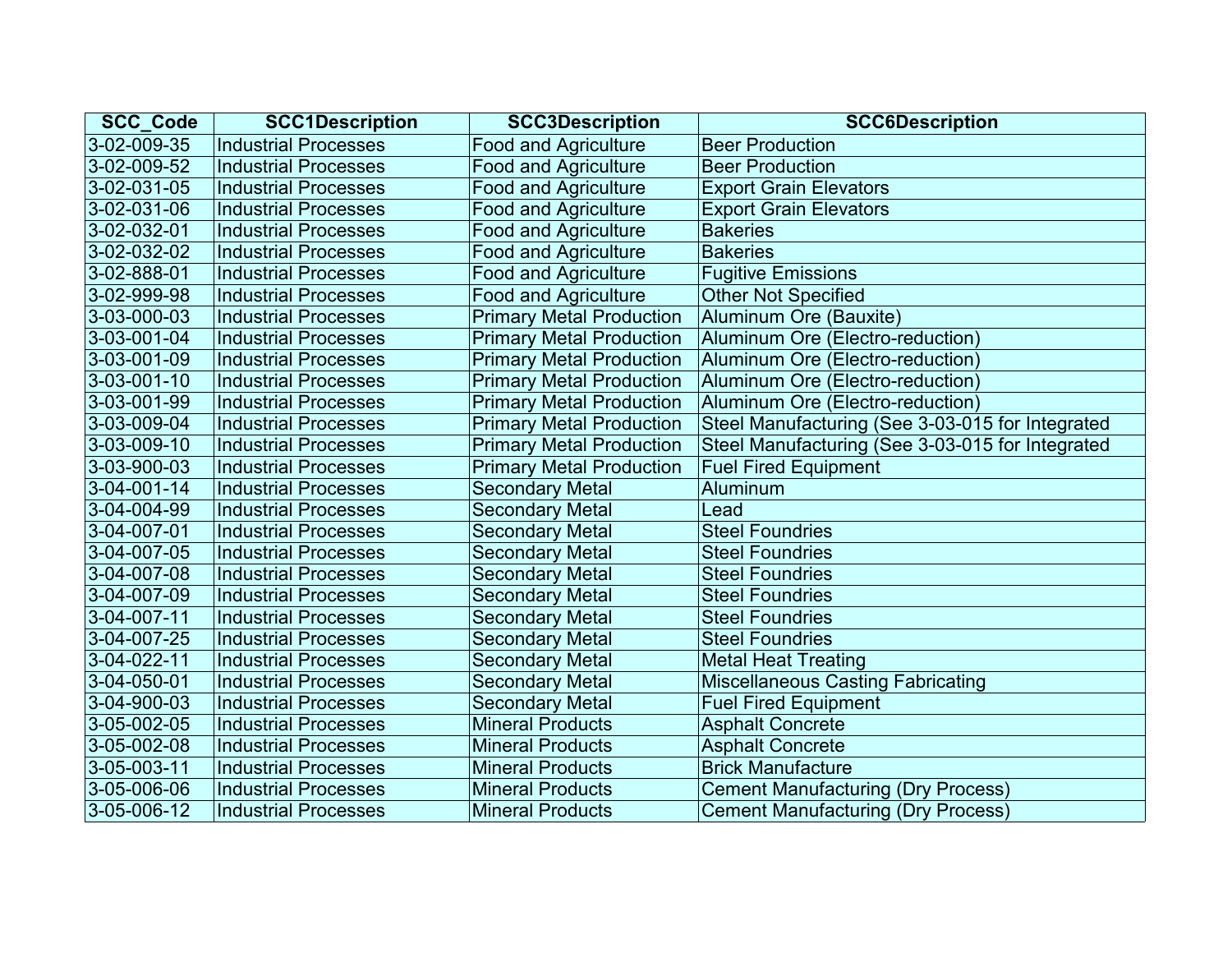| SCC_Code | SCC1Description | SCC3Description | SCC6Description |
|---|---|---|---|
| 3-02-009-35 | Industrial Processes | Food and Agriculture | Beer Production |
| 3-02-009-52 | Industrial Processes | Food and Agriculture | Beer Production |
| 3-02-031-05 | Industrial Processes | Food and Agriculture | Export Grain Elevators |
| 3-02-031-06 | Industrial Processes | Food and Agriculture | Export Grain Elevators |
| 3-02-032-01 | Industrial Processes | Food and Agriculture | Bakeries |
| 3-02-032-02 | Industrial Processes | Food and Agriculture | Bakeries |
| 3-02-888-01 | Industrial Processes | Food and Agriculture | Fugitive Emissions |
| 3-02-999-98 | Industrial Processes | Food and Agriculture | Other Not Specified |
| 3-03-000-03 | Industrial Processes | Primary Metal Production | Aluminum Ore (Bauxite) |
| 3-03-001-04 | Industrial Processes | Primary Metal Production | Aluminum Ore (Electro-reduction) |
| 3-03-001-09 | Industrial Processes | Primary Metal Production | Aluminum Ore (Electro-reduction) |
| 3-03-001-10 | Industrial Processes | Primary Metal Production | Aluminum Ore (Electro-reduction) |
| 3-03-001-99 | Industrial Processes | Primary Metal Production | Aluminum Ore (Electro-reduction) |
| 3-03-009-04 | Industrial Processes | Primary Metal Production | Steel Manufacturing (See 3-03-015 for Integrated |
| 3-03-009-10 | Industrial Processes | Primary Metal Production | Steel Manufacturing (See 3-03-015 for Integrated |
| 3-03-900-03 | Industrial Processes | Primary Metal Production | Fuel Fired Equipment |
| 3-04-001-14 | Industrial Processes | Secondary Metal | Aluminum |
| 3-04-004-99 | Industrial Processes | Secondary Metal | Lead |
| 3-04-007-01 | Industrial Processes | Secondary Metal | Steel Foundries |
| 3-04-007-05 | Industrial Processes | Secondary Metal | Steel Foundries |
| 3-04-007-08 | Industrial Processes | Secondary Metal | Steel Foundries |
| 3-04-007-09 | Industrial Processes | Secondary Metal | Steel Foundries |
| 3-04-007-11 | Industrial Processes | Secondary Metal | Steel Foundries |
| 3-04-007-25 | Industrial Processes | Secondary Metal | Steel Foundries |
| 3-04-022-11 | Industrial Processes | Secondary Metal | Metal Heat Treating |
| 3-04-050-01 | Industrial Processes | Secondary Metal | Miscellaneous Casting Fabricating |
| 3-04-900-03 | Industrial Processes | Secondary Metal | Fuel Fired Equipment |
| 3-05-002-05 | Industrial Processes | Mineral Products | Asphalt Concrete |
| 3-05-002-08 | Industrial Processes | Mineral Products | Asphalt Concrete |
| 3-05-003-11 | Industrial Processes | Mineral Products | Brick Manufacture |
| 3-05-006-06 | Industrial Processes | Mineral Products | Cement Manufacturing (Dry Process) |
| 3-05-006-12 | Industrial Processes | Mineral Products | Cement Manufacturing (Dry Process) |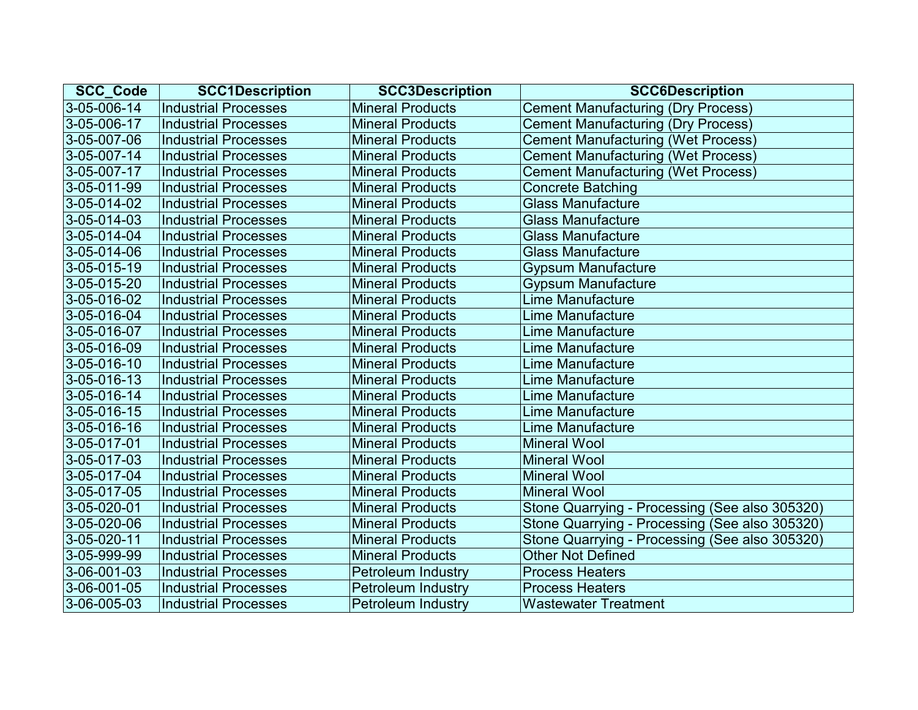| SCC_Code | SCC1Description | SCC3Description | SCC6Description |
| --- | --- | --- | --- |
| 3-05-006-14 | Industrial Processes | Mineral Products | Cement Manufacturing (Dry Process) |
| 3-05-006-17 | Industrial Processes | Mineral Products | Cement Manufacturing (Dry Process) |
| 3-05-007-06 | Industrial Processes | Mineral Products | Cement Manufacturing (Wet Process) |
| 3-05-007-14 | Industrial Processes | Mineral Products | Cement Manufacturing (Wet Process) |
| 3-05-007-17 | Industrial Processes | Mineral Products | Cement Manufacturing (Wet Process) |
| 3-05-011-99 | Industrial Processes | Mineral Products | Concrete Batching |
| 3-05-014-02 | Industrial Processes | Mineral Products | Glass Manufacture |
| 3-05-014-03 | Industrial Processes | Mineral Products | Glass Manufacture |
| 3-05-014-04 | Industrial Processes | Mineral Products | Glass Manufacture |
| 3-05-014-06 | Industrial Processes | Mineral Products | Glass Manufacture |
| 3-05-015-19 | Industrial Processes | Mineral Products | Gypsum Manufacture |
| 3-05-015-20 | Industrial Processes | Mineral Products | Gypsum Manufacture |
| 3-05-016-02 | Industrial Processes | Mineral Products | Lime Manufacture |
| 3-05-016-04 | Industrial Processes | Mineral Products | Lime Manufacture |
| 3-05-016-07 | Industrial Processes | Mineral Products | Lime Manufacture |
| 3-05-016-09 | Industrial Processes | Mineral Products | Lime Manufacture |
| 3-05-016-10 | Industrial Processes | Mineral Products | Lime Manufacture |
| 3-05-016-13 | Industrial Processes | Mineral Products | Lime Manufacture |
| 3-05-016-14 | Industrial Processes | Mineral Products | Lime Manufacture |
| 3-05-016-15 | Industrial Processes | Mineral Products | Lime Manufacture |
| 3-05-016-16 | Industrial Processes | Mineral Products | Lime Manufacture |
| 3-05-017-01 | Industrial Processes | Mineral Products | Mineral Wool |
| 3-05-017-03 | Industrial Processes | Mineral Products | Mineral Wool |
| 3-05-017-04 | Industrial Processes | Mineral Products | Mineral Wool |
| 3-05-017-05 | Industrial Processes | Mineral Products | Mineral Wool |
| 3-05-020-01 | Industrial Processes | Mineral Products | Stone Quarrying - Processing (See also 305320) |
| 3-05-020-06 | Industrial Processes | Mineral Products | Stone Quarrying - Processing (See also 305320) |
| 3-05-020-11 | Industrial Processes | Mineral Products | Stone Quarrying - Processing (See also 305320) |
| 3-05-999-99 | Industrial Processes | Mineral Products | Other Not Defined |
| 3-06-001-03 | Industrial Processes | Petroleum Industry | Process Heaters |
| 3-06-001-05 | Industrial Processes | Petroleum Industry | Process Heaters |
| 3-06-005-03 | Industrial Processes | Petroleum Industry | Wastewater Treatment |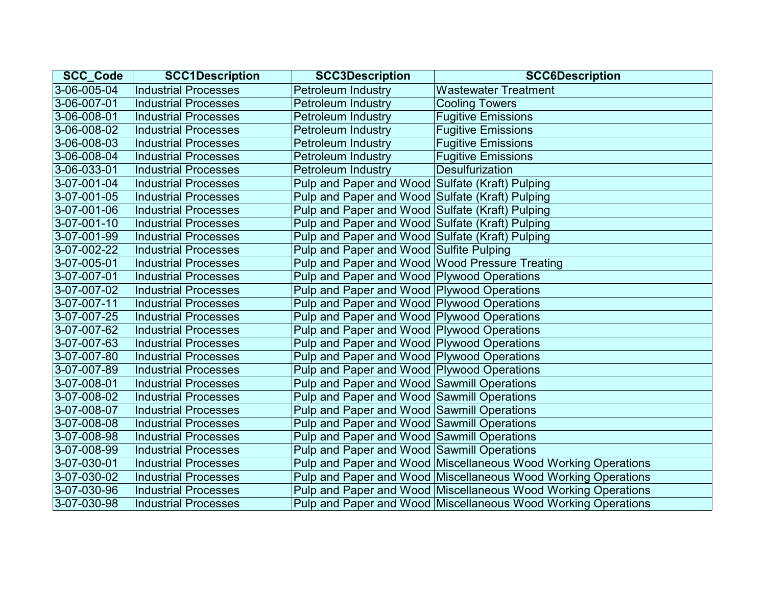| SCC_Code | SCC1Description | SCC3Description | SCC6Description |
| --- | --- | --- | --- |
| 3-06-005-04 | Industrial Processes | Petroleum Industry | Wastewater Treatment |
| 3-06-007-01 | Industrial Processes | Petroleum Industry | Cooling Towers |
| 3-06-008-01 | Industrial Processes | Petroleum Industry | Fugitive Emissions |
| 3-06-008-02 | Industrial Processes | Petroleum Industry | Fugitive Emissions |
| 3-06-008-03 | Industrial Processes | Petroleum Industry | Fugitive Emissions |
| 3-06-008-04 | Industrial Processes | Petroleum Industry | Fugitive Emissions |
| 3-06-033-01 | Industrial Processes | Petroleum Industry | Desulfurization |
| 3-07-001-04 | Industrial Processes | Pulp and Paper and Wood | Sulfate (Kraft) Pulping |
| 3-07-001-05 | Industrial Processes | Pulp and Paper and Wood | Sulfate (Kraft) Pulping |
| 3-07-001-06 | Industrial Processes | Pulp and Paper and Wood | Sulfate (Kraft) Pulping |
| 3-07-001-10 | Industrial Processes | Pulp and Paper and Wood | Sulfate (Kraft) Pulping |
| 3-07-001-99 | Industrial Processes | Pulp and Paper and Wood | Sulfate (Kraft) Pulping |
| 3-07-002-22 | Industrial Processes | Pulp and Paper and Wood | Sulfite Pulping |
| 3-07-005-01 | Industrial Processes | Pulp and Paper and Wood | Wood Pressure Treating |
| 3-07-007-01 | Industrial Processes | Pulp and Paper and Wood | Plywood Operations |
| 3-07-007-02 | Industrial Processes | Pulp and Paper and Wood | Plywood Operations |
| 3-07-007-11 | Industrial Processes | Pulp and Paper and Wood | Plywood Operations |
| 3-07-007-25 | Industrial Processes | Pulp and Paper and Wood | Plywood Operations |
| 3-07-007-62 | Industrial Processes | Pulp and Paper and Wood | Plywood Operations |
| 3-07-007-63 | Industrial Processes | Pulp and Paper and Wood | Plywood Operations |
| 3-07-007-80 | Industrial Processes | Pulp and Paper and Wood | Plywood Operations |
| 3-07-007-89 | Industrial Processes | Pulp and Paper and Wood | Plywood Operations |
| 3-07-008-01 | Industrial Processes | Pulp and Paper and Wood | Sawmill Operations |
| 3-07-008-02 | Industrial Processes | Pulp and Paper and Wood | Sawmill Operations |
| 3-07-008-07 | Industrial Processes | Pulp and Paper and Wood | Sawmill Operations |
| 3-07-008-08 | Industrial Processes | Pulp and Paper and Wood | Sawmill Operations |
| 3-07-008-98 | Industrial Processes | Pulp and Paper and Wood | Sawmill Operations |
| 3-07-008-99 | Industrial Processes | Pulp and Paper and Wood | Sawmill Operations |
| 3-07-030-01 | Industrial Processes | Pulp and Paper and Wood | Miscellaneous Wood Working Operations |
| 3-07-030-02 | Industrial Processes | Pulp and Paper and Wood | Miscellaneous Wood Working Operations |
| 3-07-030-96 | Industrial Processes | Pulp and Paper and Wood | Miscellaneous Wood Working Operations |
| 3-07-030-98 | Industrial Processes | Pulp and Paper and Wood | Miscellaneous Wood Working Operations |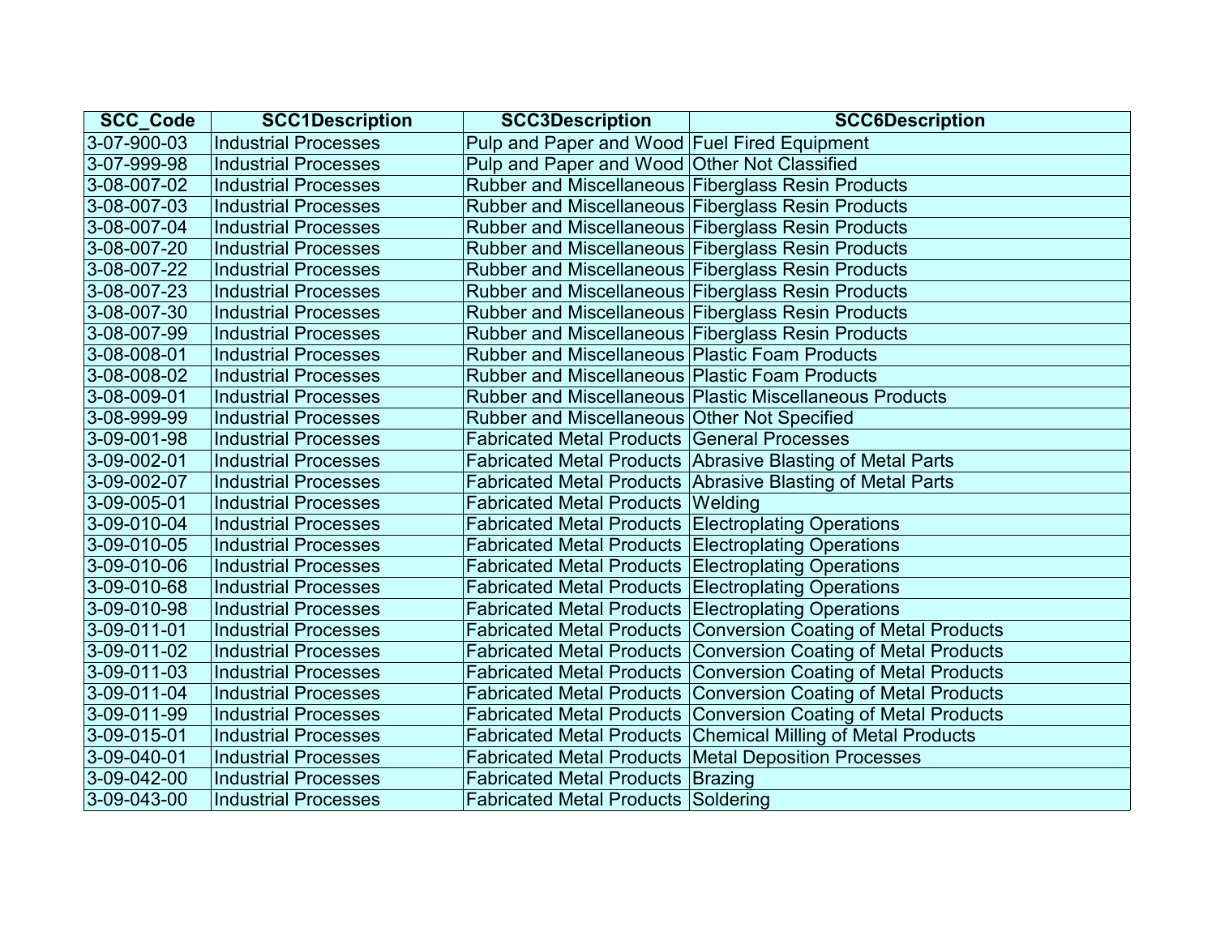| SCC_Code | SCC1Description | SCC3Description | SCC6Description |
|---|---|---|---|
| 3-07-900-03 | Industrial Processes | Pulp and Paper and Wood | Fuel Fired Equipment |
| 3-07-999-98 | Industrial Processes | Pulp and Paper and Wood | Other Not Classified |
| 3-08-007-02 | Industrial Processes | Rubber and Miscellaneous | Fiberglass Resin Products |
| 3-08-007-03 | Industrial Processes | Rubber and Miscellaneous | Fiberglass Resin Products |
| 3-08-007-04 | Industrial Processes | Rubber and Miscellaneous | Fiberglass Resin Products |
| 3-08-007-20 | Industrial Processes | Rubber and Miscellaneous | Fiberglass Resin Products |
| 3-08-007-22 | Industrial Processes | Rubber and Miscellaneous | Fiberglass Resin Products |
| 3-08-007-23 | Industrial Processes | Rubber and Miscellaneous | Fiberglass Resin Products |
| 3-08-007-30 | Industrial Processes | Rubber and Miscellaneous | Fiberglass Resin Products |
| 3-08-007-99 | Industrial Processes | Rubber and Miscellaneous | Fiberglass Resin Products |
| 3-08-008-01 | Industrial Processes | Rubber and Miscellaneous | Plastic Foam Products |
| 3-08-008-02 | Industrial Processes | Rubber and Miscellaneous | Plastic Foam Products |
| 3-08-009-01 | Industrial Processes | Rubber and Miscellaneous | Plastic Miscellaneous Products |
| 3-08-999-99 | Industrial Processes | Rubber and Miscellaneous | Other Not Specified |
| 3-09-001-98 | Industrial Processes | Fabricated Metal Products | General Processes |
| 3-09-002-01 | Industrial Processes | Fabricated Metal Products | Abrasive Blasting of Metal Parts |
| 3-09-002-07 | Industrial Processes | Fabricated Metal Products | Abrasive Blasting of Metal Parts |
| 3-09-005-01 | Industrial Processes | Fabricated Metal Products | Welding |
| 3-09-010-04 | Industrial Processes | Fabricated Metal Products | Electroplating Operations |
| 3-09-010-05 | Industrial Processes | Fabricated Metal Products | Electroplating Operations |
| 3-09-010-06 | Industrial Processes | Fabricated Metal Products | Electroplating Operations |
| 3-09-010-68 | Industrial Processes | Fabricated Metal Products | Electroplating Operations |
| 3-09-010-98 | Industrial Processes | Fabricated Metal Products | Electroplating Operations |
| 3-09-011-01 | Industrial Processes | Fabricated Metal Products | Conversion Coating of Metal Products |
| 3-09-011-02 | Industrial Processes | Fabricated Metal Products | Conversion Coating of Metal Products |
| 3-09-011-03 | Industrial Processes | Fabricated Metal Products | Conversion Coating of Metal Products |
| 3-09-011-04 | Industrial Processes | Fabricated Metal Products | Conversion Coating of Metal Products |
| 3-09-011-99 | Industrial Processes | Fabricated Metal Products | Conversion Coating of Metal Products |
| 3-09-015-01 | Industrial Processes | Fabricated Metal Products | Chemical Milling of Metal Products |
| 3-09-040-01 | Industrial Processes | Fabricated Metal Products | Metal Deposition Processes |
| 3-09-042-00 | Industrial Processes | Fabricated Metal Products | Brazing |
| 3-09-043-00 | Industrial Processes | Fabricated Metal Products | Soldering |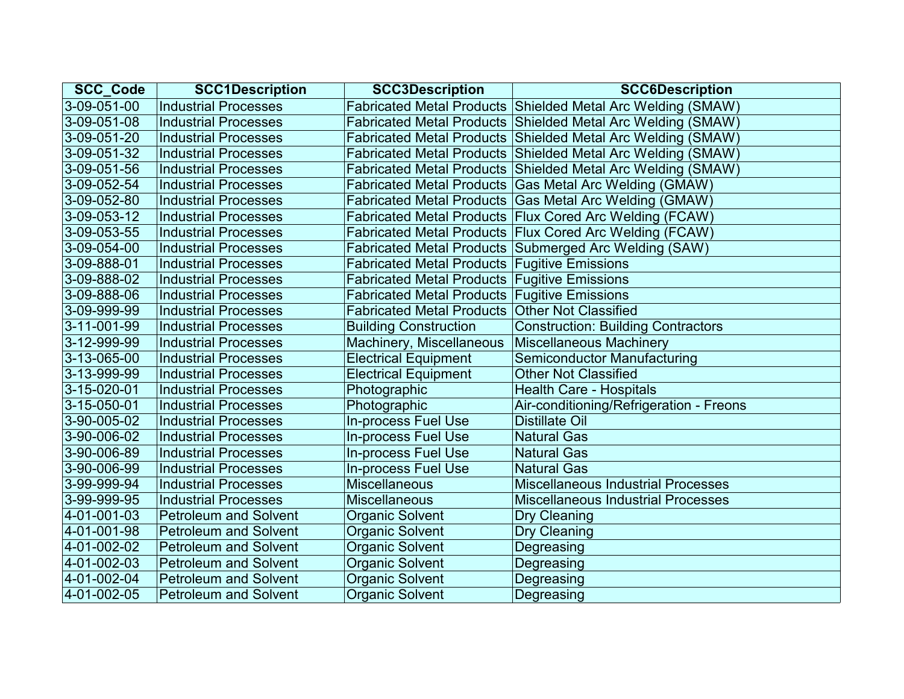| SCC_Code | SCC1Description | SCC3Description | SCC6Description |
|---|---|---|---|
| 3-09-051-00 | Industrial Processes | Fabricated Metal Products | Shielded Metal Arc Welding (SMAW) |
| 3-09-051-08 | Industrial Processes | Fabricated Metal Products | Shielded Metal Arc Welding (SMAW) |
| 3-09-051-20 | Industrial Processes | Fabricated Metal Products | Shielded Metal Arc Welding (SMAW) |
| 3-09-051-32 | Industrial Processes | Fabricated Metal Products | Shielded Metal Arc Welding (SMAW) |
| 3-09-051-56 | Industrial Processes | Fabricated Metal Products | Shielded Metal Arc Welding (SMAW) |
| 3-09-052-54 | Industrial Processes | Fabricated Metal Products | Gas Metal Arc Welding (GMAW) |
| 3-09-052-80 | Industrial Processes | Fabricated Metal Products | Gas Metal Arc Welding (GMAW) |
| 3-09-053-12 | Industrial Processes | Fabricated Metal Products | Flux Cored Arc Welding (FCAW) |
| 3-09-053-55 | Industrial Processes | Fabricated Metal Products | Flux Cored Arc Welding (FCAW) |
| 3-09-054-00 | Industrial Processes | Fabricated Metal Products | Submerged Arc Welding (SAW) |
| 3-09-888-01 | Industrial Processes | Fabricated Metal Products | Fugitive Emissions |
| 3-09-888-02 | Industrial Processes | Fabricated Metal Products | Fugitive Emissions |
| 3-09-888-06 | Industrial Processes | Fabricated Metal Products | Fugitive Emissions |
| 3-09-999-99 | Industrial Processes | Fabricated Metal Products | Other Not Classified |
| 3-11-001-99 | Industrial Processes | Building Construction | Construction: Building Contractors |
| 3-12-999-99 | Industrial Processes | Machinery, Miscellaneous | Miscellaneous Machinery |
| 3-13-065-00 | Industrial Processes | Electrical Equipment | Semiconductor Manufacturing |
| 3-13-999-99 | Industrial Processes | Electrical Equipment | Other Not Classified |
| 3-15-020-01 | Industrial Processes | Photographic | Health Care - Hospitals |
| 3-15-050-01 | Industrial Processes | Photographic | Air-conditioning/Refrigeration - Freons |
| 3-90-005-02 | Industrial Processes | In-process Fuel Use | Distillate Oil |
| 3-90-006-02 | Industrial Processes | In-process Fuel Use | Natural Gas |
| 3-90-006-89 | Industrial Processes | In-process Fuel Use | Natural Gas |
| 3-90-006-99 | Industrial Processes | In-process Fuel Use | Natural Gas |
| 3-99-999-94 | Industrial Processes | Miscellaneous | Miscellaneous Industrial Processes |
| 3-99-999-95 | Industrial Processes | Miscellaneous | Miscellaneous Industrial Processes |
| 4-01-001-03 | Petroleum and Solvent | Organic Solvent | Dry Cleaning |
| 4-01-001-98 | Petroleum and Solvent | Organic Solvent | Dry Cleaning |
| 4-01-002-02 | Petroleum and Solvent | Organic Solvent | Degreasing |
| 4-01-002-03 | Petroleum and Solvent | Organic Solvent | Degreasing |
| 4-01-002-04 | Petroleum and Solvent | Organic Solvent | Degreasing |
| 4-01-002-05 | Petroleum and Solvent | Organic Solvent | Degreasing |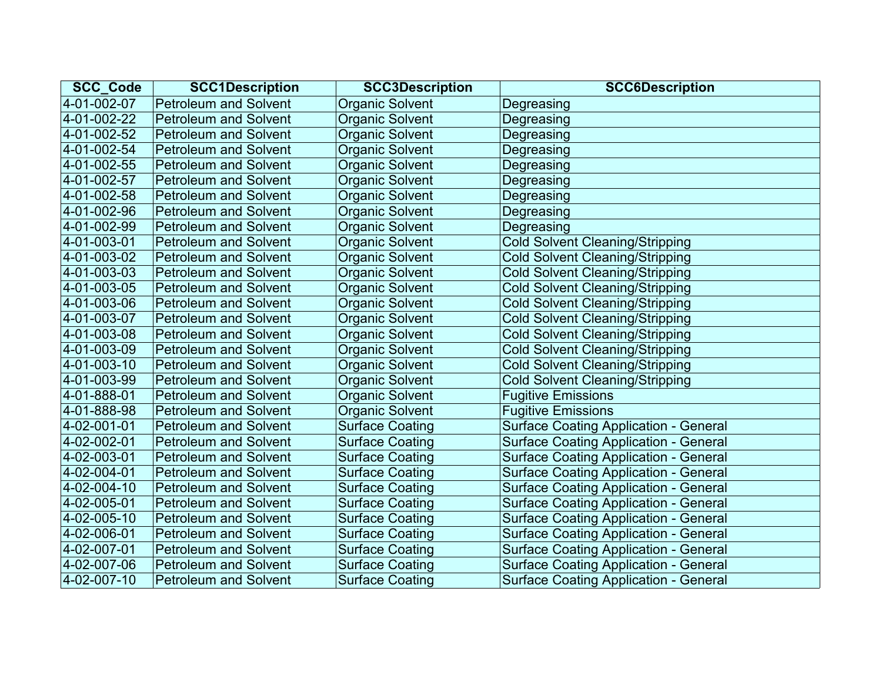| SCC_Code | SCC1Description | SCC3Description | SCC6Description |
|---|---|---|---|
| 4-01-002-07 | Petroleum and Solvent | Organic Solvent | Degreasing |
| 4-01-002-22 | Petroleum and Solvent | Organic Solvent | Degreasing |
| 4-01-002-52 | Petroleum and Solvent | Organic Solvent | Degreasing |
| 4-01-002-54 | Petroleum and Solvent | Organic Solvent | Degreasing |
| 4-01-002-55 | Petroleum and Solvent | Organic Solvent | Degreasing |
| 4-01-002-57 | Petroleum and Solvent | Organic Solvent | Degreasing |
| 4-01-002-58 | Petroleum and Solvent | Organic Solvent | Degreasing |
| 4-01-002-96 | Petroleum and Solvent | Organic Solvent | Degreasing |
| 4-01-002-99 | Petroleum and Solvent | Organic Solvent | Degreasing |
| 4-01-003-01 | Petroleum and Solvent | Organic Solvent | Cold Solvent Cleaning/Stripping |
| 4-01-003-02 | Petroleum and Solvent | Organic Solvent | Cold Solvent Cleaning/Stripping |
| 4-01-003-03 | Petroleum and Solvent | Organic Solvent | Cold Solvent Cleaning/Stripping |
| 4-01-003-05 | Petroleum and Solvent | Organic Solvent | Cold Solvent Cleaning/Stripping |
| 4-01-003-06 | Petroleum and Solvent | Organic Solvent | Cold Solvent Cleaning/Stripping |
| 4-01-003-07 | Petroleum and Solvent | Organic Solvent | Cold Solvent Cleaning/Stripping |
| 4-01-003-08 | Petroleum and Solvent | Organic Solvent | Cold Solvent Cleaning/Stripping |
| 4-01-003-09 | Petroleum and Solvent | Organic Solvent | Cold Solvent Cleaning/Stripping |
| 4-01-003-10 | Petroleum and Solvent | Organic Solvent | Cold Solvent Cleaning/Stripping |
| 4-01-003-99 | Petroleum and Solvent | Organic Solvent | Cold Solvent Cleaning/Stripping |
| 4-01-888-01 | Petroleum and Solvent | Organic Solvent | Fugitive Emissions |
| 4-01-888-98 | Petroleum and Solvent | Organic Solvent | Fugitive Emissions |
| 4-02-001-01 | Petroleum and Solvent | Surface Coating | Surface Coating Application - General |
| 4-02-002-01 | Petroleum and Solvent | Surface Coating | Surface Coating Application - General |
| 4-02-003-01 | Petroleum and Solvent | Surface Coating | Surface Coating Application - General |
| 4-02-004-01 | Petroleum and Solvent | Surface Coating | Surface Coating Application - General |
| 4-02-004-10 | Petroleum and Solvent | Surface Coating | Surface Coating Application - General |
| 4-02-005-01 | Petroleum and Solvent | Surface Coating | Surface Coating Application - General |
| 4-02-005-10 | Petroleum and Solvent | Surface Coating | Surface Coating Application - General |
| 4-02-006-01 | Petroleum and Solvent | Surface Coating | Surface Coating Application - General |
| 4-02-007-01 | Petroleum and Solvent | Surface Coating | Surface Coating Application - General |
| 4-02-007-06 | Petroleum and Solvent | Surface Coating | Surface Coating Application - General |
| 4-02-007-10 | Petroleum and Solvent | Surface Coating | Surface Coating Application - General |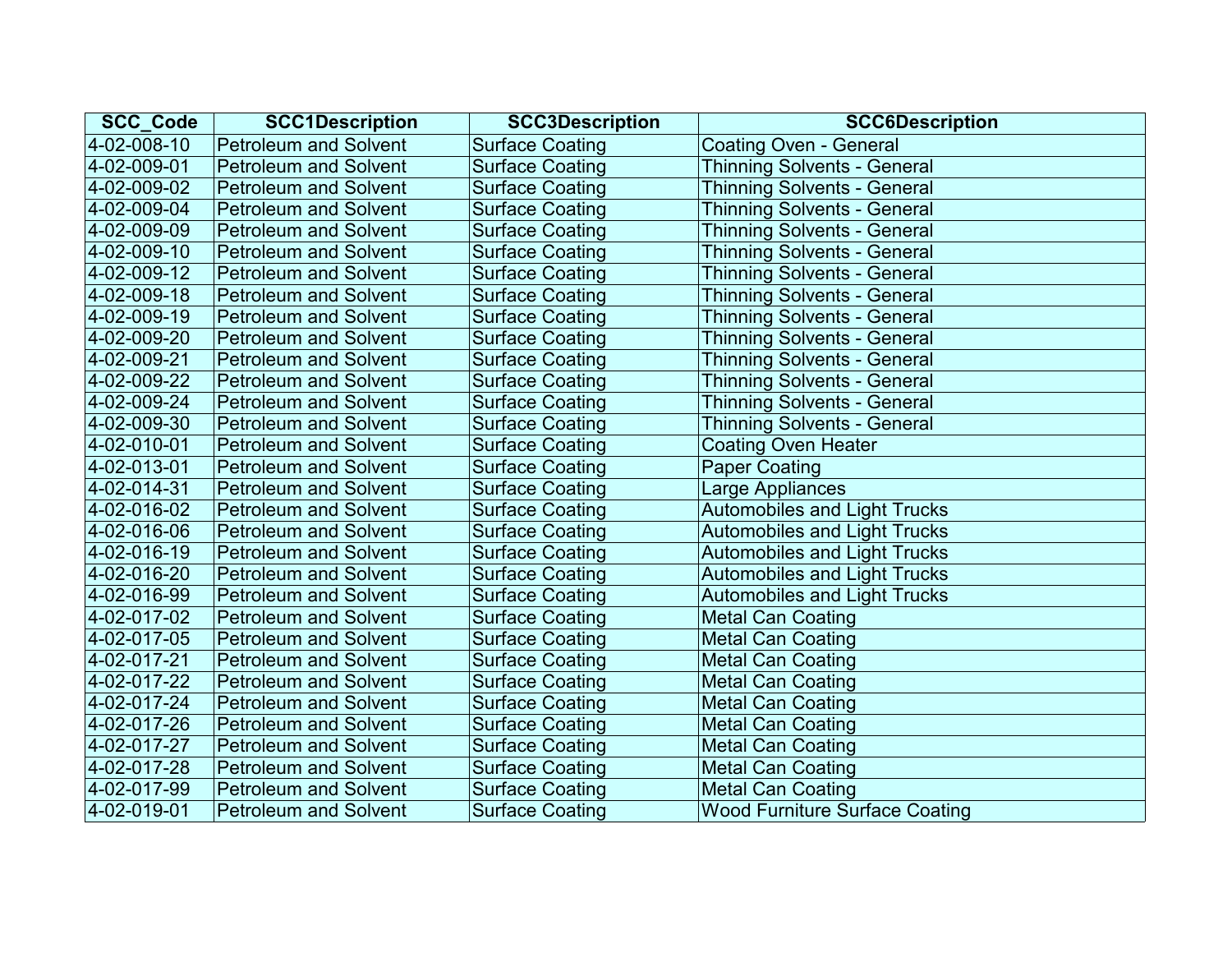| SCC_Code | SCC1Description | SCC3Description | SCC6Description |
| --- | --- | --- | --- |
| 4-02-008-10 | Petroleum and Solvent | Surface Coating | Coating Oven - General |
| 4-02-009-01 | Petroleum and Solvent | Surface Coating | Thinning Solvents - General |
| 4-02-009-02 | Petroleum and Solvent | Surface Coating | Thinning Solvents - General |
| 4-02-009-04 | Petroleum and Solvent | Surface Coating | Thinning Solvents - General |
| 4-02-009-09 | Petroleum and Solvent | Surface Coating | Thinning Solvents - General |
| 4-02-009-10 | Petroleum and Solvent | Surface Coating | Thinning Solvents - General |
| 4-02-009-12 | Petroleum and Solvent | Surface Coating | Thinning Solvents - General |
| 4-02-009-18 | Petroleum and Solvent | Surface Coating | Thinning Solvents - General |
| 4-02-009-19 | Petroleum and Solvent | Surface Coating | Thinning Solvents - General |
| 4-02-009-20 | Petroleum and Solvent | Surface Coating | Thinning Solvents - General |
| 4-02-009-21 | Petroleum and Solvent | Surface Coating | Thinning Solvents - General |
| 4-02-009-22 | Petroleum and Solvent | Surface Coating | Thinning Solvents - General |
| 4-02-009-24 | Petroleum and Solvent | Surface Coating | Thinning Solvents - General |
| 4-02-009-30 | Petroleum and Solvent | Surface Coating | Thinning Solvents - General |
| 4-02-010-01 | Petroleum and Solvent | Surface Coating | Coating Oven Heater |
| 4-02-013-01 | Petroleum and Solvent | Surface Coating | Paper Coating |
| 4-02-014-31 | Petroleum and Solvent | Surface Coating | Large Appliances |
| 4-02-016-02 | Petroleum and Solvent | Surface Coating | Automobiles and Light Trucks |
| 4-02-016-06 | Petroleum and Solvent | Surface Coating | Automobiles and Light Trucks |
| 4-02-016-19 | Petroleum and Solvent | Surface Coating | Automobiles and Light Trucks |
| 4-02-016-20 | Petroleum and Solvent | Surface Coating | Automobiles and Light Trucks |
| 4-02-016-99 | Petroleum and Solvent | Surface Coating | Automobiles and Light Trucks |
| 4-02-017-02 | Petroleum and Solvent | Surface Coating | Metal Can Coating |
| 4-02-017-05 | Petroleum and Solvent | Surface Coating | Metal Can Coating |
| 4-02-017-21 | Petroleum and Solvent | Surface Coating | Metal Can Coating |
| 4-02-017-22 | Petroleum and Solvent | Surface Coating | Metal Can Coating |
| 4-02-017-24 | Petroleum and Solvent | Surface Coating | Metal Can Coating |
| 4-02-017-26 | Petroleum and Solvent | Surface Coating | Metal Can Coating |
| 4-02-017-27 | Petroleum and Solvent | Surface Coating | Metal Can Coating |
| 4-02-017-28 | Petroleum and Solvent | Surface Coating | Metal Can Coating |
| 4-02-017-99 | Petroleum and Solvent | Surface Coating | Metal Can Coating |
| 4-02-019-01 | Petroleum and Solvent | Surface Coating | Wood Furniture Surface Coating |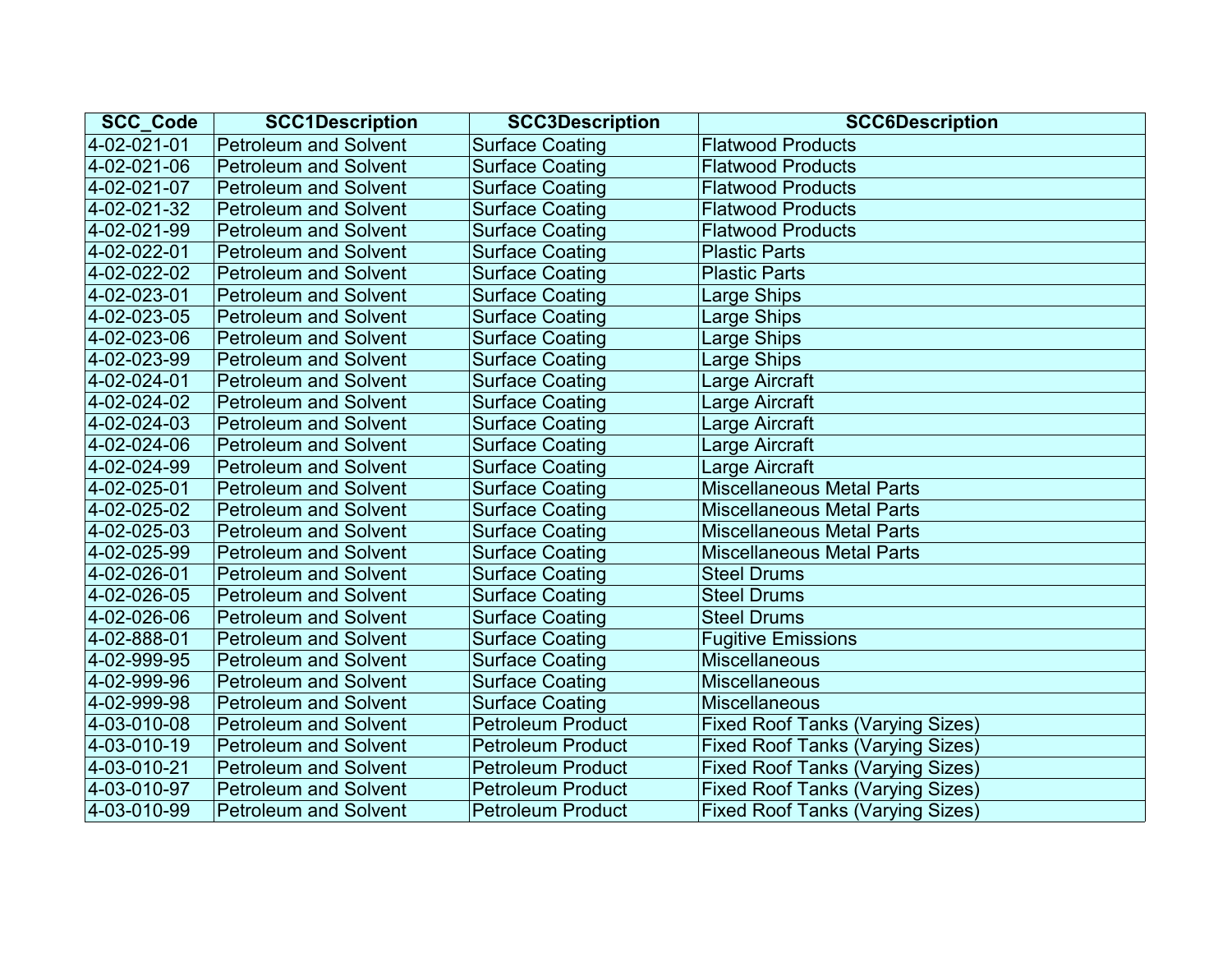| SCC_Code | SCC1Description | SCC3Description | SCC6Description |
|---|---|---|---|
| 4-02-021-01 | Petroleum and Solvent | Surface Coating | Flatwood Products |
| 4-02-021-06 | Petroleum and Solvent | Surface Coating | Flatwood Products |
| 4-02-021-07 | Petroleum and Solvent | Surface Coating | Flatwood Products |
| 4-02-021-32 | Petroleum and Solvent | Surface Coating | Flatwood Products |
| 4-02-021-99 | Petroleum and Solvent | Surface Coating | Flatwood Products |
| 4-02-022-01 | Petroleum and Solvent | Surface Coating | Plastic Parts |
| 4-02-022-02 | Petroleum and Solvent | Surface Coating | Plastic Parts |
| 4-02-023-01 | Petroleum and Solvent | Surface Coating | Large Ships |
| 4-02-023-05 | Petroleum and Solvent | Surface Coating | Large Ships |
| 4-02-023-06 | Petroleum and Solvent | Surface Coating | Large Ships |
| 4-02-023-99 | Petroleum and Solvent | Surface Coating | Large Ships |
| 4-02-024-01 | Petroleum and Solvent | Surface Coating | Large Aircraft |
| 4-02-024-02 | Petroleum and Solvent | Surface Coating | Large Aircraft |
| 4-02-024-03 | Petroleum and Solvent | Surface Coating | Large Aircraft |
| 4-02-024-06 | Petroleum and Solvent | Surface Coating | Large Aircraft |
| 4-02-024-99 | Petroleum and Solvent | Surface Coating | Large Aircraft |
| 4-02-025-01 | Petroleum and Solvent | Surface Coating | Miscellaneous Metal Parts |
| 4-02-025-02 | Petroleum and Solvent | Surface Coating | Miscellaneous Metal Parts |
| 4-02-025-03 | Petroleum and Solvent | Surface Coating | Miscellaneous Metal Parts |
| 4-02-025-99 | Petroleum and Solvent | Surface Coating | Miscellaneous Metal Parts |
| 4-02-026-01 | Petroleum and Solvent | Surface Coating | Steel Drums |
| 4-02-026-05 | Petroleum and Solvent | Surface Coating | Steel Drums |
| 4-02-026-06 | Petroleum and Solvent | Surface Coating | Steel Drums |
| 4-02-888-01 | Petroleum and Solvent | Surface Coating | Fugitive Emissions |
| 4-02-999-95 | Petroleum and Solvent | Surface Coating | Miscellaneous |
| 4-02-999-96 | Petroleum and Solvent | Surface Coating | Miscellaneous |
| 4-02-999-98 | Petroleum and Solvent | Surface Coating | Miscellaneous |
| 4-03-010-08 | Petroleum and Solvent | Petroleum Product | Fixed Roof Tanks (Varying Sizes) |
| 4-03-010-19 | Petroleum and Solvent | Petroleum Product | Fixed Roof Tanks (Varying Sizes) |
| 4-03-010-21 | Petroleum and Solvent | Petroleum Product | Fixed Roof Tanks (Varying Sizes) |
| 4-03-010-97 | Petroleum and Solvent | Petroleum Product | Fixed Roof Tanks (Varying Sizes) |
| 4-03-010-99 | Petroleum and Solvent | Petroleum Product | Fixed Roof Tanks (Varying Sizes) |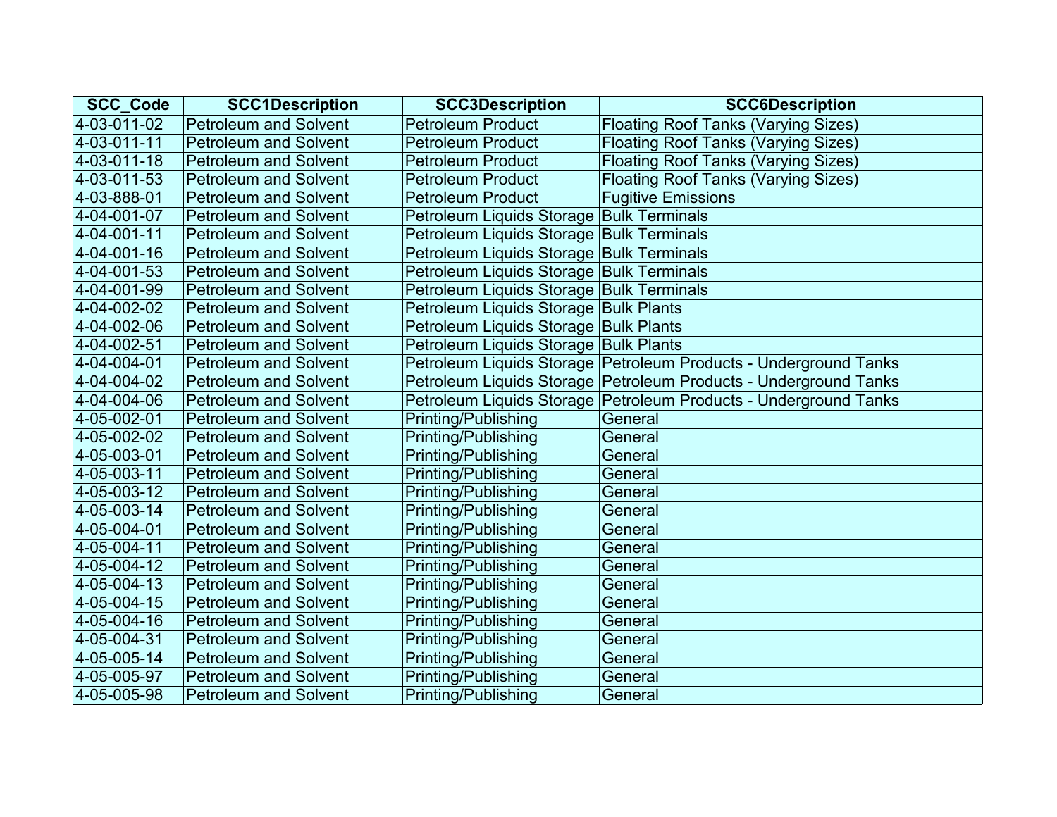| SCC_Code | SCC1Description | SCC3Description | SCC6Description |
|---|---|---|---|
| 4-03-011-02 | Petroleum and Solvent | Petroleum Product | Floating Roof Tanks (Varying Sizes) |
| 4-03-011-11 | Petroleum and Solvent | Petroleum Product | Floating Roof Tanks (Varying Sizes) |
| 4-03-011-18 | Petroleum and Solvent | Petroleum Product | Floating Roof Tanks (Varying Sizes) |
| 4-03-011-53 | Petroleum and Solvent | Petroleum Product | Floating Roof Tanks (Varying Sizes) |
| 4-03-888-01 | Petroleum and Solvent | Petroleum Product | Fugitive Emissions |
| 4-04-001-07 | Petroleum and Solvent | Petroleum Liquids Storage | Bulk Terminals |
| 4-04-001-11 | Petroleum and Solvent | Petroleum Liquids Storage | Bulk Terminals |
| 4-04-001-16 | Petroleum and Solvent | Petroleum Liquids Storage | Bulk Terminals |
| 4-04-001-53 | Petroleum and Solvent | Petroleum Liquids Storage | Bulk Terminals |
| 4-04-001-99 | Petroleum and Solvent | Petroleum Liquids Storage | Bulk Terminals |
| 4-04-002-02 | Petroleum and Solvent | Petroleum Liquids Storage | Bulk Plants |
| 4-04-002-06 | Petroleum and Solvent | Petroleum Liquids Storage | Bulk Plants |
| 4-04-002-51 | Petroleum and Solvent | Petroleum Liquids Storage | Bulk Plants |
| 4-04-004-01 | Petroleum and Solvent | Petroleum Liquids Storage | Petroleum Products - Underground Tanks |
| 4-04-004-02 | Petroleum and Solvent | Petroleum Liquids Storage | Petroleum Products - Underground Tanks |
| 4-04-004-06 | Petroleum and Solvent | Petroleum Liquids Storage | Petroleum Products - Underground Tanks |
| 4-05-002-01 | Petroleum and Solvent | Printing/Publishing | General |
| 4-05-002-02 | Petroleum and Solvent | Printing/Publishing | General |
| 4-05-003-01 | Petroleum and Solvent | Printing/Publishing | General |
| 4-05-003-11 | Petroleum and Solvent | Printing/Publishing | General |
| 4-05-003-12 | Petroleum and Solvent | Printing/Publishing | General |
| 4-05-003-14 | Petroleum and Solvent | Printing/Publishing | General |
| 4-05-004-01 | Petroleum and Solvent | Printing/Publishing | General |
| 4-05-004-11 | Petroleum and Solvent | Printing/Publishing | General |
| 4-05-004-12 | Petroleum and Solvent | Printing/Publishing | General |
| 4-05-004-13 | Petroleum and Solvent | Printing/Publishing | General |
| 4-05-004-15 | Petroleum and Solvent | Printing/Publishing | General |
| 4-05-004-16 | Petroleum and Solvent | Printing/Publishing | General |
| 4-05-004-31 | Petroleum and Solvent | Printing/Publishing | General |
| 4-05-005-14 | Petroleum and Solvent | Printing/Publishing | General |
| 4-05-005-97 | Petroleum and Solvent | Printing/Publishing | General |
| 4-05-005-98 | Petroleum and Solvent | Printing/Publishing | General |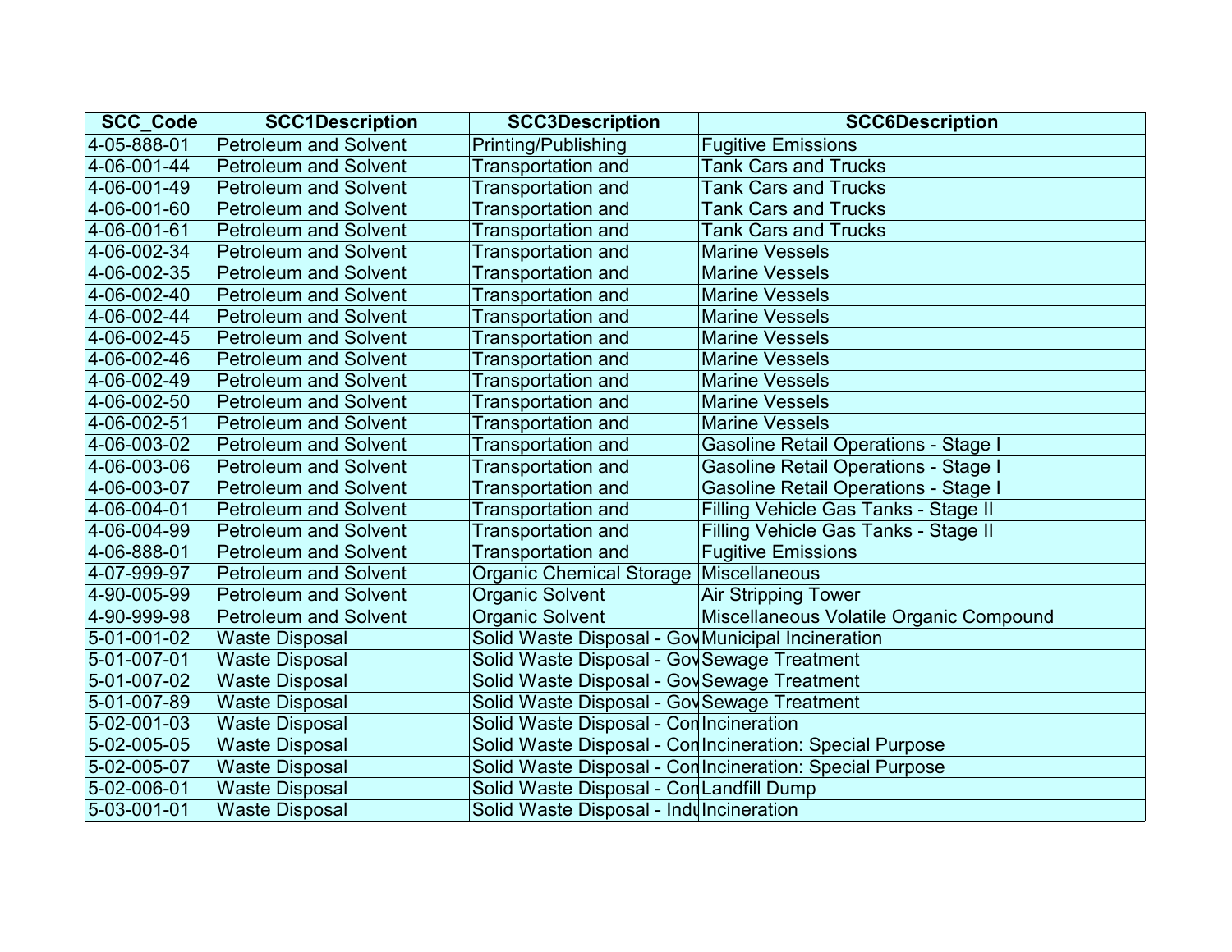| SCC_Code | SCC1Description | SCC3Description | SCC6Description |
|---|---|---|---|
| 4-05-888-01 | Petroleum and Solvent | Printing/Publishing | Fugitive Emissions |
| 4-06-001-44 | Petroleum and Solvent | Transportation and | Tank Cars and Trucks |
| 4-06-001-49 | Petroleum and Solvent | Transportation and | Tank Cars and Trucks |
| 4-06-001-60 | Petroleum and Solvent | Transportation and | Tank Cars and Trucks |
| 4-06-001-61 | Petroleum and Solvent | Transportation and | Tank Cars and Trucks |
| 4-06-002-34 | Petroleum and Solvent | Transportation and | Marine Vessels |
| 4-06-002-35 | Petroleum and Solvent | Transportation and | Marine Vessels |
| 4-06-002-40 | Petroleum and Solvent | Transportation and | Marine Vessels |
| 4-06-002-44 | Petroleum and Solvent | Transportation and | Marine Vessels |
| 4-06-002-45 | Petroleum and Solvent | Transportation and | Marine Vessels |
| 4-06-002-46 | Petroleum and Solvent | Transportation and | Marine Vessels |
| 4-06-002-49 | Petroleum and Solvent | Transportation and | Marine Vessels |
| 4-06-002-50 | Petroleum and Solvent | Transportation and | Marine Vessels |
| 4-06-002-51 | Petroleum and Solvent | Transportation and | Marine Vessels |
| 4-06-003-02 | Petroleum and Solvent | Transportation and | Gasoline Retail Operations - Stage I |
| 4-06-003-06 | Petroleum and Solvent | Transportation and | Gasoline Retail Operations - Stage I |
| 4-06-003-07 | Petroleum and Solvent | Transportation and | Gasoline Retail Operations - Stage I |
| 4-06-004-01 | Petroleum and Solvent | Transportation and | Filling Vehicle Gas Tanks - Stage II |
| 4-06-004-99 | Petroleum and Solvent | Transportation and | Filling Vehicle Gas Tanks - Stage II |
| 4-06-888-01 | Petroleum and Solvent | Transportation and | Fugitive Emissions |
| 4-07-999-97 | Petroleum and Solvent | Organic Chemical Storage | Miscellaneous |
| 4-90-005-99 | Petroleum and Solvent | Organic Solvent | Air Stripping Tower |
| 4-90-999-98 | Petroleum and Solvent | Organic Solvent | Miscellaneous Volatile Organic Compound |
| 5-01-001-02 | Waste Disposal | Solid Waste Disposal - Gov | Municipal Incineration |
| 5-01-007-01 | Waste Disposal | Solid Waste Disposal - Gov | Sewage Treatment |
| 5-01-007-02 | Waste Disposal | Solid Waste Disposal - Gov | Sewage Treatment |
| 5-01-007-89 | Waste Disposal | Solid Waste Disposal - Gov | Sewage Treatment |
| 5-02-001-03 | Waste Disposal | Solid Waste Disposal - Con | Incineration |
| 5-02-005-05 | Waste Disposal | Solid Waste Disposal - Con | Incineration: Special Purpose |
| 5-02-005-07 | Waste Disposal | Solid Waste Disposal - Con | Incineration: Special Purpose |
| 5-02-006-01 | Waste Disposal | Solid Waste Disposal - Con | Landfill Dump |
| 5-03-001-01 | Waste Disposal | Solid Waste Disposal - Indu | Incineration |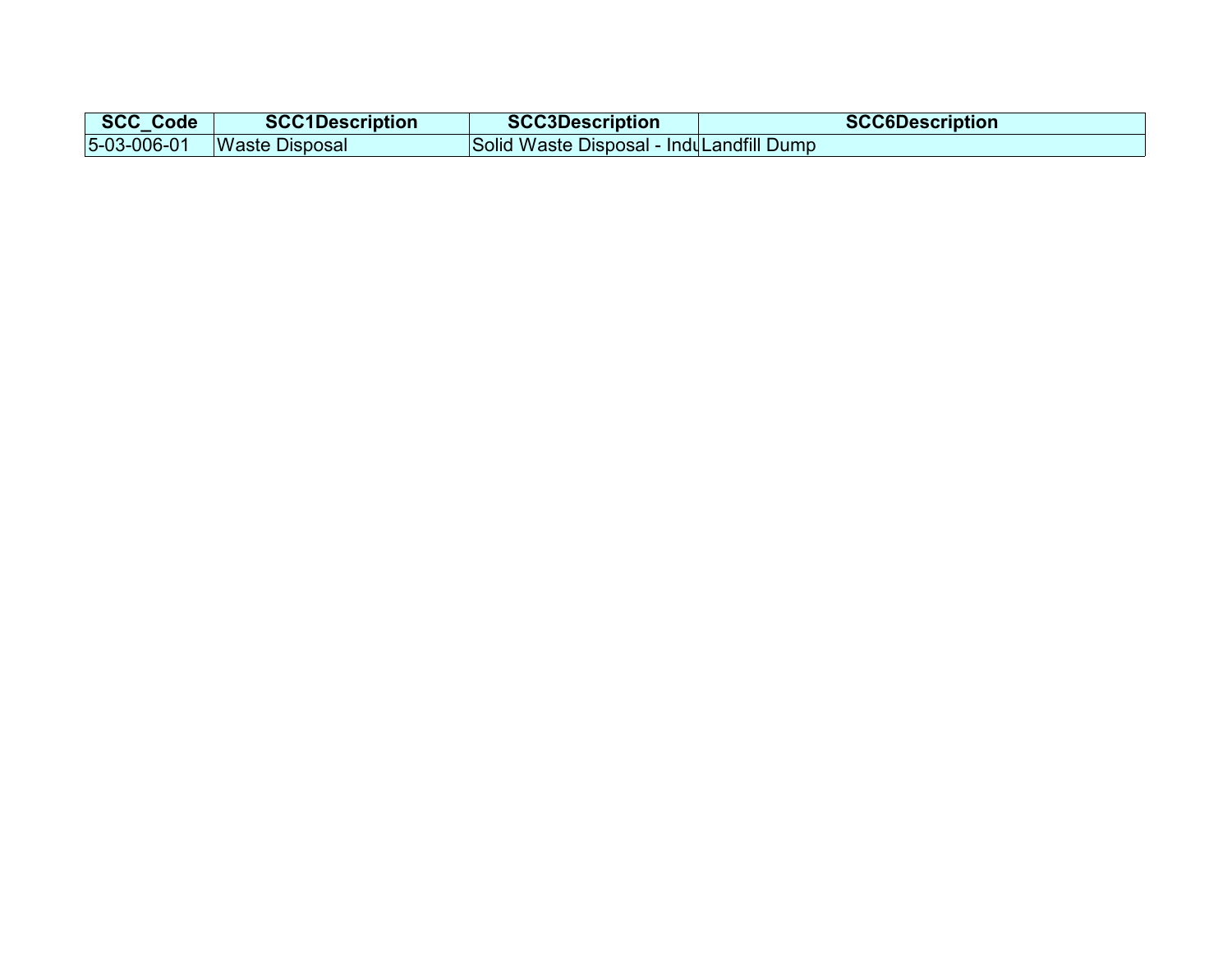| SCC_Code | SCC1Description | SCC3Description | SCC6Description |
| --- | --- | --- | --- |
| 5-03-006-01 | Waste Disposal | Solid Waste Disposal - Indu | Landfill Dump |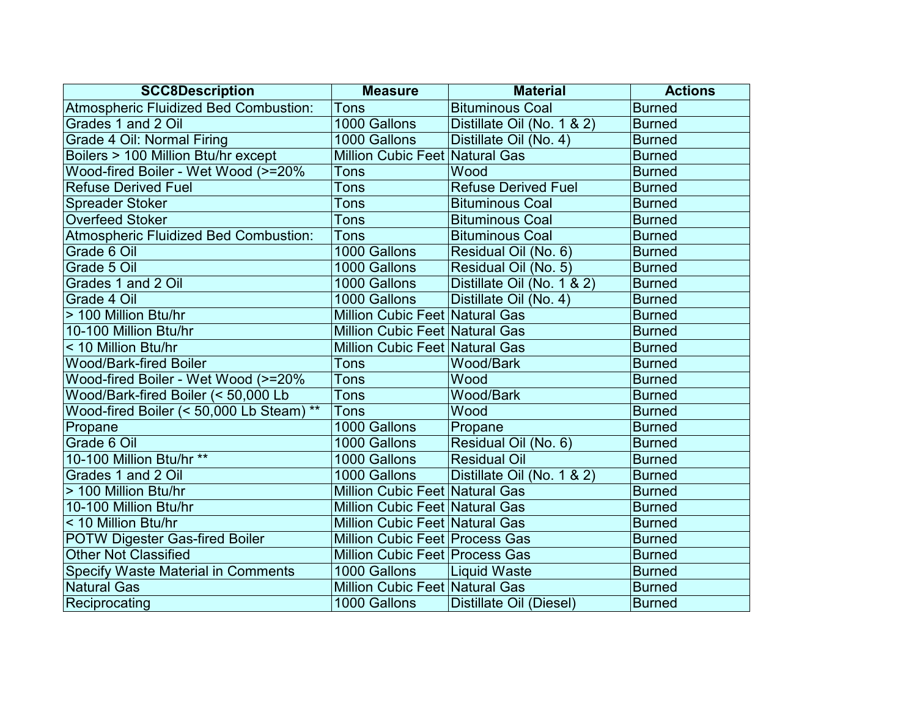| SCC8Description | Measure | Material | Actions |
|---|---|---|---|
| Atmospheric Fluidized Bed Combustion: | Tons | Bituminous Coal | Burned |
| Grades 1 and 2 Oil | 1000 Gallons | Distillate Oil (No. 1 & 2) | Burned |
| Grade 4 Oil: Normal Firing | 1000 Gallons | Distillate Oil (No. 4) | Burned |
| Boilers > 100 Million Btu/hr except | Million Cubic Feet | Natural Gas | Burned |
| Wood-fired Boiler - Wet Wood (>=20% | Tons | Wood | Burned |
| Refuse Derived Fuel | Tons | Refuse Derived Fuel | Burned |
| Spreader Stoker | Tons | Bituminous Coal | Burned |
| Overfeed Stoker | Tons | Bituminous Coal | Burned |
| Atmospheric Fluidized Bed Combustion: | Tons | Bituminous Coal | Burned |
| Grade 6 Oil | 1000 Gallons | Residual Oil (No. 6) | Burned |
| Grade 5 Oil | 1000 Gallons | Residual Oil (No. 5) | Burned |
| Grades 1 and 2 Oil | 1000 Gallons | Distillate Oil (No. 1 & 2) | Burned |
| Grade 4 Oil | 1000 Gallons | Distillate Oil (No. 4) | Burned |
| > 100 Million Btu/hr | Million Cubic Feet | Natural Gas | Burned |
| 10-100 Million Btu/hr | Million Cubic Feet | Natural Gas | Burned |
| < 10 Million Btu/hr | Million Cubic Feet | Natural Gas | Burned |
| Wood/Bark-fired Boiler | Tons | Wood/Bark | Burned |
| Wood-fired Boiler - Wet Wood (>=20% | Tons | Wood | Burned |
| Wood/Bark-fired Boiler (< 50,000 Lb | Tons | Wood/Bark | Burned |
| Wood-fired Boiler (< 50,000 Lb Steam) ** | Tons | Wood | Burned |
| Propane | 1000 Gallons | Propane | Burned |
| Grade 6 Oil | 1000 Gallons | Residual Oil (No. 6) | Burned |
| 10-100 Million Btu/hr ** | 1000 Gallons | Residual Oil | Burned |
| Grades 1 and 2 Oil | 1000 Gallons | Distillate Oil (No. 1 & 2) | Burned |
| > 100 Million Btu/hr | Million Cubic Feet | Natural Gas | Burned |
| 10-100 Million Btu/hr | Million Cubic Feet | Natural Gas | Burned |
| < 10 Million Btu/hr | Million Cubic Feet | Natural Gas | Burned |
| POTW Digester Gas-fired Boiler | Million Cubic Feet | Process Gas | Burned |
| Other Not Classified | Million Cubic Feet | Process Gas | Burned |
| Specify Waste Material in Comments | 1000 Gallons | Liquid Waste | Burned |
| Natural Gas | Million Cubic Feet | Natural Gas | Burned |
| Reciprocating | 1000 Gallons | Distillate Oil (Diesel) | Burned |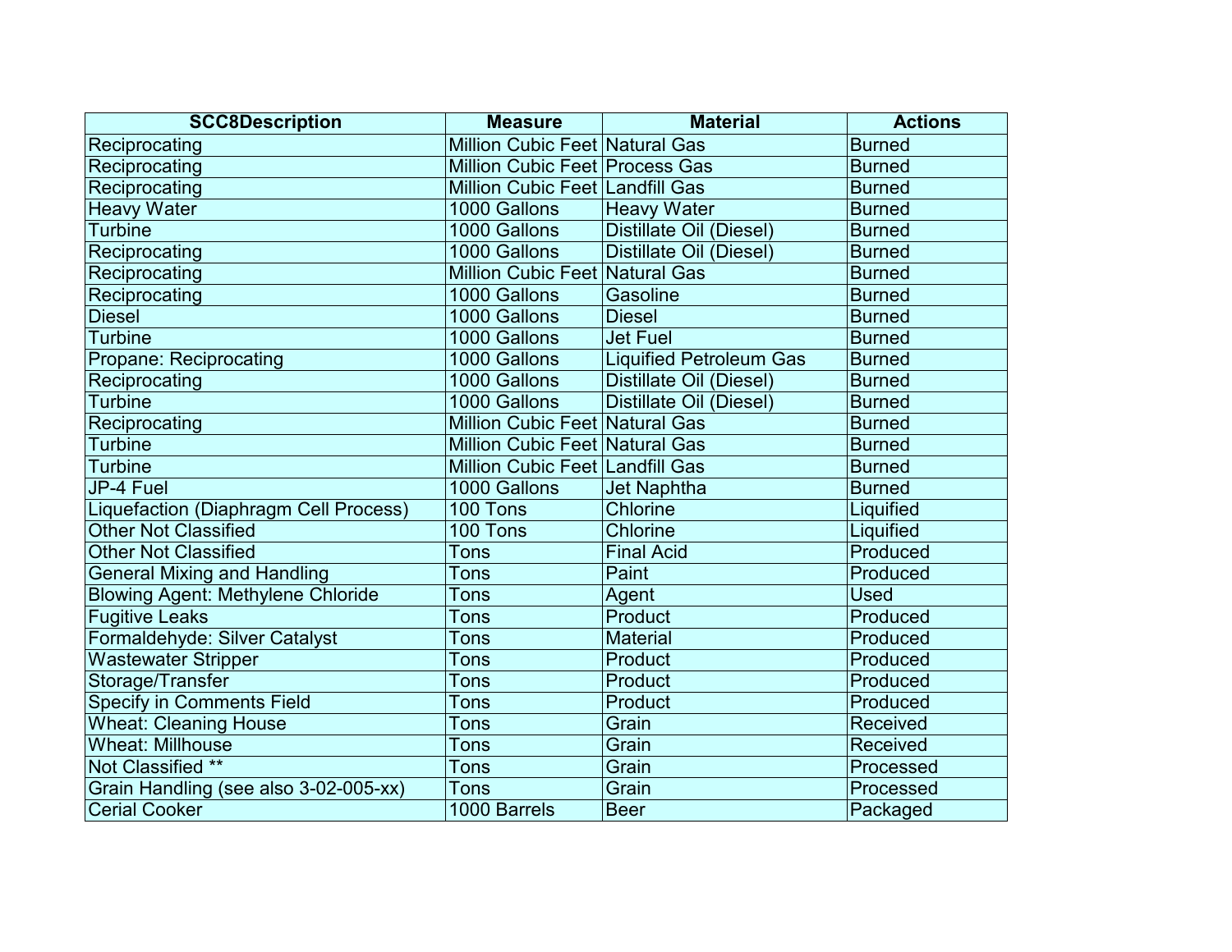| SCC8Description | Measure | Material | Actions |
| --- | --- | --- | --- |
| Reciprocating | Million Cubic Feet | Natural Gas | Burned |
| Reciprocating | Million Cubic Feet | Process Gas | Burned |
| Reciprocating | Million Cubic Feet | Landfill Gas | Burned |
| Heavy Water | 1000 Gallons | Heavy Water | Burned |
| Turbine | 1000 Gallons | Distillate Oil (Diesel) | Burned |
| Reciprocating | 1000 Gallons | Distillate Oil (Diesel) | Burned |
| Reciprocating | Million Cubic Feet | Natural Gas | Burned |
| Reciprocating | 1000 Gallons | Gasoline | Burned |
| Diesel | 1000 Gallons | Diesel | Burned |
| Turbine | 1000 Gallons | Jet Fuel | Burned |
| Propane: Reciprocating | 1000 Gallons | Liquified Petroleum Gas | Burned |
| Reciprocating | 1000 Gallons | Distillate Oil (Diesel) | Burned |
| Turbine | 1000 Gallons | Distillate Oil (Diesel) | Burned |
| Reciprocating | Million Cubic Feet | Natural Gas | Burned |
| Turbine | Million Cubic Feet | Natural Gas | Burned |
| Turbine | Million Cubic Feet | Landfill Gas | Burned |
| JP-4 Fuel | 1000 Gallons | Jet Naphtha | Burned |
| Liquefaction (Diaphragm Cell Process) | 100 Tons | Chlorine | Liquified |
| Other Not Classified | 100 Tons | Chlorine | Liquified |
| Other Not Classified | Tons | Final Acid | Produced |
| General Mixing and Handling | Tons | Paint | Produced |
| Blowing Agent: Methylene Chloride | Tons | Agent | Used |
| Fugitive Leaks | Tons | Product | Produced |
| Formaldehyde: Silver Catalyst | Tons | Material | Produced |
| Wastewater Stripper | Tons | Product | Produced |
| Storage/Transfer | Tons | Product | Produced |
| Specify in Comments Field | Tons | Product | Produced |
| Wheat: Cleaning House | Tons | Grain | Received |
| Wheat: Millhouse | Tons | Grain | Received |
| Not Classified ** | Tons | Grain | Processed |
| Grain Handling (see also 3-02-005-xx) | Tons | Grain | Processed |
| Cerial Cooker | 1000 Barrels | Beer | Packaged |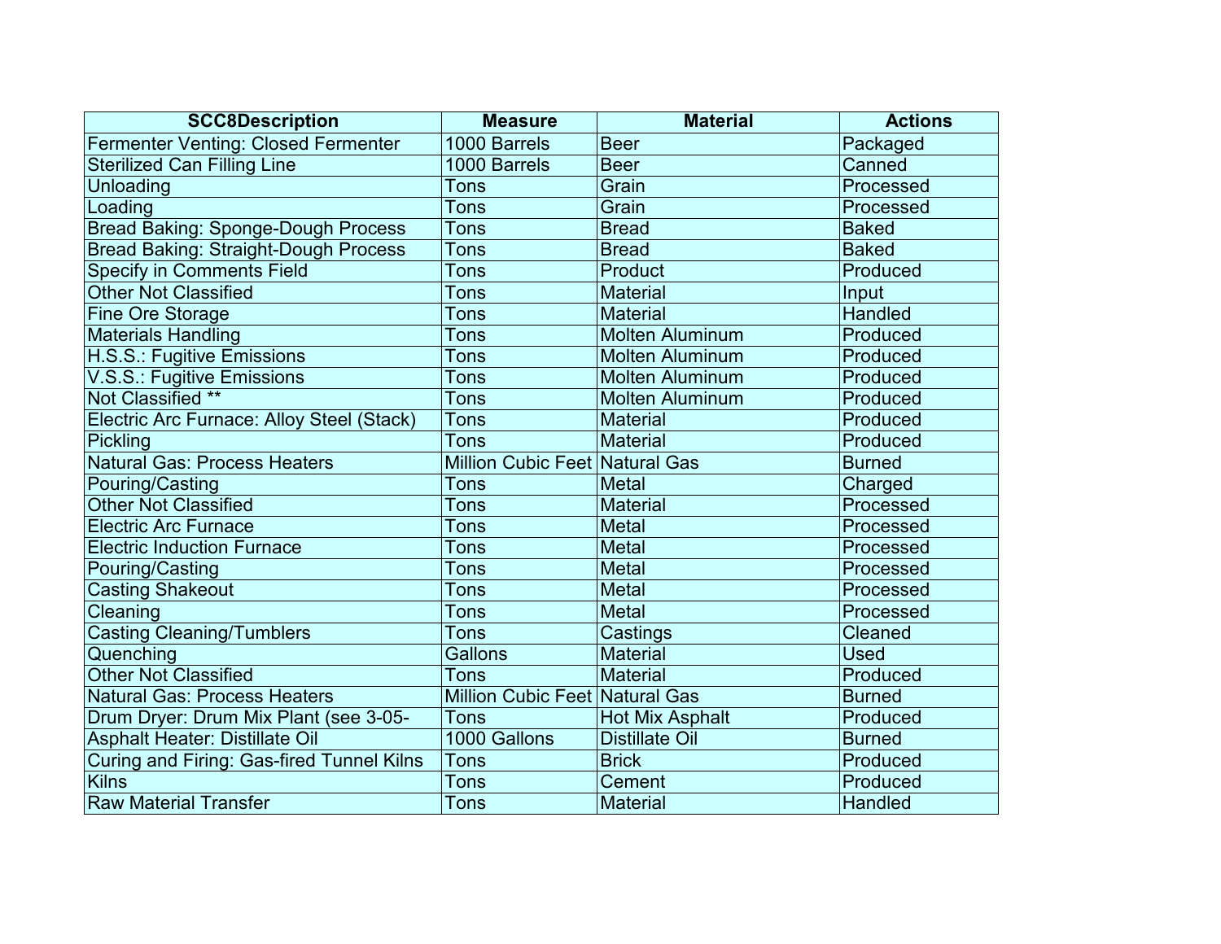| SCC8Description | Measure | Material | Actions |
|---|---|---|---|
| Fermenter Venting: Closed Fermenter | 1000 Barrels | Beer | Packaged |
| Sterilized Can Filling Line | 1000 Barrels | Beer | Canned |
| Unloading | Tons | Grain | Processed |
| Loading | Tons | Grain | Processed |
| Bread Baking: Sponge-Dough Process | Tons | Bread | Baked |
| Bread Baking: Straight-Dough Process | Tons | Bread | Baked |
| Specify in Comments Field | Tons | Product | Produced |
| Other Not Classified | Tons | Material | Input |
| Fine Ore Storage | Tons | Material | Handled |
| Materials Handling | Tons | Molten Aluminum | Produced |
| H.S.S.: Fugitive Emissions | Tons | Molten Aluminum | Produced |
| V.S.S.: Fugitive Emissions | Tons | Molten Aluminum | Produced |
| Not Classified ** | Tons | Molten Aluminum | Produced |
| Electric Arc Furnace: Alloy Steel (Stack) | Tons | Material | Produced |
| Pickling | Tons | Material | Produced |
| Natural Gas: Process Heaters | Million Cubic Feet | Natural Gas | Burned |
| Pouring/Casting | Tons | Metal | Charged |
| Other Not Classified | Tons | Material | Processed |
| Electric Arc Furnace | Tons | Metal | Processed |
| Electric Induction Furnace | Tons | Metal | Processed |
| Pouring/Casting | Tons | Metal | Processed |
| Casting Shakeout | Tons | Metal | Processed |
| Cleaning | Tons | Metal | Processed |
| Casting Cleaning/Tumblers | Tons | Castings | Cleaned |
| Quenching | Gallons | Material | Used |
| Other Not Classified | Tons | Material | Produced |
| Natural Gas: Process Heaters | Million Cubic Feet | Natural Gas | Burned |
| Drum Dryer: Drum Mix Plant (see 3-05- | Tons | Hot Mix Asphalt | Produced |
| Asphalt Heater: Distillate Oil | 1000 Gallons | Distillate Oil | Burned |
| Curing and Firing: Gas-fired Tunnel Kilns | Tons | Brick | Produced |
| Kilns | Tons | Cement | Produced |
| Raw Material Transfer | Tons | Material | Handled |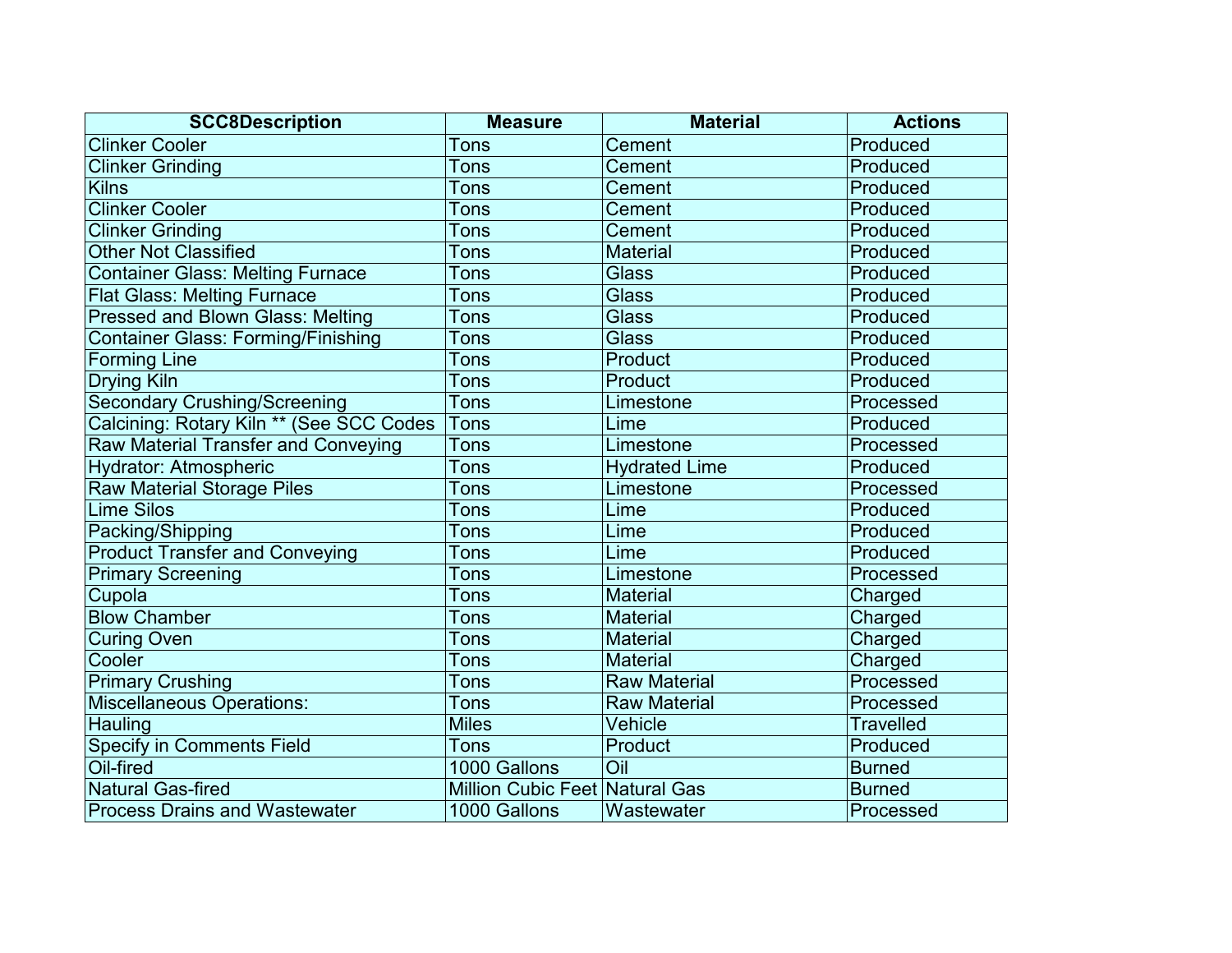| SCC8Description | Measure | Material | Actions |
|---|---|---|---|
| Clinker Cooler | Tons | Cement | Produced |
| Clinker Grinding | Tons | Cement | Produced |
| Kilns | Tons | Cement | Produced |
| Clinker Cooler | Tons | Cement | Produced |
| Clinker Grinding | Tons | Cement | Produced |
| Other Not Classified | Tons | Material | Produced |
| Container Glass: Melting Furnace | Tons | Glass | Produced |
| Flat Glass: Melting Furnace | Tons | Glass | Produced |
| Pressed and Blown Glass: Melting | Tons | Glass | Produced |
| Container Glass: Forming/Finishing | Tons | Glass | Produced |
| Forming Line | Tons | Product | Produced |
| Drying Kiln | Tons | Product | Produced |
| Secondary Crushing/Screening | Tons | Limestone | Processed |
| Calcining: Rotary Kiln ** (See SCC Codes | Tons | Lime | Produced |
| Raw Material Transfer and Conveying | Tons | Limestone | Processed |
| Hydrator: Atmospheric | Tons | Hydrated Lime | Produced |
| Raw Material Storage Piles | Tons | Limestone | Processed |
| Lime Silos | Tons | Lime | Produced |
| Packing/Shipping | Tons | Lime | Produced |
| Product Transfer and Conveying | Tons | Lime | Produced |
| Primary Screening | Tons | Limestone | Processed |
| Cupola | Tons | Material | Charged |
| Blow Chamber | Tons | Material | Charged |
| Curing Oven | Tons | Material | Charged |
| Cooler | Tons | Material | Charged |
| Primary Crushing | Tons | Raw Material | Processed |
| Miscellaneous Operations: | Tons | Raw Material | Processed |
| Hauling | Miles | Vehicle | Travelled |
| Specify in Comments Field | Tons | Product | Produced |
| Oil-fired | 1000 Gallons | Oil | Burned |
| Natural Gas-fired | Million Cubic Feet | Natural Gas | Burned |
| Process Drains and Wastewater | 1000 Gallons | Wastewater | Processed |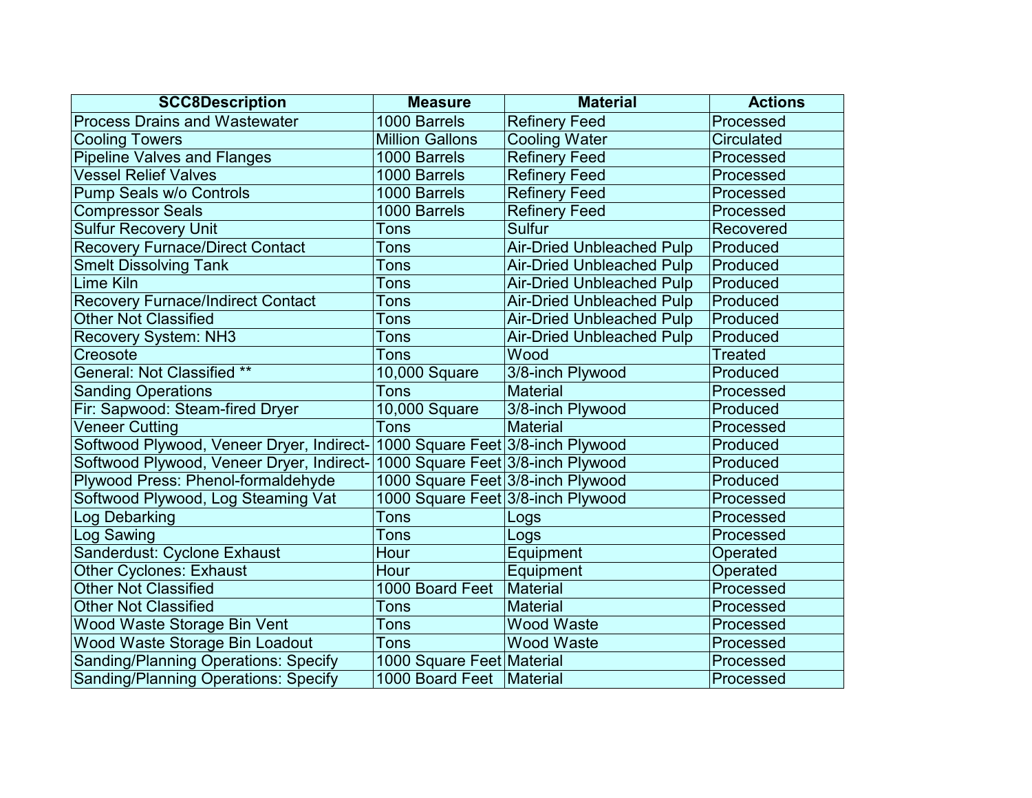| SCC8Description | Measure | Material | Actions |
| --- | --- | --- | --- |
| Process Drains and Wastewater | 1000 Barrels | Refinery Feed | Processed |
| Cooling Towers | Million Gallons | Cooling Water | Circulated |
| Pipeline Valves and Flanges | 1000 Barrels | Refinery Feed | Processed |
| Vessel Relief Valves | 1000 Barrels | Refinery Feed | Processed |
| Pump Seals w/o Controls | 1000 Barrels | Refinery Feed | Processed |
| Compressor Seals | 1000 Barrels | Refinery Feed | Processed |
| Sulfur Recovery Unit | Tons | Sulfur | Recovered |
| Recovery Furnace/Direct Contact | Tons | Air-Dried Unbleached Pulp | Produced |
| Smelt Dissolving Tank | Tons | Air-Dried Unbleached Pulp | Produced |
| Lime Kiln | Tons | Air-Dried Unbleached Pulp | Produced |
| Recovery Furnace/Indirect Contact | Tons | Air-Dried Unbleached Pulp | Produced |
| Other Not Classified | Tons | Air-Dried Unbleached Pulp | Produced |
| Recovery System: NH3 | Tons | Air-Dried Unbleached Pulp | Produced |
| Creosote | Tons | Wood | Treated |
| General: Not Classified ** | 10,000 Square | 3/8-inch Plywood | Produced |
| Sanding Operations | Tons | Material | Processed |
| Fir: Sapwood: Steam-fired Dryer | 10,000 Square | 3/8-inch Plywood | Produced |
| Veneer Cutting | Tons | Material | Processed |
| Softwood Plywood, Veneer Dryer, Indirect- | 1000 Square Feet | 3/8-inch Plywood | Produced |
| Softwood Plywood, Veneer Dryer, Indirect- | 1000 Square Feet | 3/8-inch Plywood | Produced |
| Plywood Press: Phenol-formaldehyde | 1000 Square Feet | 3/8-inch Plywood | Produced |
| Softwood Plywood, Log Steaming Vat | 1000 Square Feet | 3/8-inch Plywood | Processed |
| Log Debarking | Tons | Logs | Processed |
| Log Sawing | Tons | Logs | Processed |
| Sanderdust: Cyclone Exhaust | Hour | Equipment | Operated |
| Other Cyclones: Exhaust | Hour | Equipment | Operated |
| Other Not Classified | 1000 Board Feet | Material | Processed |
| Other Not Classified | Tons | Material | Processed |
| Wood Waste Storage Bin Vent | Tons | Wood Waste | Processed |
| Wood Waste Storage Bin Loadout | Tons | Wood Waste | Processed |
| Sanding/Planning Operations: Specify | 1000 Square Feet | Material | Processed |
| Sanding/Planning Operations: Specify | 1000 Board Feet | Material | Processed |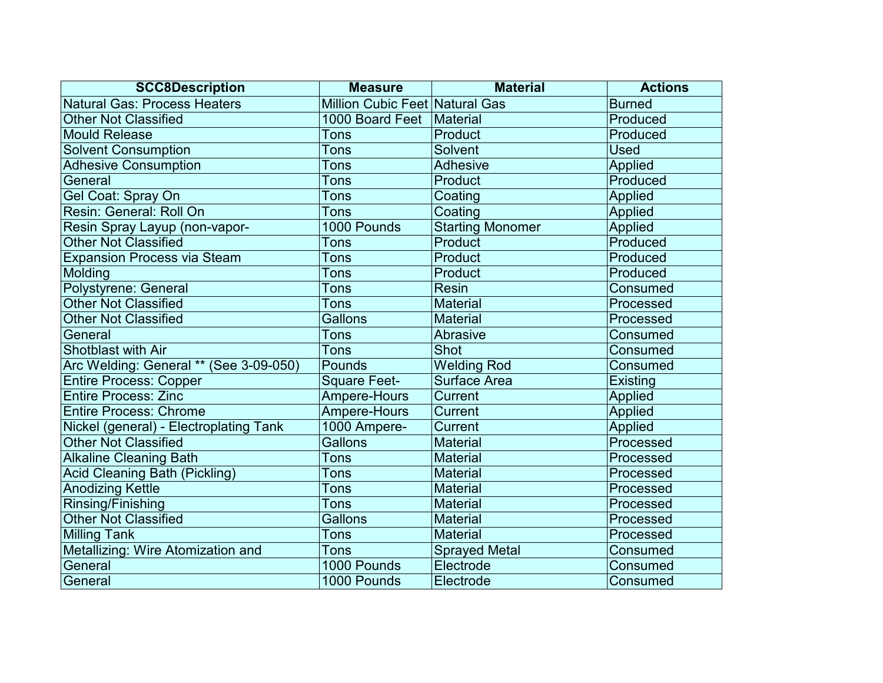| SCC8Description | Measure | Material | Actions |
|---|---|---|---|
| Natural Gas: Process Heaters | Million Cubic Feet | Natural Gas | Burned |
| Other Not Classified | 1000 Board Feet | Material | Produced |
| Mould Release | Tons | Product | Produced |
| Solvent Consumption | Tons | Solvent | Used |
| Adhesive Consumption | Tons | Adhesive | Applied |
| General | Tons | Product | Produced |
| Gel Coat: Spray On | Tons | Coating | Applied |
| Resin: General: Roll On | Tons | Coating | Applied |
| Resin Spray Layup (non-vapor- | 1000 Pounds | Starting Monomer | Applied |
| Other Not Classified | Tons | Product | Produced |
| Expansion Process via Steam | Tons | Product | Produced |
| Molding | Tons | Product | Produced |
| Polystyrene: General | Tons | Resin | Consumed |
| Other Not Classified | Tons | Material | Processed |
| Other Not Classified | Gallons | Material | Processed |
| General | Tons | Abrasive | Consumed |
| Shotblast with Air | Tons | Shot | Consumed |
| Arc Welding: General ** (See 3-09-050) | Pounds | Welding Rod | Consumed |
| Entire Process: Copper | Square Feet- | Surface Area | Existing |
| Entire Process: Zinc | Ampere-Hours | Current | Applied |
| Entire Process: Chrome | Ampere-Hours | Current | Applied |
| Nickel (general) - Electroplating Tank | 1000 Ampere- | Current | Applied |
| Other Not Classified | Gallons | Material | Processed |
| Alkaline Cleaning Bath | Tons | Material | Processed |
| Acid Cleaning Bath (Pickling) | Tons | Material | Processed |
| Anodizing Kettle | Tons | Material | Processed |
| Rinsing/Finishing | Tons | Material | Processed |
| Other Not Classified | Gallons | Material | Processed |
| Milling Tank | Tons | Material | Processed |
| Metallizing: Wire Atomization and | Tons | Sprayed Metal | Consumed |
| General | 1000 Pounds | Electrode | Consumed |
| General | 1000 Pounds | Electrode | Consumed |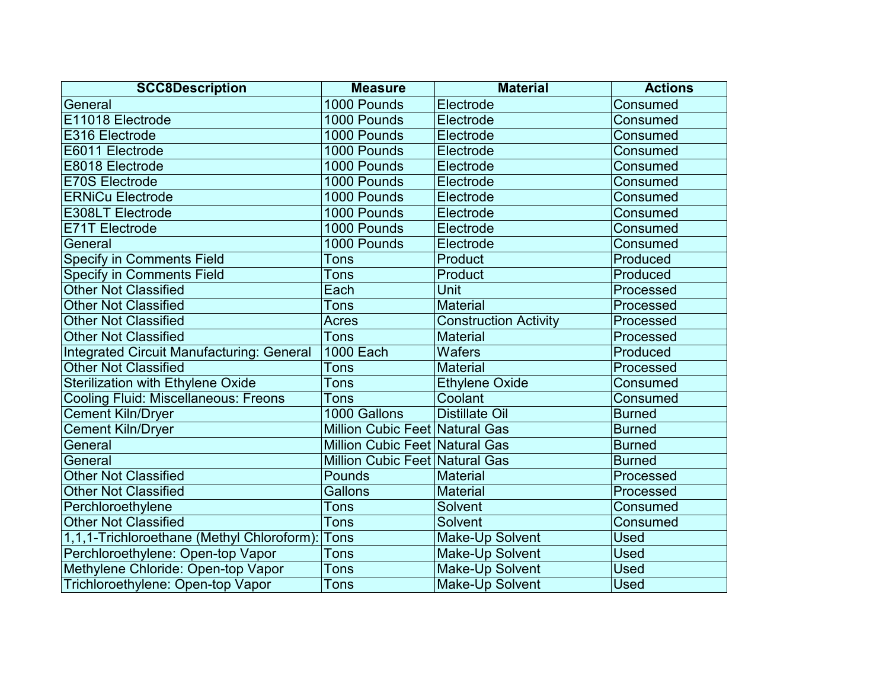| SCC8Description | Measure | Material | Actions |
|---|---|---|---|
| General | 1000 Pounds | Electrode | Consumed |
| E11018 Electrode | 1000 Pounds | Electrode | Consumed |
| E316 Electrode | 1000 Pounds | Electrode | Consumed |
| E6011 Electrode | 1000 Pounds | Electrode | Consumed |
| E8018 Electrode | 1000 Pounds | Electrode | Consumed |
| E70S Electrode | 1000 Pounds | Electrode | Consumed |
| ERNiCu Electrode | 1000 Pounds | Electrode | Consumed |
| E308LT Electrode | 1000 Pounds | Electrode | Consumed |
| E71T Electrode | 1000 Pounds | Electrode | Consumed |
| General | 1000 Pounds | Electrode | Consumed |
| Specify in Comments Field | Tons | Product | Produced |
| Specify in Comments Field | Tons | Product | Produced |
| Other Not Classified | Each | Unit | Processed |
| Other Not Classified | Tons | Material | Processed |
| Other Not Classified | Acres | Construction Activity | Processed |
| Other Not Classified | Tons | Material | Processed |
| Integrated Circuit Manufacturing: General | 1000 Each | Wafers | Produced |
| Other Not Classified | Tons | Material | Processed |
| Sterilization with Ethylene Oxide | Tons | Ethylene Oxide | Consumed |
| Cooling Fluid: Miscellaneous: Freons | Tons | Coolant | Consumed |
| Cement Kiln/Dryer | 1000 Gallons | Distillate Oil | Burned |
| Cement Kiln/Dryer | Million Cubic Feet | Natural Gas | Burned |
| General | Million Cubic Feet | Natural Gas | Burned |
| General | Million Cubic Feet | Natural Gas | Burned |
| Other Not Classified | Pounds | Material | Processed |
| Other Not Classified | Gallons | Material | Processed |
| Perchloroethylene | Tons | Solvent | Consumed |
| Other Not Classified | Tons | Solvent | Consumed |
| 1,1,1-Trichloroethane (Methyl Chloroform): | Tons | Make-Up Solvent | Used |
| Perchloroethylene: Open-top Vapor | Tons | Make-Up Solvent | Used |
| Methylene Chloride: Open-top Vapor | Tons | Make-Up Solvent | Used |
| Trichloroethylene: Open-top Vapor | Tons | Make-Up Solvent | Used |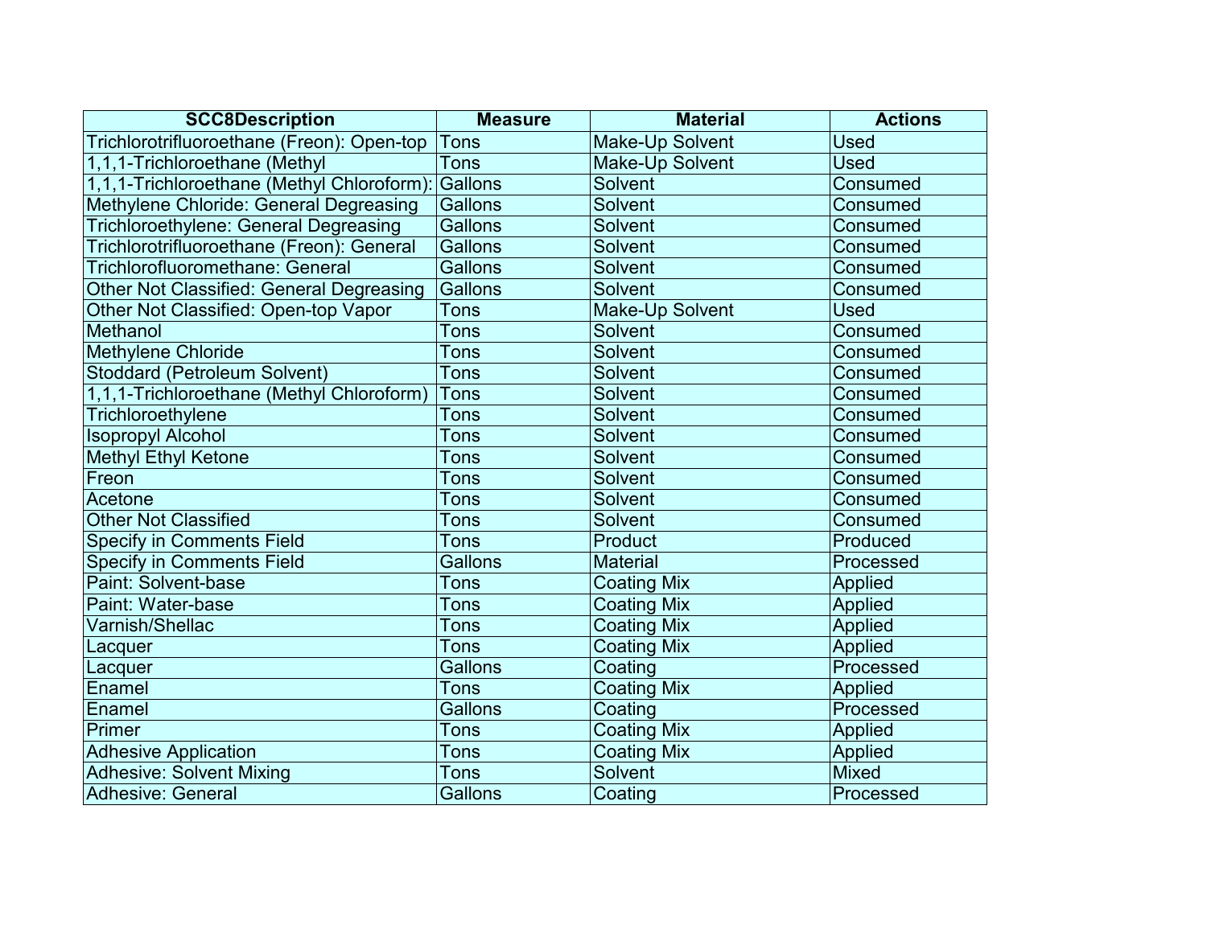| SCC8Description | Measure | Material | Actions |
|---|---|---|---|
| Trichlorotrifluoroethane (Freon): Open-top | Tons | Make-Up Solvent | Used |
| 1,1,1-Trichloroethane (Methyl | Tons | Make-Up Solvent | Used |
| 1,1,1-Trichloroethane (Methyl Chloroform): | Gallons | Solvent | Consumed |
| Methylene Chloride: General Degreasing | Gallons | Solvent | Consumed |
| Trichloroethylene: General Degreasing | Gallons | Solvent | Consumed |
| Trichlorotrifluoroethane (Freon): General | Gallons | Solvent | Consumed |
| Trichlorofluoromethane: General | Gallons | Solvent | Consumed |
| Other Not Classified: General Degreasing | Gallons | Solvent | Consumed |
| Other Not Classified: Open-top Vapor | Tons | Make-Up Solvent | Used |
| Methanol | Tons | Solvent | Consumed |
| Methylene Chloride | Tons | Solvent | Consumed |
| Stoddard (Petroleum Solvent) | Tons | Solvent | Consumed |
| 1,1,1-Trichloroethane (Methyl Chloroform) | Tons | Solvent | Consumed |
| Trichloroethylene | Tons | Solvent | Consumed |
| Isopropyl Alcohol | Tons | Solvent | Consumed |
| Methyl Ethyl Ketone | Tons | Solvent | Consumed |
| Freon | Tons | Solvent | Consumed |
| Acetone | Tons | Solvent | Consumed |
| Other Not Classified | Tons | Solvent | Consumed |
| Specify in Comments Field | Tons | Product | Produced |
| Specify in Comments Field | Gallons | Material | Processed |
| Paint: Solvent-base | Tons | Coating Mix | Applied |
| Paint: Water-base | Tons | Coating Mix | Applied |
| Varnish/Shellac | Tons | Coating Mix | Applied |
| Lacquer | Tons | Coating Mix | Applied |
| Lacquer | Gallons | Coating | Processed |
| Enamel | Tons | Coating Mix | Applied |
| Enamel | Gallons | Coating | Processed |
| Primer | Tons | Coating Mix | Applied |
| Adhesive Application | Tons | Coating Mix | Applied |
| Adhesive: Solvent Mixing | Tons | Solvent | Mixed |
| Adhesive: General | Gallons | Coating | Processed |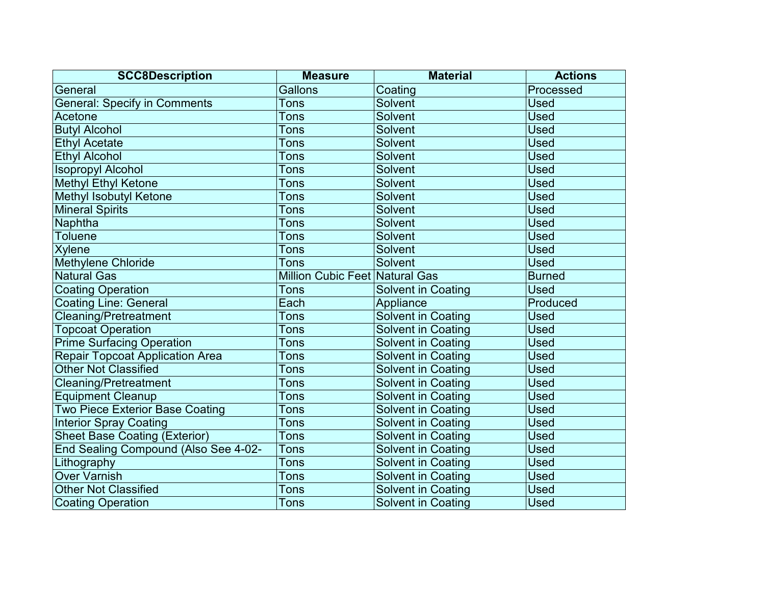| SCC8Description | Measure | Material | Actions |
|---|---|---|---|
| General | Gallons | Coating | Processed |
| General: Specify in Comments | Tons | Solvent | Used |
| Acetone | Tons | Solvent | Used |
| Butyl Alcohol | Tons | Solvent | Used |
| Ethyl Acetate | Tons | Solvent | Used |
| Ethyl Alcohol | Tons | Solvent | Used |
| Isopropyl Alcohol | Tons | Solvent | Used |
| Methyl Ethyl Ketone | Tons | Solvent | Used |
| Methyl Isobutyl Ketone | Tons | Solvent | Used |
| Mineral Spirits | Tons | Solvent | Used |
| Naphtha | Tons | Solvent | Used |
| Toluene | Tons | Solvent | Used |
| Xylene | Tons | Solvent | Used |
| Methylene Chloride | Tons | Solvent | Used |
| Natural Gas | Million Cubic Feet | Natural Gas | Burned |
| Coating Operation | Tons | Solvent in Coating | Used |
| Coating Line: General | Each | Appliance | Produced |
| Cleaning/Pretreatment | Tons | Solvent in Coating | Used |
| Topcoat Operation | Tons | Solvent in Coating | Used |
| Prime Surfacing Operation | Tons | Solvent in Coating | Used |
| Repair Topcoat Application Area | Tons | Solvent in Coating | Used |
| Other Not Classified | Tons | Solvent in Coating | Used |
| Cleaning/Pretreatment | Tons | Solvent in Coating | Used |
| Equipment Cleanup | Tons | Solvent in Coating | Used |
| Two Piece Exterior Base Coating | Tons | Solvent in Coating | Used |
| Interior Spray Coating | Tons | Solvent in Coating | Used |
| Sheet Base Coating (Exterior) | Tons | Solvent in Coating | Used |
| End Sealing Compound (Also See 4-02- | Tons | Solvent in Coating | Used |
| Lithography | Tons | Solvent in Coating | Used |
| Over Varnish | Tons | Solvent in Coating | Used |
| Other Not Classified | Tons | Solvent in Coating | Used |
| Coating Operation | Tons | Solvent in Coating | Used |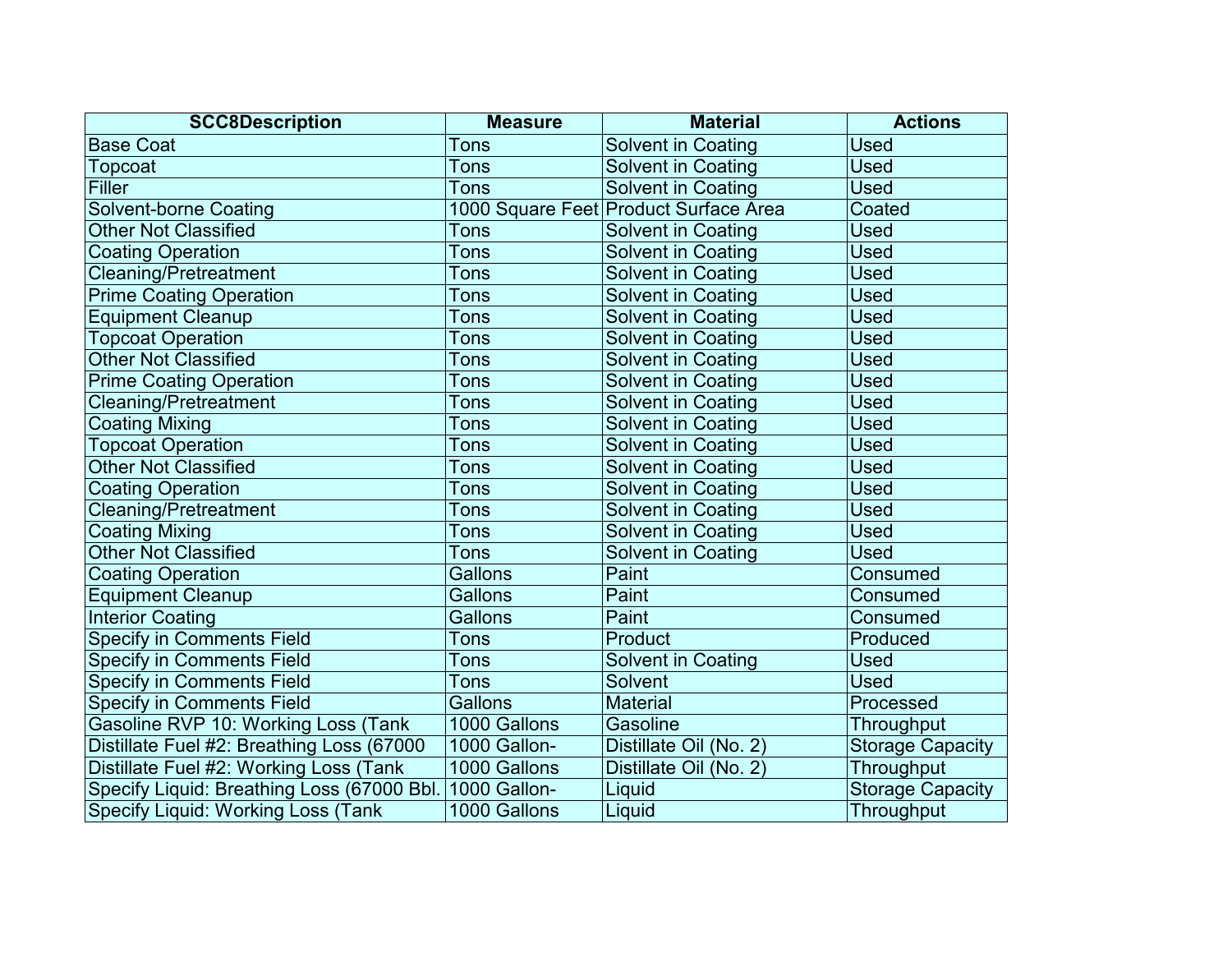| SCC8Description | Measure | Material | Actions |
|---|---|---|---|
| Base Coat | Tons | Solvent in Coating | Used |
| Topcoat | Tons | Solvent in Coating | Used |
| Filler | Tons | Solvent in Coating | Used |
| Solvent-borne Coating | 1000 Square Feet | Product Surface Area | Coated |
| Other Not Classified | Tons | Solvent in Coating | Used |
| Coating Operation | Tons | Solvent in Coating | Used |
| Cleaning/Pretreatment | Tons | Solvent in Coating | Used |
| Prime Coating Operation | Tons | Solvent in Coating | Used |
| Equipment Cleanup | Tons | Solvent in Coating | Used |
| Topcoat Operation | Tons | Solvent in Coating | Used |
| Other Not Classified | Tons | Solvent in Coating | Used |
| Prime Coating Operation | Tons | Solvent in Coating | Used |
| Cleaning/Pretreatment | Tons | Solvent in Coating | Used |
| Coating Mixing | Tons | Solvent in Coating | Used |
| Topcoat Operation | Tons | Solvent in Coating | Used |
| Other Not Classified | Tons | Solvent in Coating | Used |
| Coating Operation | Tons | Solvent in Coating | Used |
| Cleaning/Pretreatment | Tons | Solvent in Coating | Used |
| Coating Mixing | Tons | Solvent in Coating | Used |
| Other Not Classified | Tons | Solvent in Coating | Used |
| Coating Operation | Gallons | Paint | Consumed |
| Equipment Cleanup | Gallons | Paint | Consumed |
| Interior Coating | Gallons | Paint | Consumed |
| Specify in Comments Field | Tons | Product | Produced |
| Specify in Comments Field | Tons | Solvent in Coating | Used |
| Specify in Comments Field | Tons | Solvent | Used |
| Specify in Comments Field | Gallons | Material | Processed |
| Gasoline RVP 10: Working Loss (Tank | 1000 Gallons | Gasoline | Throughput |
| Distillate Fuel #2: Breathing Loss (67000 | 1000 Gallon- | Distillate Oil (No. 2) | Storage Capacity |
| Distillate Fuel #2: Working Loss (Tank | 1000 Gallons | Distillate Oil (No. 2) | Throughput |
| Specify Liquid: Breathing Loss (67000 Bbl. | 1000 Gallon- | Liquid | Storage Capacity |
| Specify Liquid: Working Loss (Tank | 1000 Gallons | Liquid | Throughput |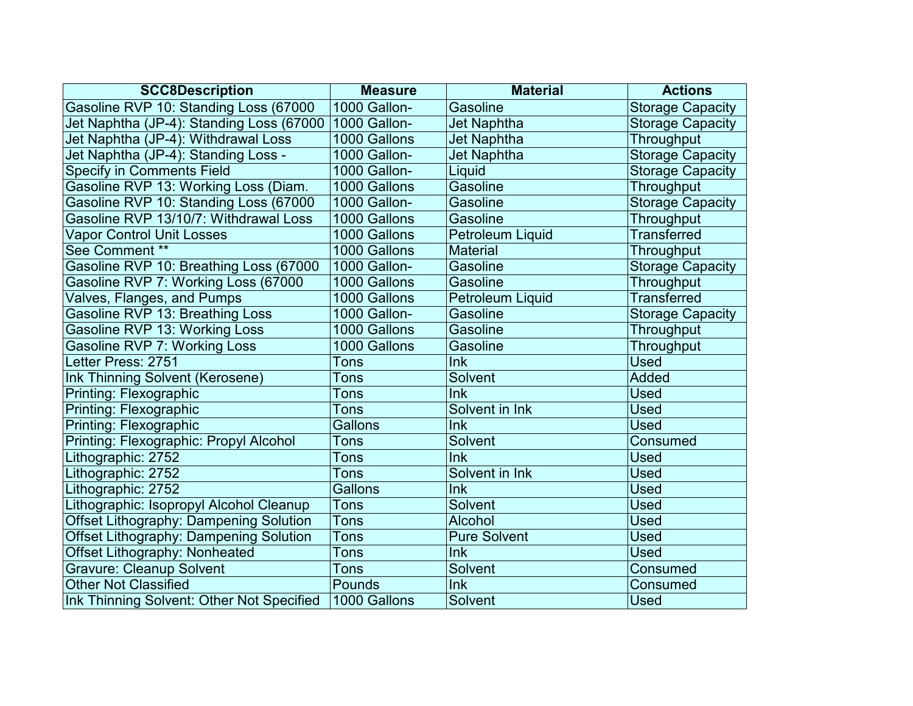| SCC8Description | Measure | Material | Actions |
| --- | --- | --- | --- |
| Gasoline RVP 10: Standing Loss (67000 | 1000 Gallon- | Gasoline | Storage Capacity |
| Jet Naphtha (JP-4): Standing Loss (67000 | 1000 Gallon- | Jet Naphtha | Storage Capacity |
| Jet Naphtha (JP-4): Withdrawal Loss | 1000 Gallons | Jet Naphtha | Throughput |
| Jet Naphtha (JP-4): Standing Loss - | 1000 Gallon- | Jet Naphtha | Storage Capacity |
| Specify in Comments Field | 1000 Gallon- | Liquid | Storage Capacity |
| Gasoline RVP 13: Working Loss (Diam. | 1000 Gallons | Gasoline | Throughput |
| Gasoline RVP 10: Standing Loss (67000 | 1000 Gallon- | Gasoline | Storage Capacity |
| Gasoline RVP 13/10/7: Withdrawal Loss | 1000 Gallons | Gasoline | Throughput |
| Vapor Control Unit Losses | 1000 Gallons | Petroleum Liquid | Transferred |
| See Comment ** | 1000 Gallons | Material | Throughput |
| Gasoline RVP 10: Breathing Loss (67000 | 1000 Gallon- | Gasoline | Storage Capacity |
| Gasoline RVP 7: Working Loss (67000 | 1000 Gallons | Gasoline | Throughput |
| Valves, Flanges, and Pumps | 1000 Gallons | Petroleum Liquid | Transferred |
| Gasoline RVP 13: Breathing Loss | 1000 Gallon- | Gasoline | Storage Capacity |
| Gasoline RVP 13: Working Loss | 1000 Gallons | Gasoline | Throughput |
| Gasoline RVP 7: Working Loss | 1000 Gallons | Gasoline | Throughput |
| Letter Press: 2751 | Tons | Ink | Used |
| Ink Thinning Solvent (Kerosene) | Tons | Solvent | Added |
| Printing: Flexographic | Tons | Ink | Used |
| Printing: Flexographic | Tons | Solvent in Ink | Used |
| Printing: Flexographic | Gallons | Ink | Used |
| Printing: Flexographic: Propyl Alcohol | Tons | Solvent | Consumed |
| Lithographic: 2752 | Tons | Ink | Used |
| Lithographic: 2752 | Tons | Solvent in Ink | Used |
| Lithographic: 2752 | Gallons | Ink | Used |
| Lithographic: Isopropyl Alcohol Cleanup | Tons | Solvent | Used |
| Offset Lithography: Dampening Solution | Tons | Alcohol | Used |
| Offset Lithography: Dampening Solution | Tons | Pure Solvent | Used |
| Offset Lithography: Nonheated | Tons | Ink | Used |
| Gravure: Cleanup Solvent | Tons | Solvent | Consumed |
| Other Not Classified | Pounds | Ink | Consumed |
| Ink Thinning Solvent: Other Not Specified | 1000 Gallons | Solvent | Used |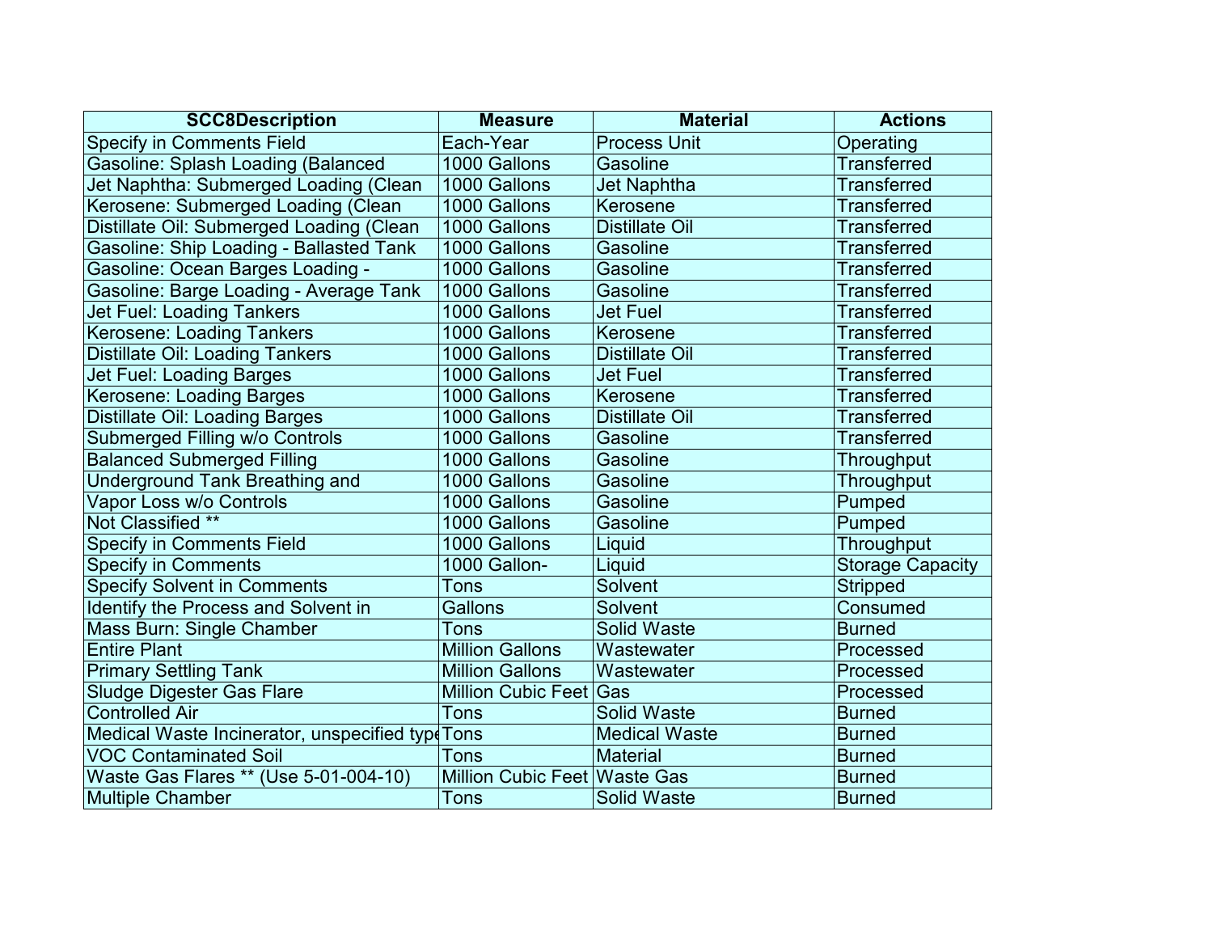| SCC8Description | Measure | Material | Actions |
| --- | --- | --- | --- |
| Specify in Comments Field | Each-Year | Process Unit | Operating |
| Gasoline: Splash Loading (Balanced | 1000 Gallons | Gasoline | Transferred |
| Jet Naphtha: Submerged Loading (Clean | 1000 Gallons | Jet Naphtha | Transferred |
| Kerosene: Submerged Loading (Clean | 1000 Gallons | Kerosene | Transferred |
| Distillate Oil: Submerged Loading (Clean | 1000 Gallons | Distillate Oil | Transferred |
| Gasoline: Ship Loading - Ballasted Tank | 1000 Gallons | Gasoline | Transferred |
| Gasoline: Ocean Barges Loading - | 1000 Gallons | Gasoline | Transferred |
| Gasoline: Barge Loading - Average Tank | 1000 Gallons | Gasoline | Transferred |
| Jet Fuel: Loading Tankers | 1000 Gallons | Jet Fuel | Transferred |
| Kerosene: Loading Tankers | 1000 Gallons | Kerosene | Transferred |
| Distillate Oil: Loading Tankers | 1000 Gallons | Distillate Oil | Transferred |
| Jet Fuel: Loading Barges | 1000 Gallons | Jet Fuel | Transferred |
| Kerosene: Loading Barges | 1000 Gallons | Kerosene | Transferred |
| Distillate Oil: Loading Barges | 1000 Gallons | Distillate Oil | Transferred |
| Submerged Filling w/o Controls | 1000 Gallons | Gasoline | Transferred |
| Balanced Submerged Filling | 1000 Gallons | Gasoline | Throughput |
| Underground Tank Breathing and | 1000 Gallons | Gasoline | Throughput |
| Vapor Loss w/o Controls | 1000 Gallons | Gasoline | Pumped |
| Not Classified ** | 1000 Gallons | Gasoline | Pumped |
| Specify in Comments Field | 1000 Gallons | Liquid | Throughput |
| Specify in Comments | 1000 Gallon- | Liquid | Storage Capacity |
| Specify Solvent in Comments | Tons | Solvent | Stripped |
| Identify the Process and Solvent in | Gallons | Solvent | Consumed |
| Mass Burn: Single Chamber | Tons | Solid Waste | Burned |
| Entire Plant | Million Gallons | Wastewater | Processed |
| Primary Settling Tank | Million Gallons | Wastewater | Processed |
| Sludge Digester Gas Flare | Million Cubic Feet | Gas | Processed |
| Controlled Air | Tons | Solid Waste | Burned |
| Medical Waste Incinerator, unspecified type | Tons | Medical Waste | Burned |
| VOC Contaminated Soil | Tons | Material | Burned |
| Waste Gas Flares ** (Use 5-01-004-10) | Million Cubic Feet | Waste Gas | Burned |
| Multiple Chamber | Tons | Solid Waste | Burned |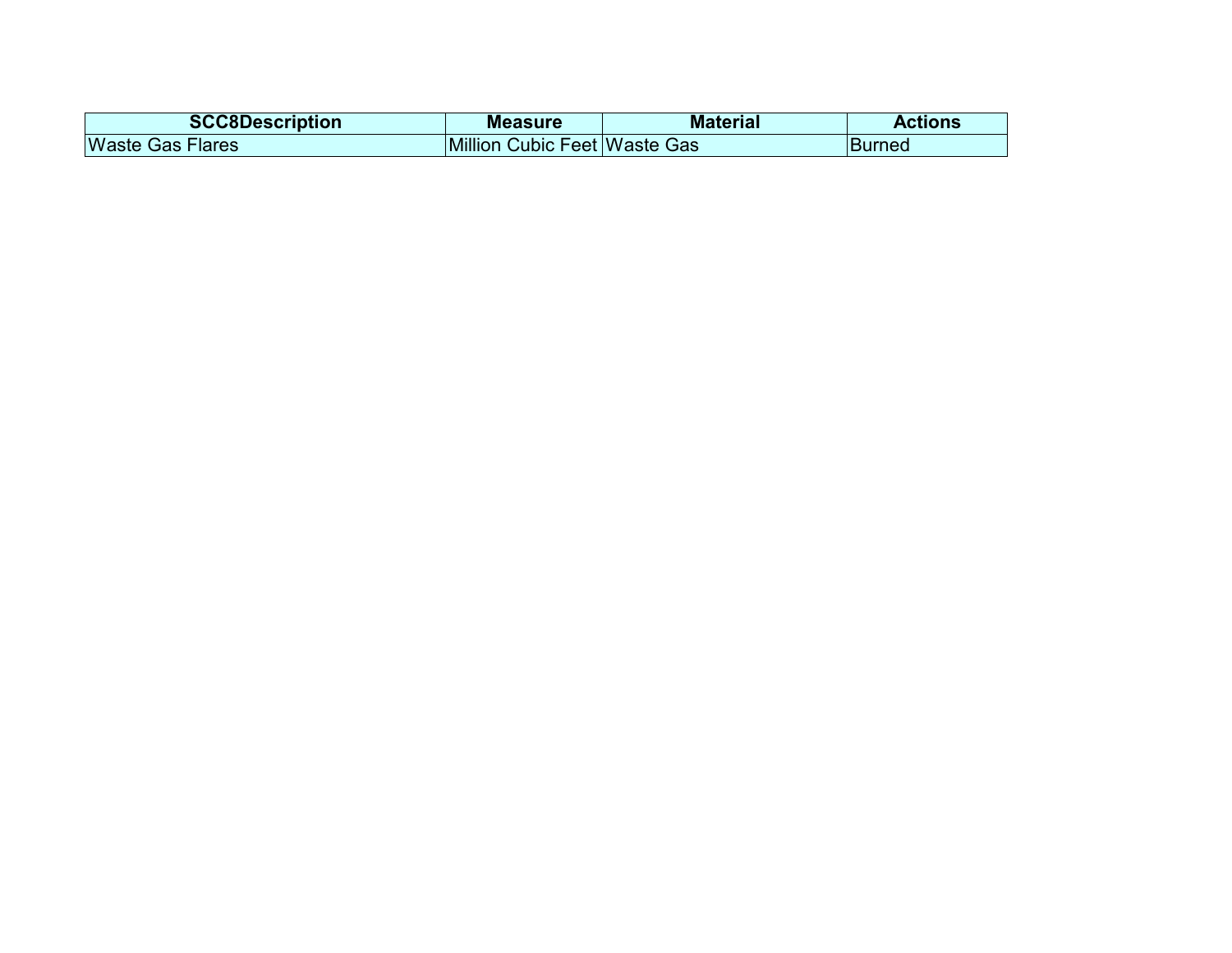| SCC8Description | Measure | Material | Actions |
| --- | --- | --- | --- |
| Waste Gas Flares | Million Cubic Feet | Waste Gas | Burned |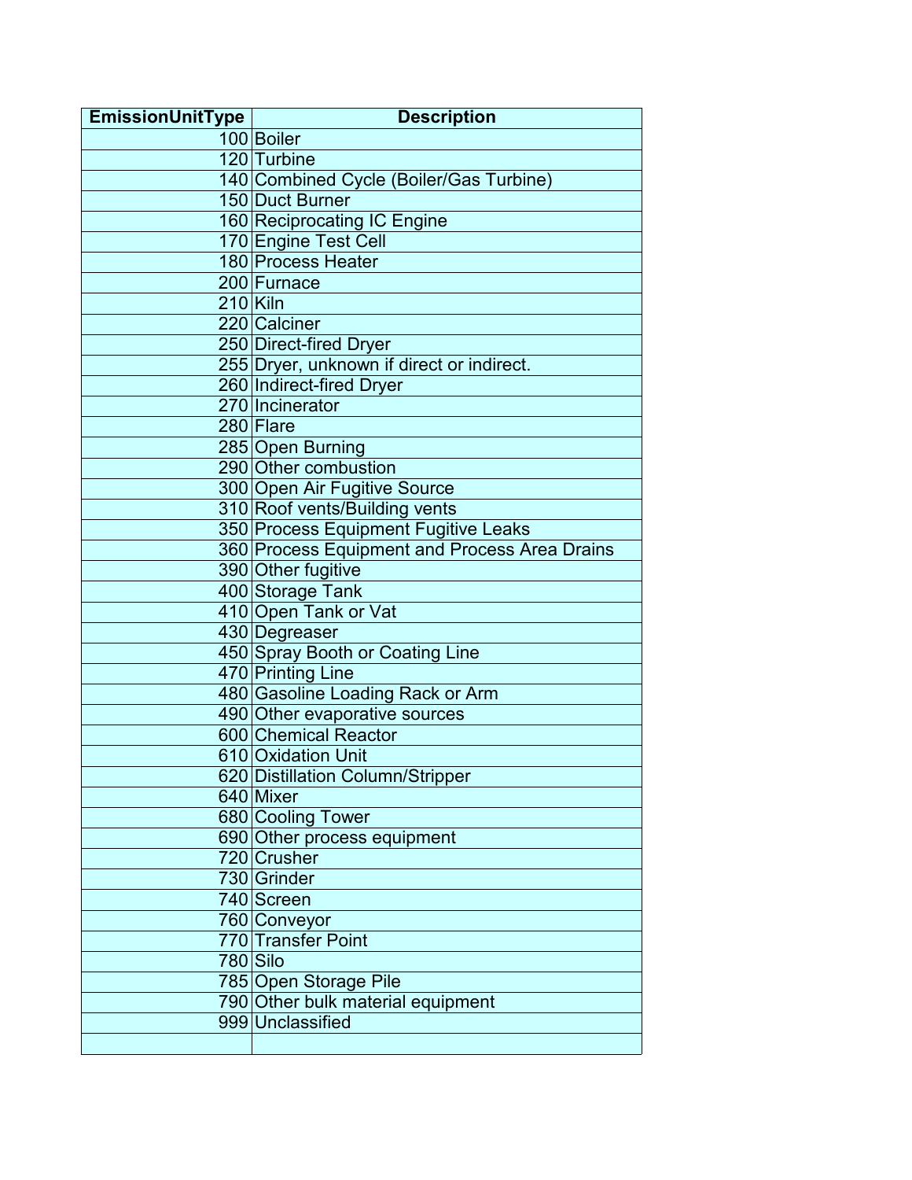| EmissionUnitType | Description |
|---|---|
| 100 | Boiler |
| 120 | Turbine |
| 140 | Combined Cycle (Boiler/Gas Turbine) |
| 150 | Duct Burner |
| 160 | Reciprocating IC Engine |
| 170 | Engine Test Cell |
| 180 | Process Heater |
| 200 | Furnace |
| 210 | Kiln |
| 220 | Calciner |
| 250 | Direct-fired Dryer |
| 255 | Dryer, unknown if direct or indirect. |
| 260 | Indirect-fired Dryer |
| 270 | Incinerator |
| 280 | Flare |
| 285 | Open Burning |
| 290 | Other combustion |
| 300 | Open Air Fugitive Source |
| 310 | Roof vents/Building vents |
| 350 | Process Equipment Fugitive Leaks |
| 360 | Process Equipment and Process Area Drains |
| 390 | Other fugitive |
| 400 | Storage Tank |
| 410 | Open Tank or Vat |
| 430 | Degreaser |
| 450 | Spray Booth or Coating Line |
| 470 | Printing Line |
| 480 | Gasoline Loading Rack or Arm |
| 490 | Other evaporative sources |
| 600 | Chemical Reactor |
| 610 | Oxidation Unit |
| 620 | Distillation Column/Stripper |
| 640 | Mixer |
| 680 | Cooling Tower |
| 690 | Other process equipment |
| 720 | Crusher |
| 730 | Grinder |
| 740 | Screen |
| 760 | Conveyor |
| 770 | Transfer Point |
| 780 | Silo |
| 785 | Open Storage Pile |
| 790 | Other bulk material equipment |
| 999 | Unclassified |
| | |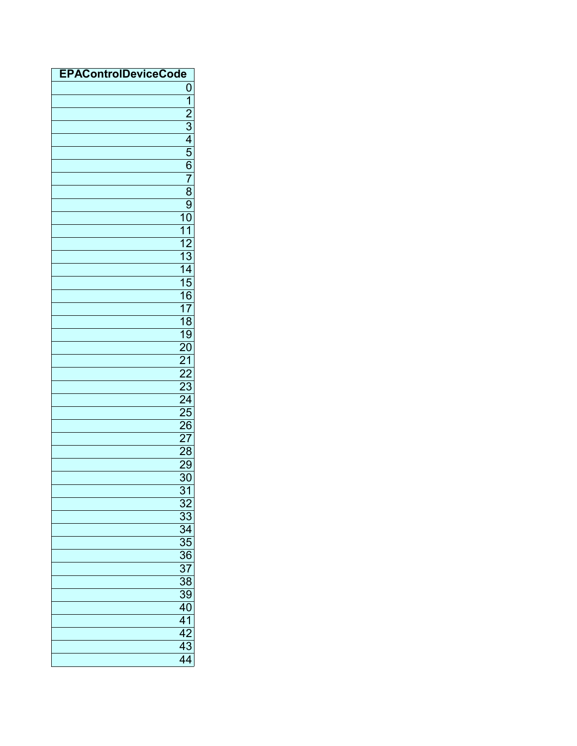| EPAControlDeviceCode |
|---:|
| 0 |
| 1 |
| 2 |
| 3 |
| 4 |
| 5 |
| 6 |
| 7 |
| 8 |
| 9 |
| 10 |
| 11 |
| 12 |
| 13 |
| 14 |
| 15 |
| 16 |
| 17 |
| 18 |
| 19 |
| 20 |
| 21 |
| 22 |
| 23 |
| 24 |
| 25 |
| 26 |
| 27 |
| 28 |
| 29 |
| 30 |
| 31 |
| 32 |
| 33 |
| 34 |
| 35 |
| 36 |
| 37 |
| 38 |
| 39 |
| 40 |
| 41 |
| 42 |
| 43 |
| 44 |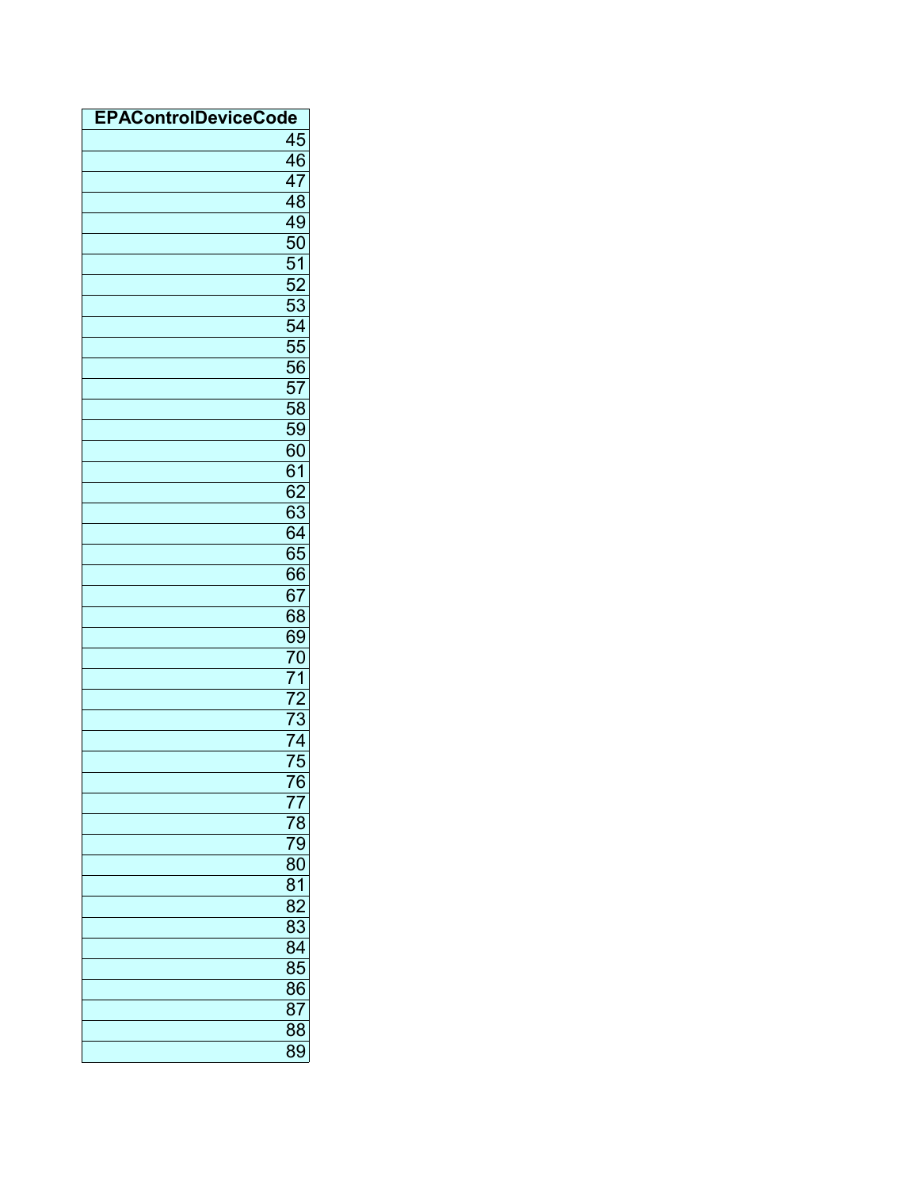| EPAControlDeviceCode |
| ---: |
| 45 |
| 46 |
| 47 |
| 48 |
| 49 |
| 50 |
| 51 |
| 52 |
| 53 |
| 54 |
| 55 |
| 56 |
| 57 |
| 58 |
| 59 |
| 60 |
| 61 |
| 62 |
| 63 |
| 64 |
| 65 |
| 66 |
| 67 |
| 68 |
| 69 |
| 70 |
| 71 |
| 72 |
| 73 |
| 74 |
| 75 |
| 76 |
| 77 |
| 78 |
| 79 |
| 80 |
| 81 |
| 82 |
| 83 |
| 84 |
| 85 |
| 86 |
| 87 |
| 88 |
| 89 |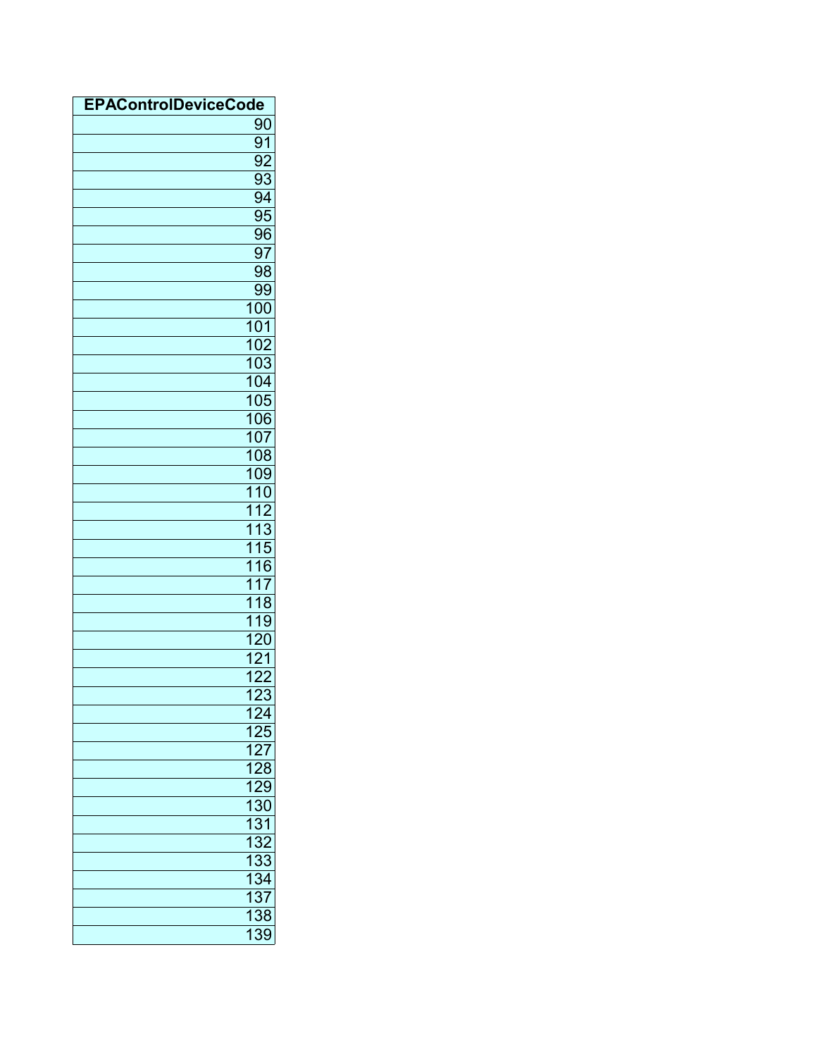| EPAControlDeviceCode |
|---:|
| 90 |
| 91 |
| 92 |
| 93 |
| 94 |
| 95 |
| 96 |
| 97 |
| 98 |
| 99 |
| 100 |
| 101 |
| 102 |
| 103 |
| 104 |
| 105 |
| 106 |
| 107 |
| 108 |
| 109 |
| 110 |
| 112 |
| 113 |
| 115 |
| 116 |
| 117 |
| 118 |
| 119 |
| 120 |
| 121 |
| 122 |
| 123 |
| 124 |
| 125 |
| 127 |
| 128 |
| 129 |
| 130 |
| 131 |
| 132 |
| 133 |
| 134 |
| 137 |
| 138 |
| 139 |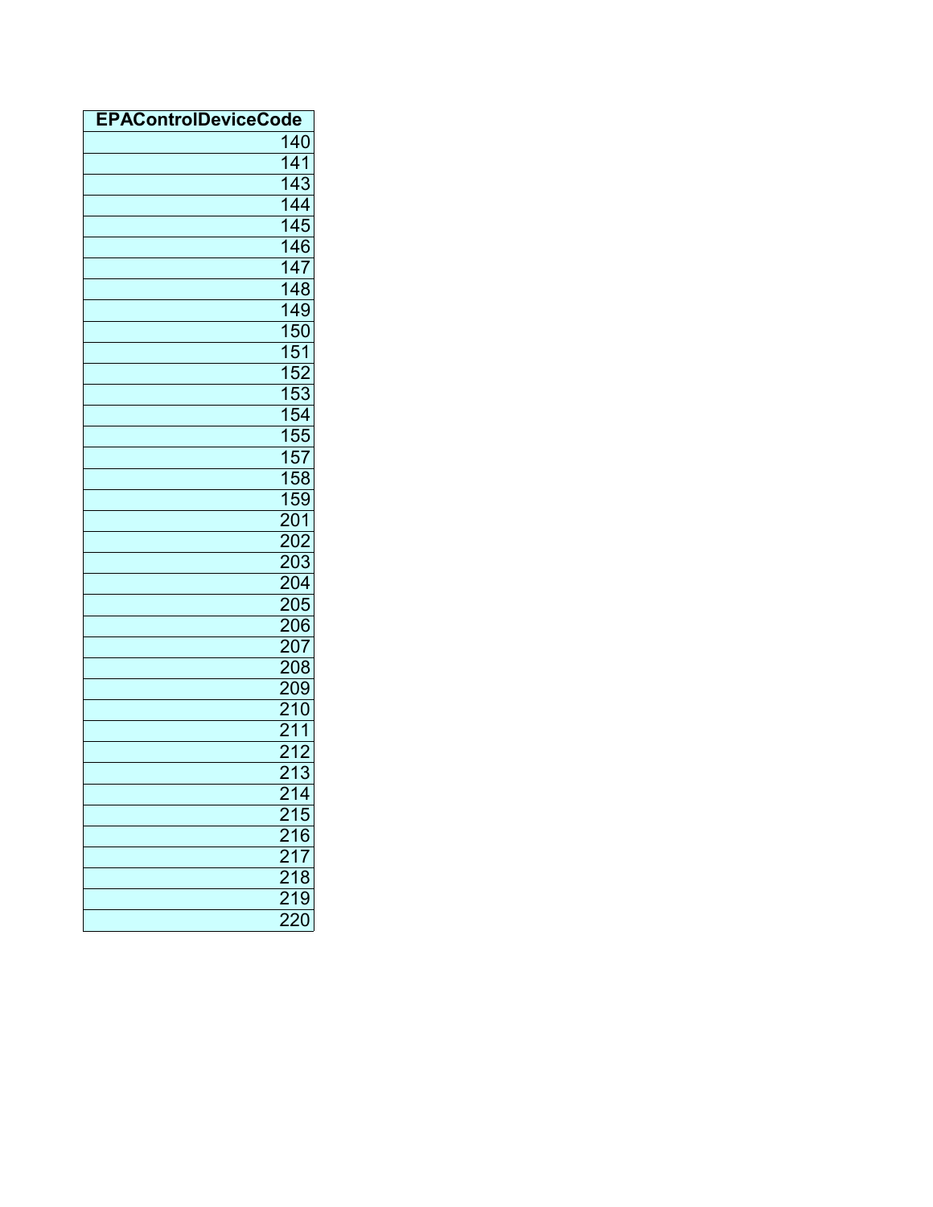| EPAControlDeviceCode |
|---:|
| 140 |
| 141 |
| 143 |
| 144 |
| 145 |
| 146 |
| 147 |
| 148 |
| 149 |
| 150 |
| 151 |
| 152 |
| 153 |
| 154 |
| 155 |
| 157 |
| 158 |
| 159 |
| 201 |
| 202 |
| 203 |
| 204 |
| 205 |
| 206 |
| 207 |
| 208 |
| 209 |
| 210 |
| 211 |
| 212 |
| 213 |
| 214 |
| 215 |
| 216 |
| 217 |
| 218 |
| 219 |
| 220 |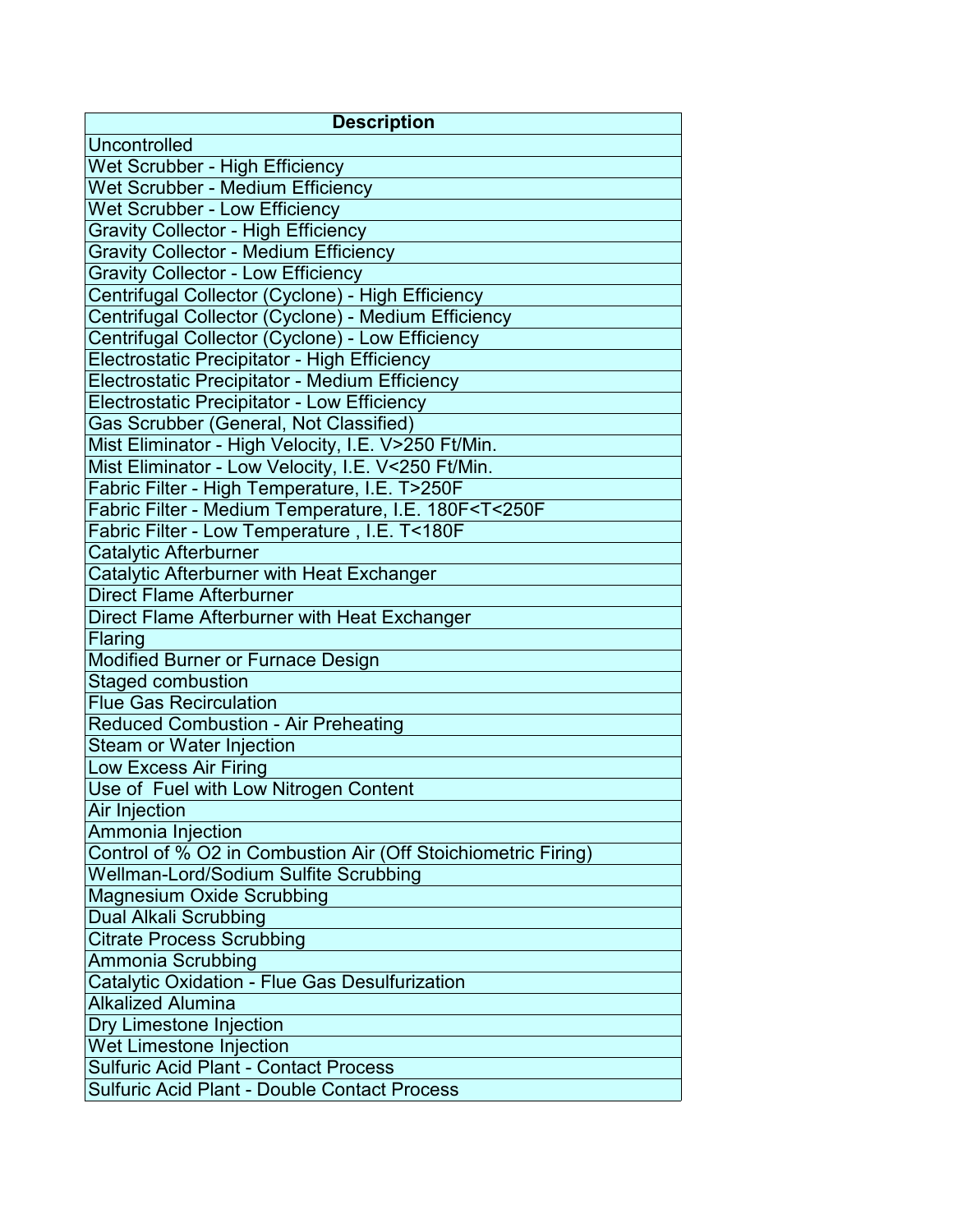| Description |
|---|
| Uncontrolled |
| Wet Scrubber - High Efficiency |
| Wet Scrubber - Medium Efficiency |
| Wet Scrubber - Low Efficiency |
| Gravity Collector - High Efficiency |
| Gravity Collector - Medium Efficiency |
| Gravity Collector - Low Efficiency |
| Centrifugal Collector (Cyclone) - High Efficiency |
| Centrifugal Collector (Cyclone) - Medium Efficiency |
| Centrifugal Collector (Cyclone) - Low Efficiency |
| Electrostatic Precipitator - High Efficiency |
| Electrostatic Precipitator - Medium Efficiency |
| Electrostatic Precipitator - Low Efficiency |
| Gas Scrubber (General, Not Classified) |
| Mist Eliminator - High Velocity, I.E. V>250 Ft/Min. |
| Mist Eliminator - Low Velocity, I.E. V<250 Ft/Min. |
| Fabric Filter - High Temperature, I.E. T>250F |
| Fabric Filter - Medium Temperature, I.E. 180F<T<250F |
| Fabric Filter - Low Temperature , I.E. T<180F |
| Catalytic Afterburner |
| Catalytic Afterburner with Heat Exchanger |
| Direct Flame Afterburner |
| Direct Flame Afterburner with Heat Exchanger |
| Flaring |
| Modified Burner or Furnace Design |
| Staged combustion |
| Flue Gas Recirculation |
| Reduced Combustion - Air Preheating |
| Steam or Water Injection |
| Low Excess Air Firing |
| Use of Fuel with Low Nitrogen Content |
| Air Injection |
| Ammonia Injection |
| Control of % O2 in Combustion Air (Off Stoichiometric Firing) |
| Wellman-Lord/Sodium Sulfite Scrubbing |
| Magnesium Oxide Scrubbing |
| Dual Alkali Scrubbing |
| Citrate Process Scrubbing |
| Ammonia Scrubbing |
| Catalytic Oxidation - Flue Gas Desulfurization |
| Alkalized Alumina |
| Dry Limestone Injection |
| Wet Limestone Injection |
| Sulfuric Acid Plant - Contact Process |
| Sulfuric Acid Plant - Double Contact Process |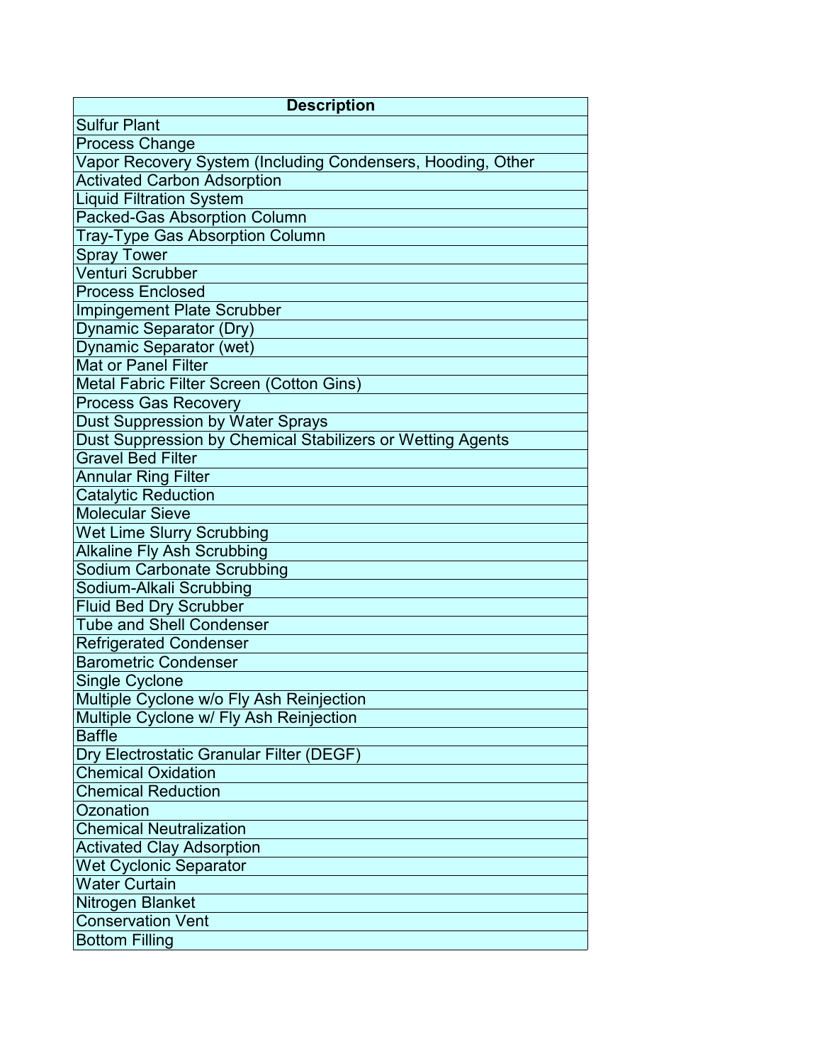| Description |
|---|
| Sulfur Plant |
| Process Change |
| Vapor Recovery System (Including Condensers, Hooding, Other |
| Activated Carbon Adsorption |
| Liquid Filtration System |
| Packed-Gas Absorption Column |
| Tray-Type Gas Absorption Column |
| Spray Tower |
| Venturi Scrubber |
| Process Enclosed |
| Impingement Plate Scrubber |
| Dynamic Separator (Dry) |
| Dynamic Separator (wet) |
| Mat or Panel Filter |
| Metal Fabric Filter Screen (Cotton Gins) |
| Process Gas Recovery |
| Dust Suppression by Water Sprays |
| Dust Suppression by Chemical Stabilizers or Wetting Agents |
| Gravel Bed Filter |
| Annular Ring Filter |
| Catalytic Reduction |
| Molecular Sieve |
| Wet Lime Slurry Scrubbing |
| Alkaline Fly Ash Scrubbing |
| Sodium Carbonate Scrubbing |
| Sodium-Alkali Scrubbing |
| Fluid Bed Dry Scrubber |
| Tube and Shell Condenser |
| Refrigerated Condenser |
| Barometric Condenser |
| Single Cyclone |
| Multiple Cyclone w/o Fly Ash Reinjection |
| Multiple Cyclone w/ Fly Ash Reinjection |
| Baffle |
| Dry Electrostatic Granular Filter (DEGF) |
| Chemical Oxidation |
| Chemical Reduction |
| Ozonation |
| Chemical Neutralization |
| Activated Clay Adsorption |
| Wet Cyclonic Separator |
| Water Curtain |
| Nitrogen Blanket |
| Conservation Vent |
| Bottom Filling |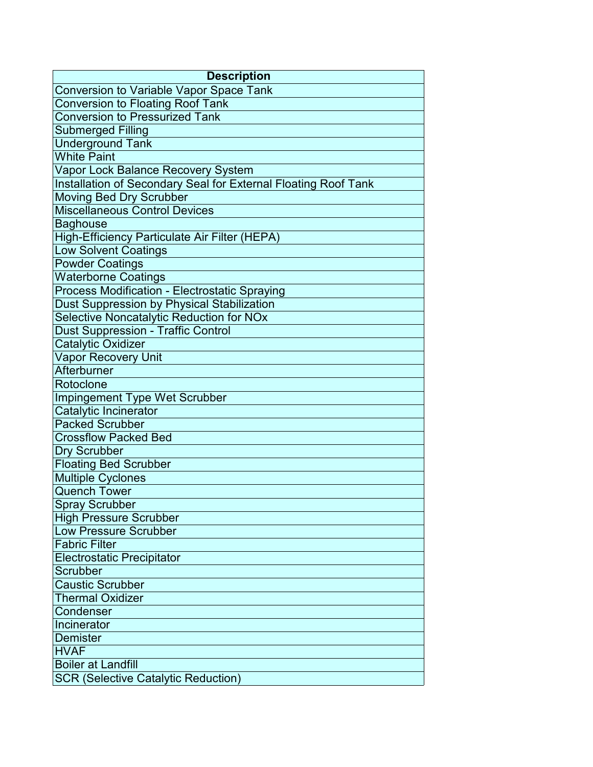| Description |
| --- |
| Conversion to Variable Vapor Space Tank |
| Conversion to Floating Roof Tank |
| Conversion to Pressurized Tank |
| Submerged Filling |
| Underground Tank |
| White Paint |
| Vapor Lock Balance Recovery System |
| Installation of Secondary Seal for External Floating Roof Tank |
| Moving Bed Dry Scrubber |
| Miscellaneous Control Devices |
| Baghouse |
| High-Efficiency Particulate Air Filter (HEPA) |
| Low Solvent Coatings |
| Powder Coatings |
| Waterborne Coatings |
| Process Modification - Electrostatic Spraying |
| Dust Suppression by Physical Stabilization |
| Selective Noncatalytic Reduction for NOx |
| Dust Suppression - Traffic Control |
| Catalytic Oxidizer |
| Vapor Recovery Unit |
| Afterburner |
| Rotoclone |
| Impingement Type Wet Scrubber |
| Catalytic Incinerator |
| Packed Scrubber |
| Crossflow Packed Bed |
| Dry Scrubber |
| Floating Bed Scrubber |
| Multiple Cyclones |
| Quench Tower |
| Spray Scrubber |
| High Pressure Scrubber |
| Low Pressure Scrubber |
| Fabric Filter |
| Electrostatic Precipitator |
| Scrubber |
| Caustic Scrubber |
| Thermal Oxidizer |
| Condenser |
| Incinerator |
| Demister |
| HVAF |
| Boiler at Landfill |
| SCR (Selective Catalytic Reduction) |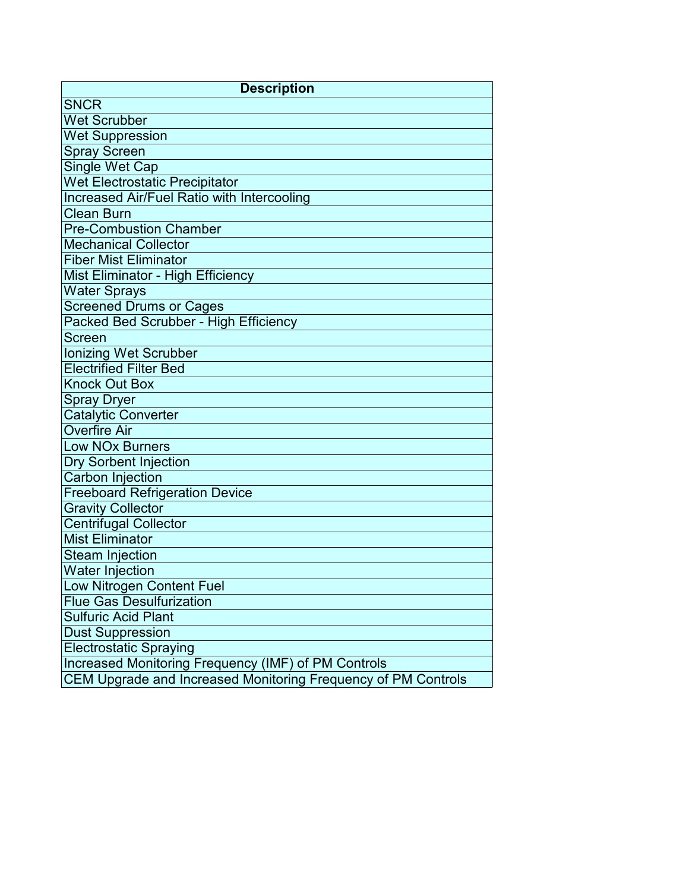| Description |
| --- |
| SNCR |
| Wet Scrubber |
| Wet Suppression |
| Spray Screen |
| Single Wet Cap |
| Wet Electrostatic Precipitator |
| Increased Air/Fuel Ratio with Intercooling |
| Clean Burn |
| Pre-Combustion Chamber |
| Mechanical Collector |
| Fiber Mist Eliminator |
| Mist Eliminator - High Efficiency |
| Water Sprays |
| Screened Drums or Cages |
| Packed Bed Scrubber - High Efficiency |
| Screen |
| Ionizing Wet Scrubber |
| Electrified Filter Bed |
| Knock Out Box |
| Spray Dryer |
| Catalytic Converter |
| Overfire Air |
| Low NOx Burners |
| Dry Sorbent Injection |
| Carbon Injection |
| Freeboard Refrigeration Device |
| Gravity Collector |
| Centrifugal Collector |
| Mist Eliminator |
| Steam Injection |
| Water Injection |
| Low Nitrogen Content Fuel |
| Flue Gas Desulfurization |
| Sulfuric Acid Plant |
| Dust Suppression |
| Electrostatic Spraying |
| Increased Monitoring Frequency (IMF) of PM Controls |
| CEM Upgrade and Increased Monitoring Frequency of PM Controls |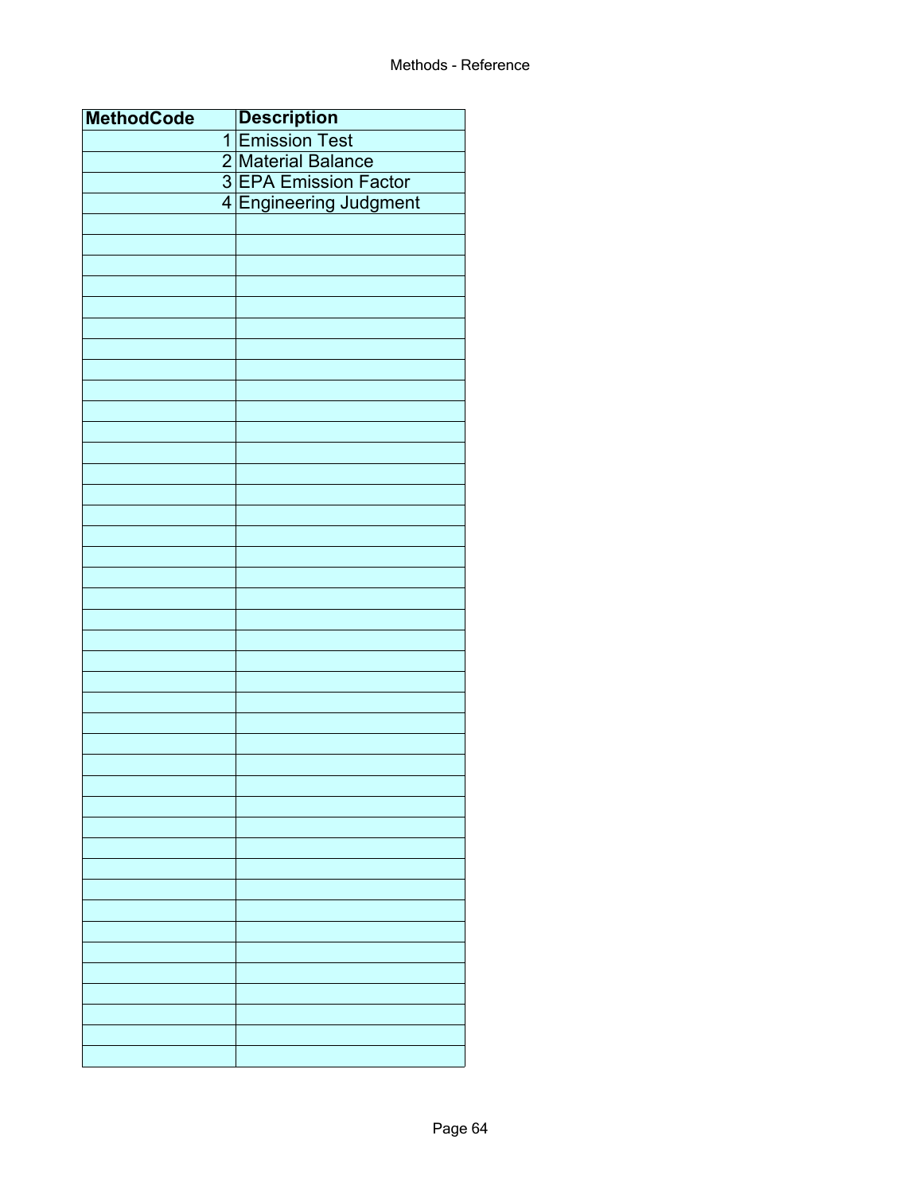Methods - Reference

| MethodCode | Description |
| --- | --- |
| 1 | Emission Test |
| 2 | Material Balance |
| 3 | EPA Emission Factor |
| 4 | Engineering Judgment |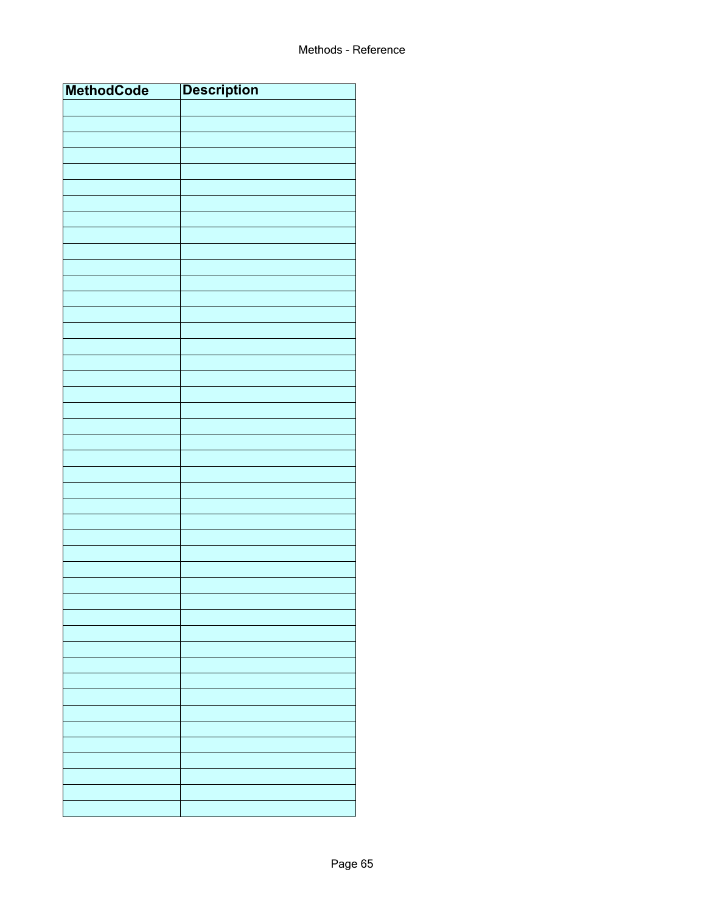| MethodCode | Description |
| --- | --- |
| | |
| | |
| | |
| | |
| | |
| | |
| | |
| | |
| | |
| | |
| | |
| | |
| | |
| | |
| | |
| | |
| | |
| | |
| | |
| | |
| | |
| | |
| | |
| | |
| | |
| | |
| | |
| | |
| | |
| | |
| | |
| | |
| | |
| | |
| | |
| | |
| | |
| | |
| | |
| | |
| | |
| | |
| | |
| | |
| | |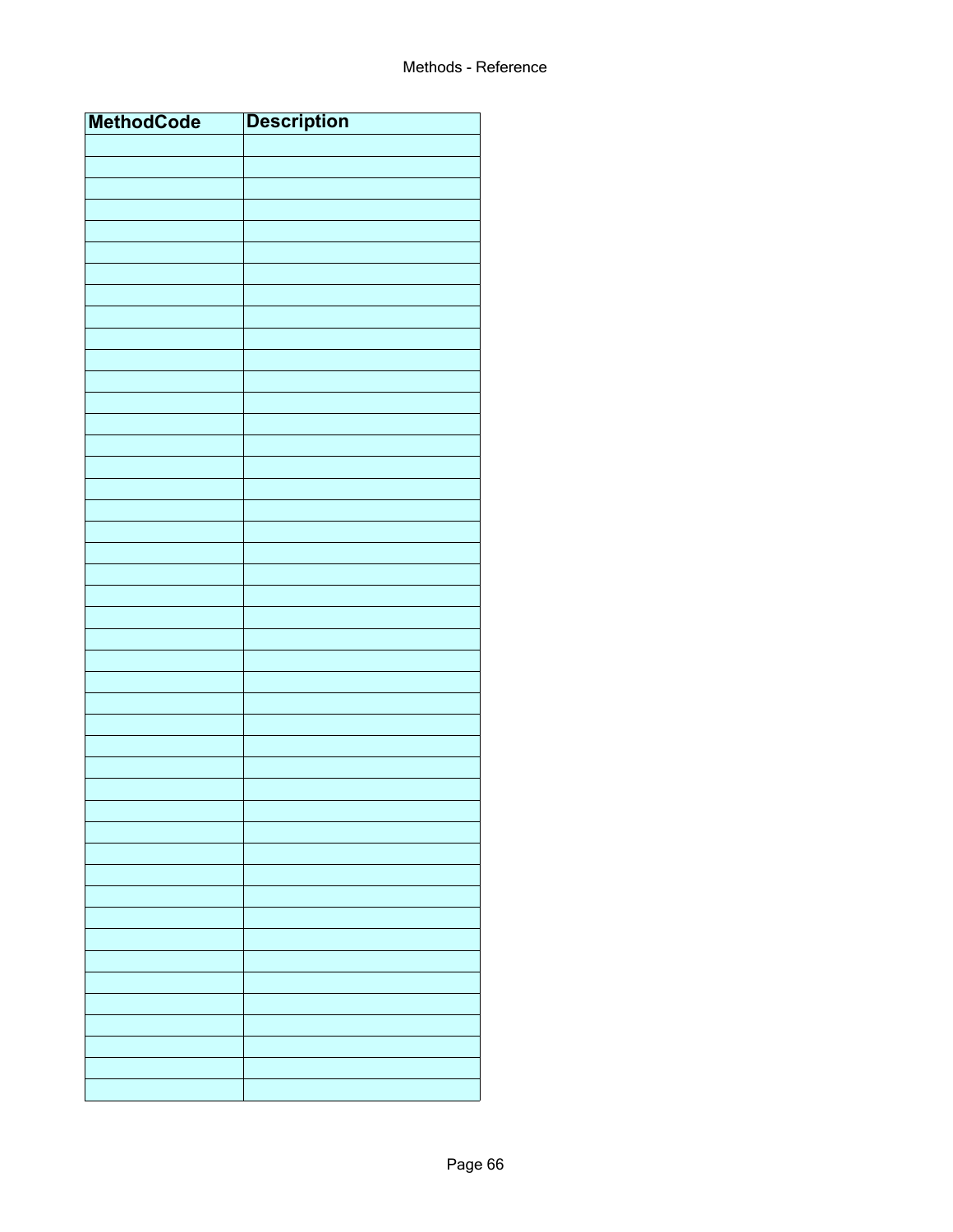| MethodCode | Description |
| --- | --- |
| | |
| | |
| | |
| | |
| | |
| | |
| | |
| | |
| | |
| | |
| | |
| | |
| | |
| | |
| | |
| | |
| | |
| | |
| | |
| | |
| | |
| | |
| | |
| | |
| | |
| | |
| | |
| | |
| | |
| | |
| | |
| | |
| | |
| | |
| | |
| | |
| | |
| | |
| | |
| | |
| | |
| | |
| | |
| | |
| | |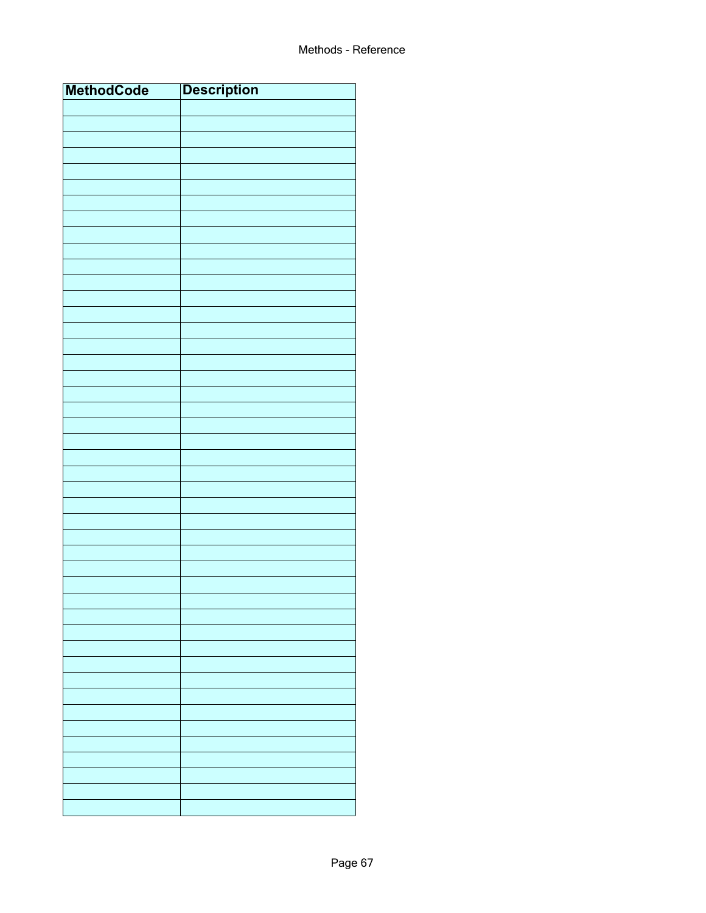| MethodCode | Description |
|---|---|
| | |
| | |
| | |
| | |
| | |
| | |
| | |
| | |
| | |
| | |
| | |
| | |
| | |
| | |
| | |
| | |
| | |
| | |
| | |
| | |
| | |
| | |
| | |
| | |
| | |
| | |
| | |
| | |
| | |
| | |
| | |
| | |
| | |
| | |
| | |
| | |
| | |
| | |
| | |
| | |
| | |
| | |
| | |
| | |
| | |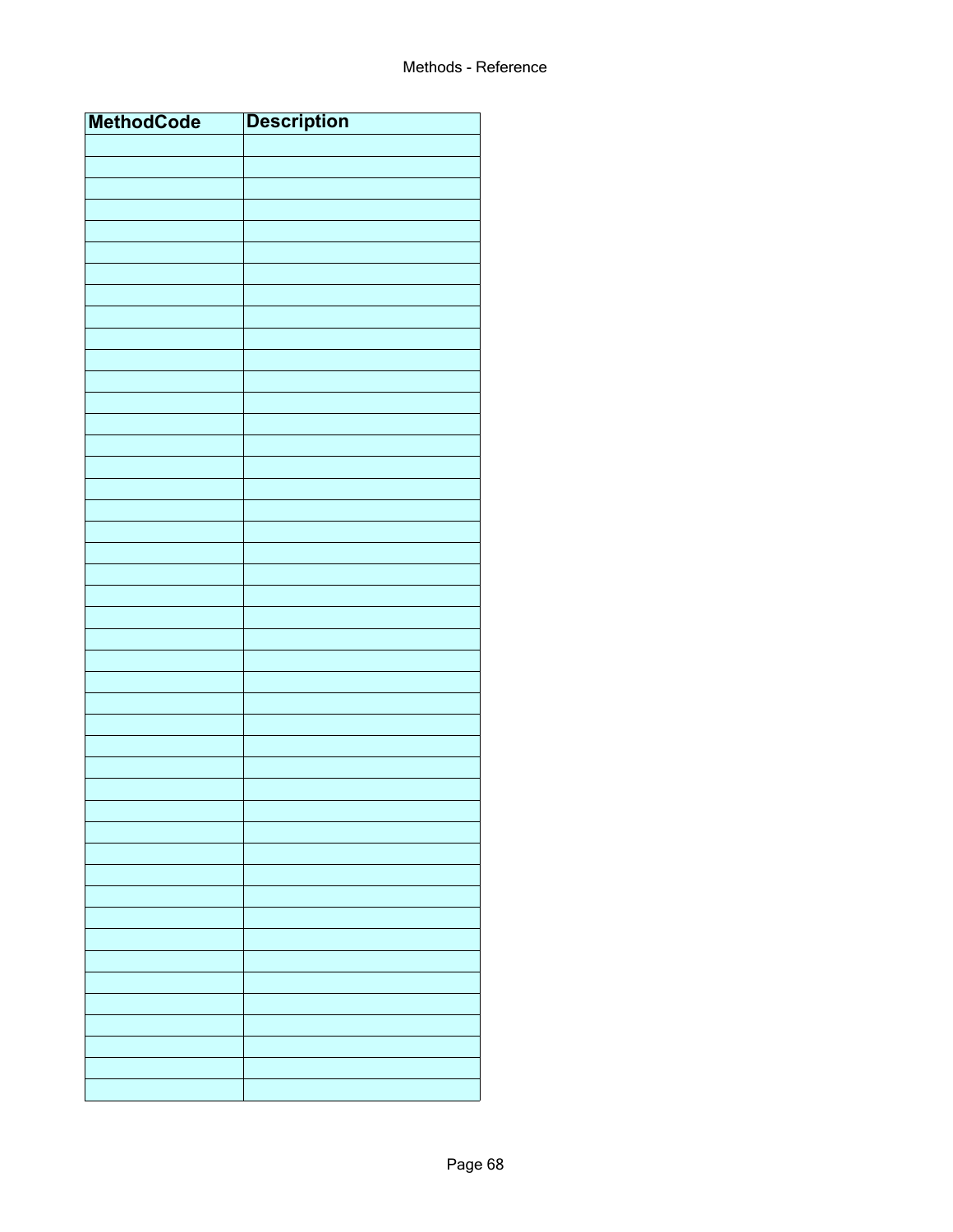| MethodCode | Description |
|---|---|
| | |
| | |
| | |
| | |
| | |
| | |
| | |
| | |
| | |
| | |
| | |
| | |
| | |
| | |
| | |
| | |
| | |
| | |
| | |
| | |
| | |
| | |
| | |
| | |
| | |
| | |
| | |
| | |
| | |
| | |
| | |
| | |
| | |
| | |
| | |
| | |
| | |
| | |
| | |
| | |
| | |
| | |
| | |
| | |
| | |
| | |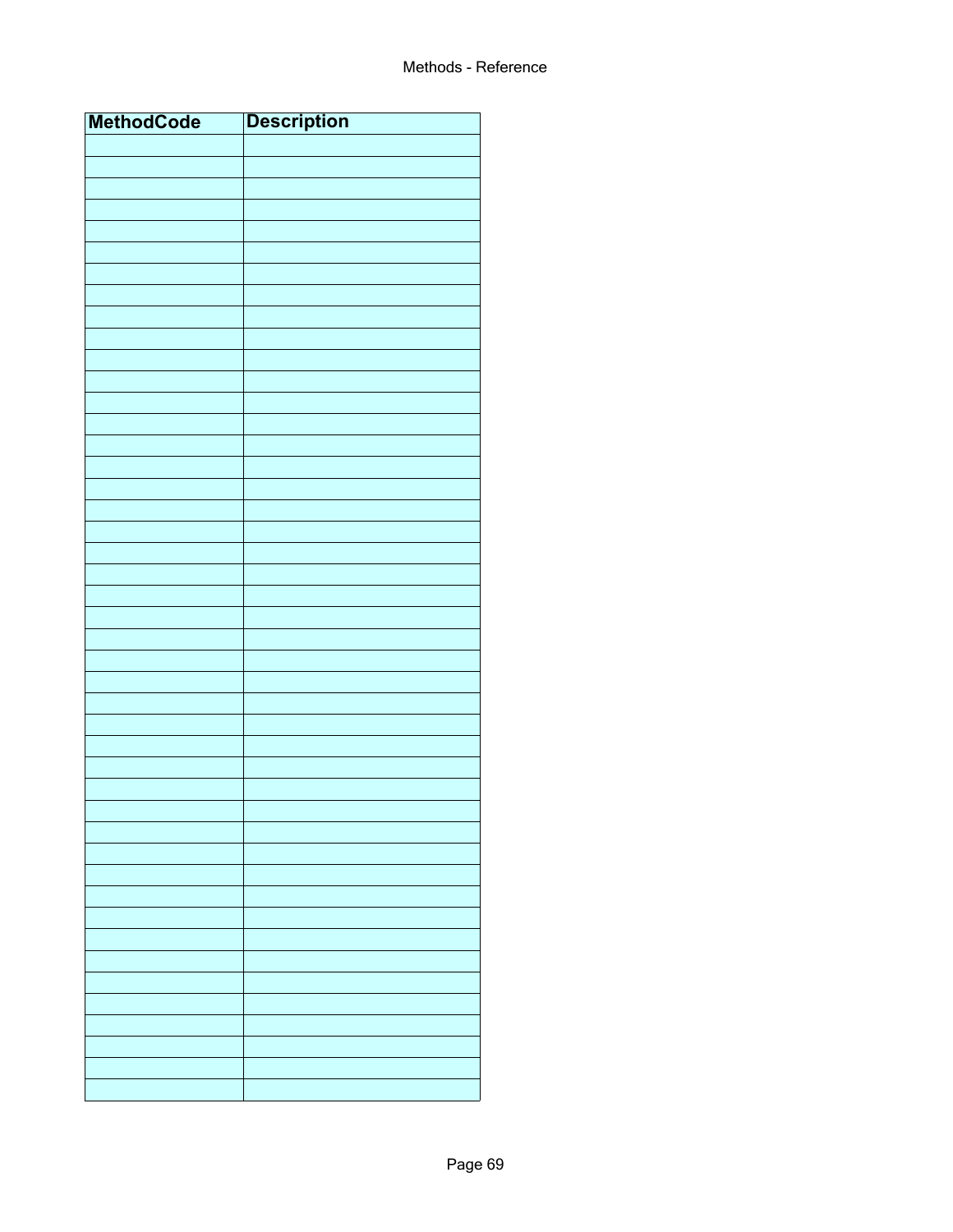| MethodCode | Description |
| --- | --- |
| | |
| | |
| | |
| | |
| | |
| | |
| | |
| | |
| | |
| | |
| | |
| | |
| | |
| | |
| | |
| | |
| | |
| | |
| | |
| | |
| | |
| | |
| | |
| | |
| | |
| | |
| | |
| | |
| | |
| | |
| | |
| | |
| | |
| | |
| | |
| | |
| | |
| | |
| | |
| | |
| | |
| | |
| | |
| | |
| | |
| | |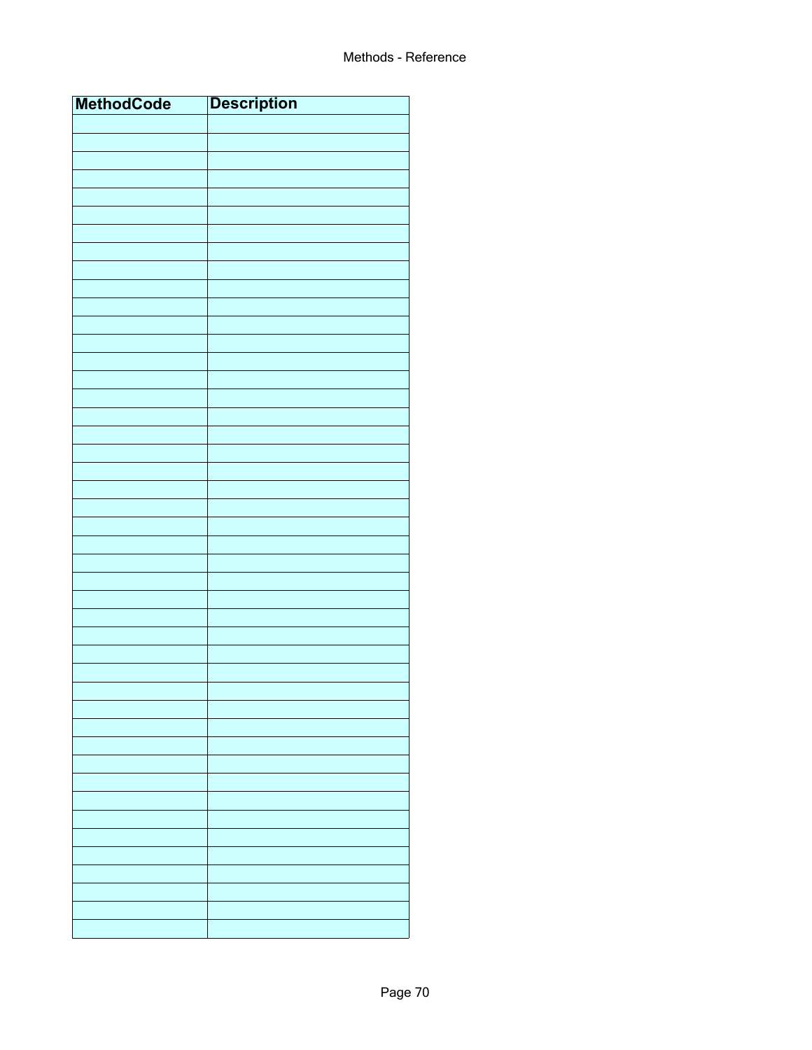| MethodCode | Description |
| --- | --- |
| | |
| | |
| | |
| | |
| | |
| | |
| | |
| | |
| | |
| | |
| | |
| | |
| | |
| | |
| | |
| | |
| | |
| | |
| | |
| | |
| | |
| | |
| | |
| | |
| | |
| | |
| | |
| | |
| | |
| | |
| | |
| | |
| | |
| | |
| | |
| | |
| | |
| | |
| | |
| | |
| | |
| | |
| | |
| | |
| | |
| | |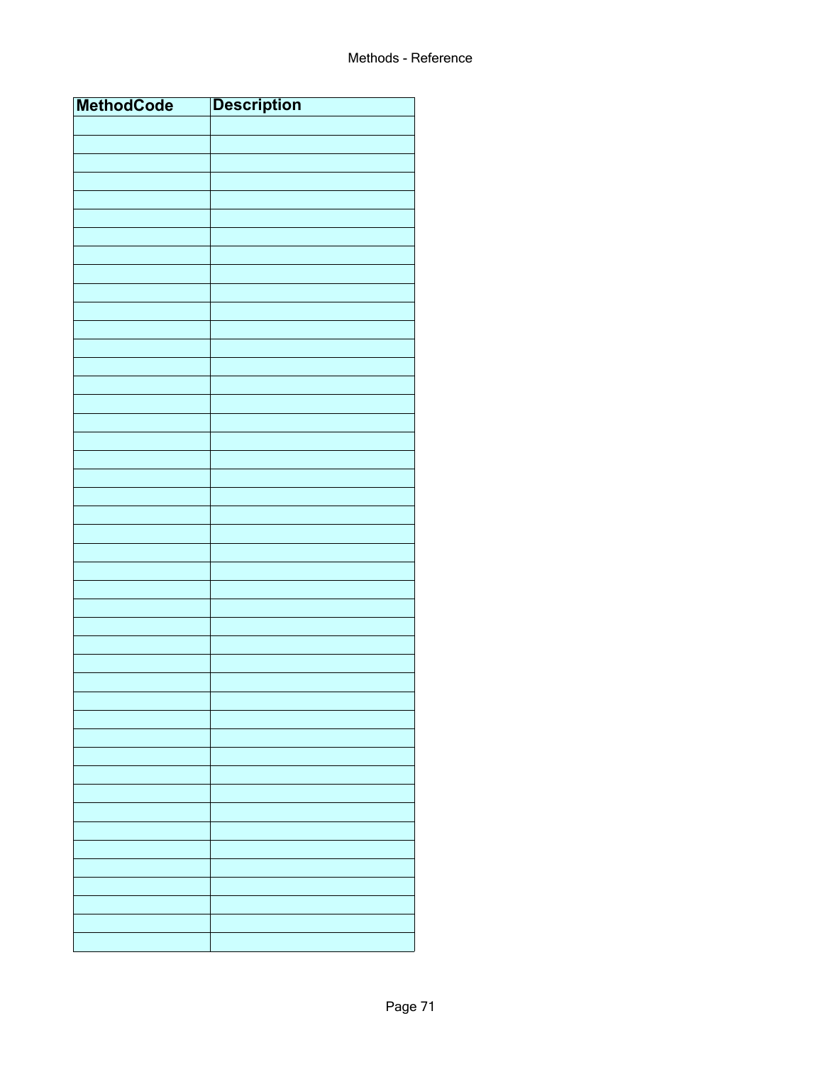| MethodCode | Description |
|---|---|
| | |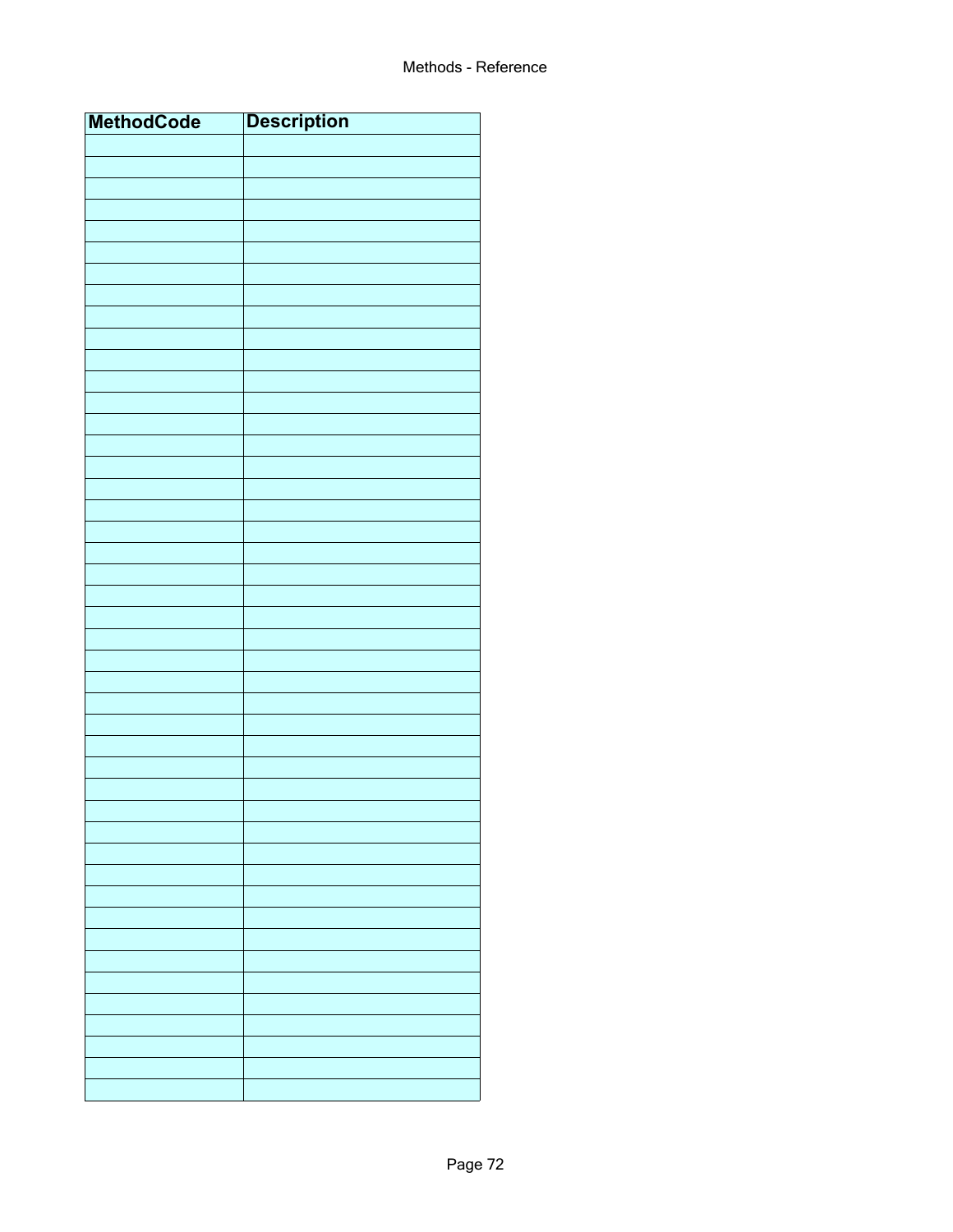| MethodCode | Description |
| --- | --- |
| | |
| | |
| | |
| | |
| | |
| | |
| | |
| | |
| | |
| | |
| | |
| | |
| | |
| | |
| | |
| | |
| | |
| | |
| | |
| | |
| | |
| | |
| | |
| | |
| | |
| | |
| | |
| | |
| | |
| | |
| | |
| | |
| | |
| | |
| | |
| | |
| | |
| | |
| | |
| | |
| | |
| | |
| | |
| | |
| | |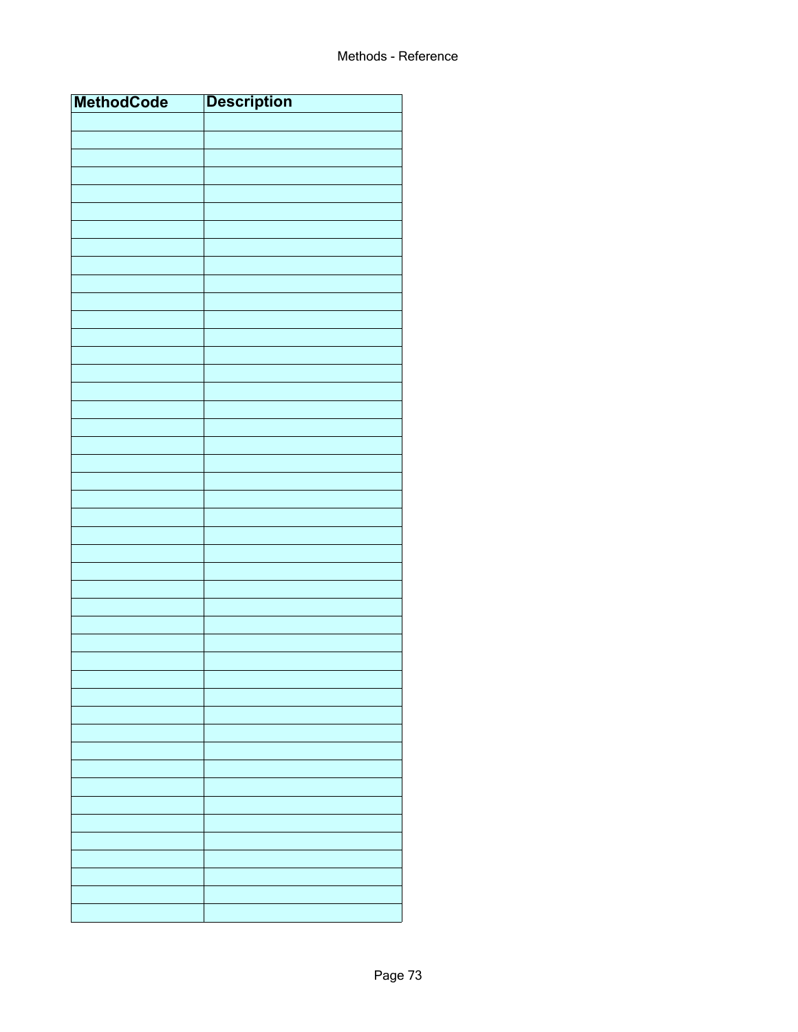| MethodCode | Description |
|---|---|
| | |
| | |
| | |
| | |
| | |
| | |
| | |
| | |
| | |
| | |
| | |
| | |
| | |
| | |
| | |
| | |
| | |
| | |
| | |
| | |
| | |
| | |
| | |
| | |
| | |
| | |
| | |
| | |
| | |
| | |
| | |
| | |
| | |
| | |
| | |
| | |
| | |
| | |
| | |
| | |
| | |
| | |
| | |
| | |
| | |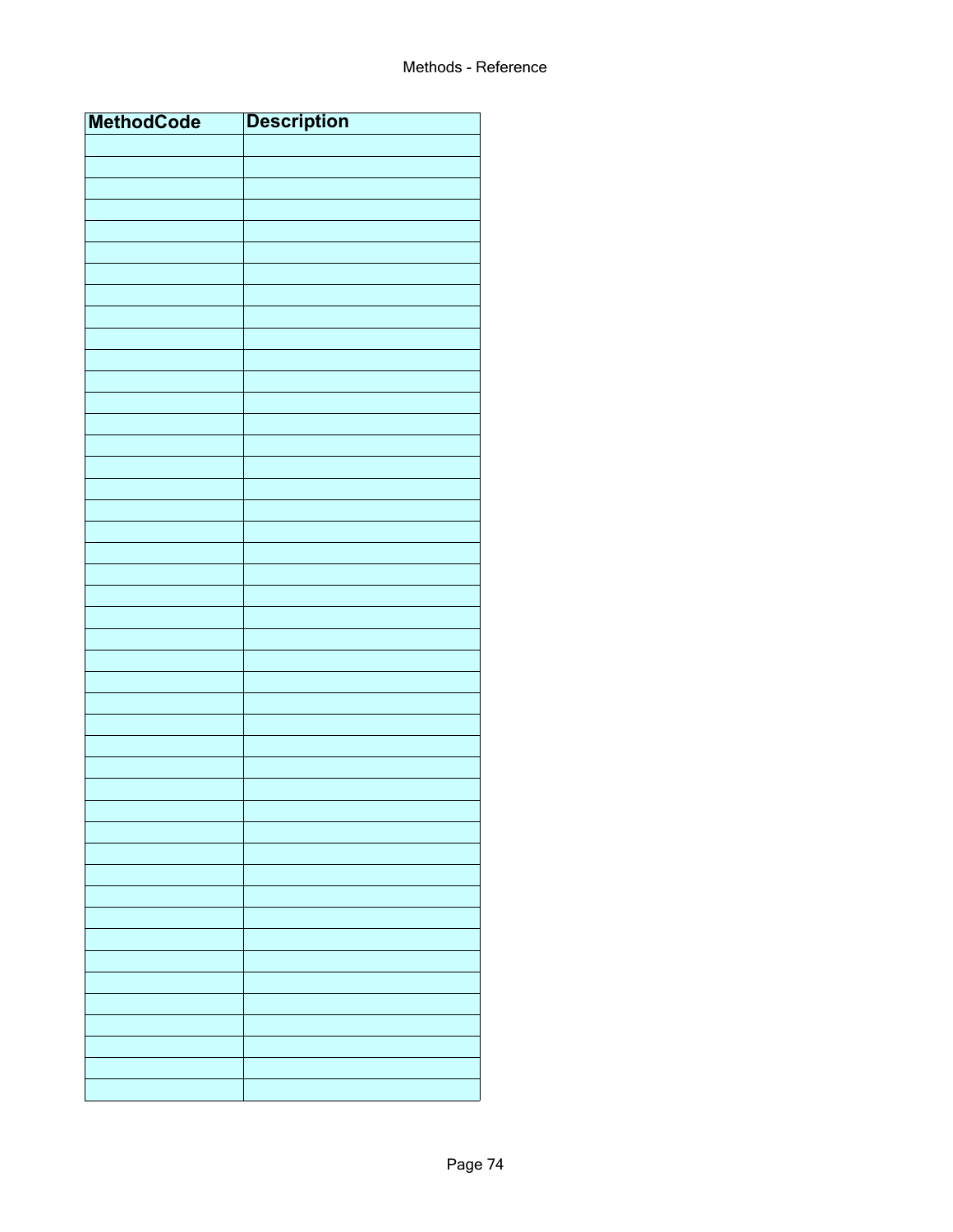| MethodCode | Description |
|---|---|
| | |
| | |
| | |
| | |
| | |
| | |
| | |
| | |
| | |
| | |
| | |
| | |
| | |
| | |
| | |
| | |
| | |
| | |
| | |
| | |
| | |
| | |
| | |
| | |
| | |
| | |
| | |
| | |
| | |
| | |
| | |
| | |
| | |
| | |
| | |
| | |
| | |
| | |
| | |
| | |
| | |
| | |
| | |
| | |
| | |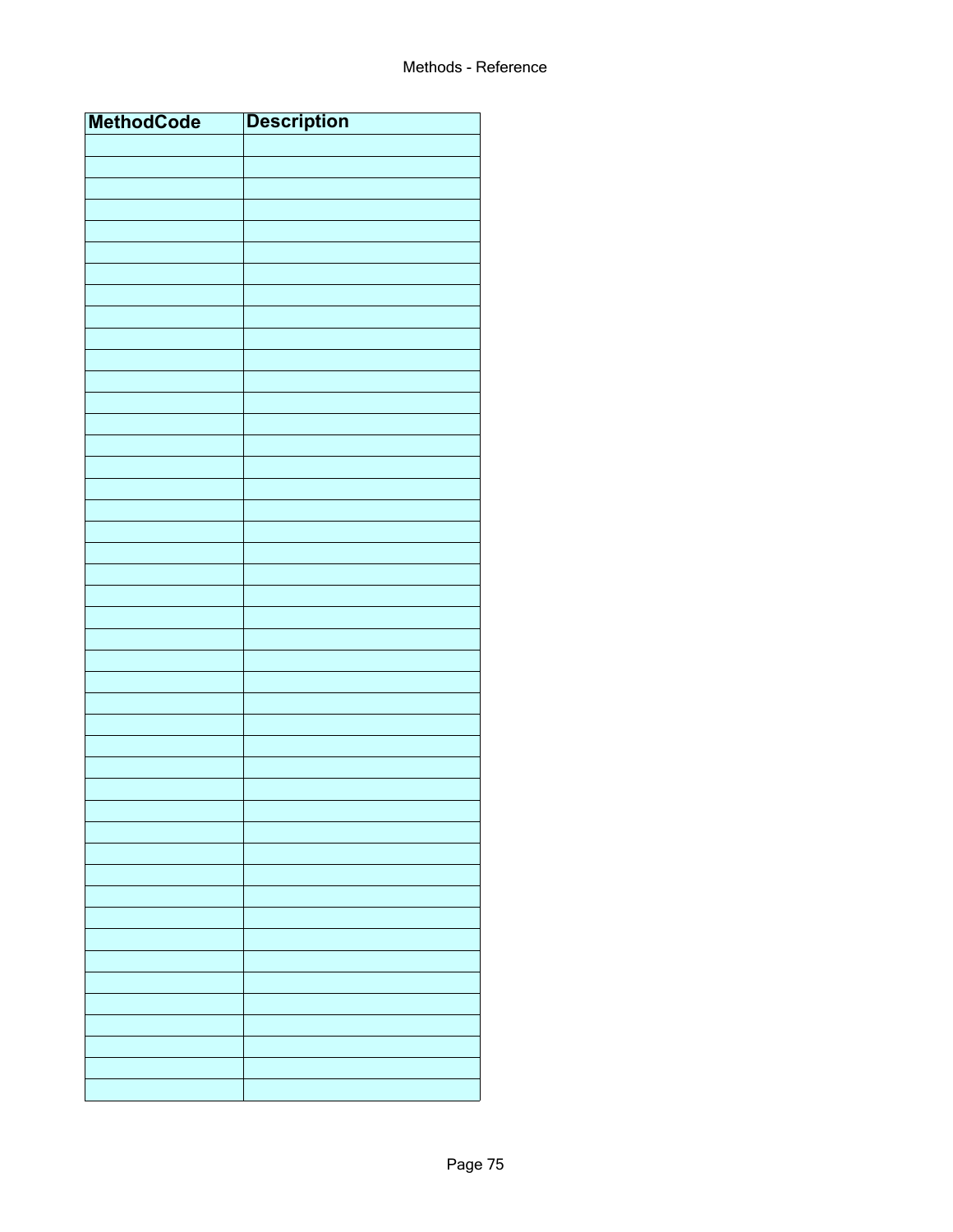| MethodCode | Description |
|---|---|
| | |
| | |
| | |
| | |
| | |
| | |
| | |
| | |
| | |
| | |
| | |
| | |
| | |
| | |
| | |
| | |
| | |
| | |
| | |
| | |
| | |
| | |
| | |
| | |
| | |
| | |
| | |
| | |
| | |
| | |
| | |
| | |
| | |
| | |
| | |
| | |
| | |
| | |
| | |
| | |
| | |
| | |
| | |
| | |
| | |
| | |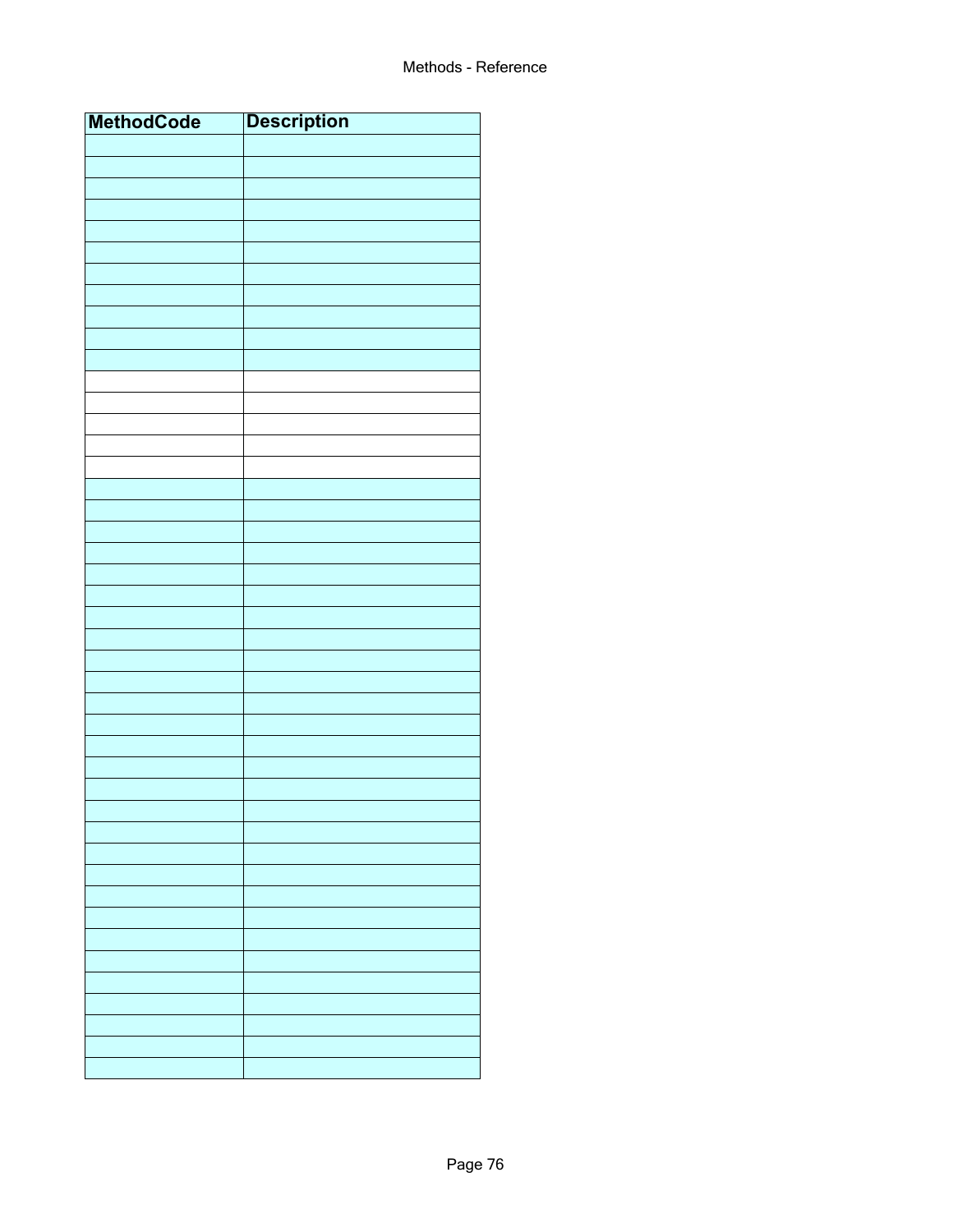| MethodCode | Description |
|---|---|
| | |
| | |
| | |
| | |
| | |
| | |
| | |
| | |
| | |
| | |
| | |
| | |
| | |
| | |
| | |
| | |
| | |
| | |
| | |
| | |
| | |
| | |
| | |
| | |
| | |
| | |
| | |
| | |
| | |
| | |
| | |
| | |
| | |
| | |
| | |
| | |
| | |
| | |
| | |
| | |
| | |
| | |
| | |
| | |
| | |